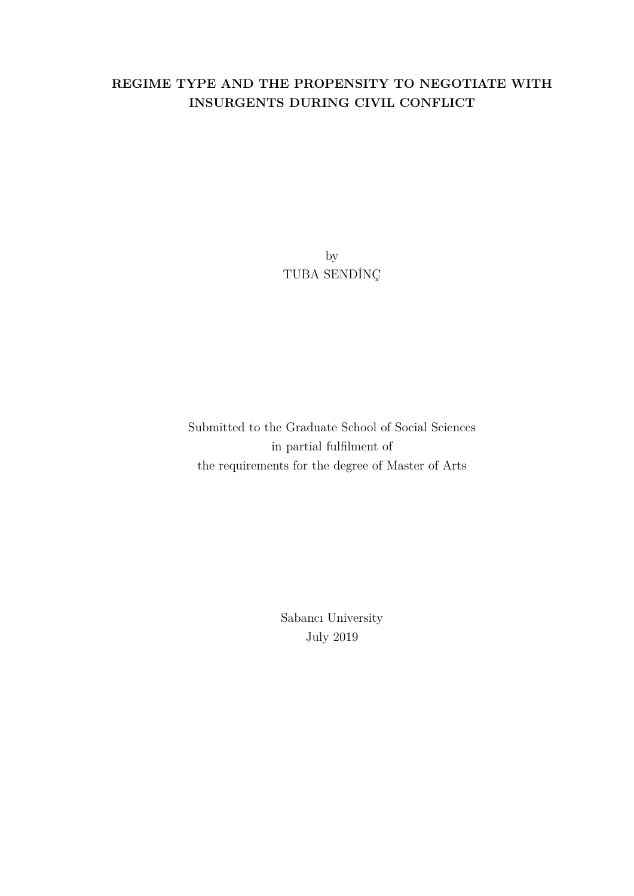# REGIME TYPE AND THE PROPENSITY TO NEGOTIATE WITH INSURGENTS DURING CIVIL CONFLICT

by
TUBA SENDİNÇ

Submitted to the Graduate School of Social Sciences
in partial fulfilment of
the requirements for the degree of Master of Arts

Sabancı University
July 2019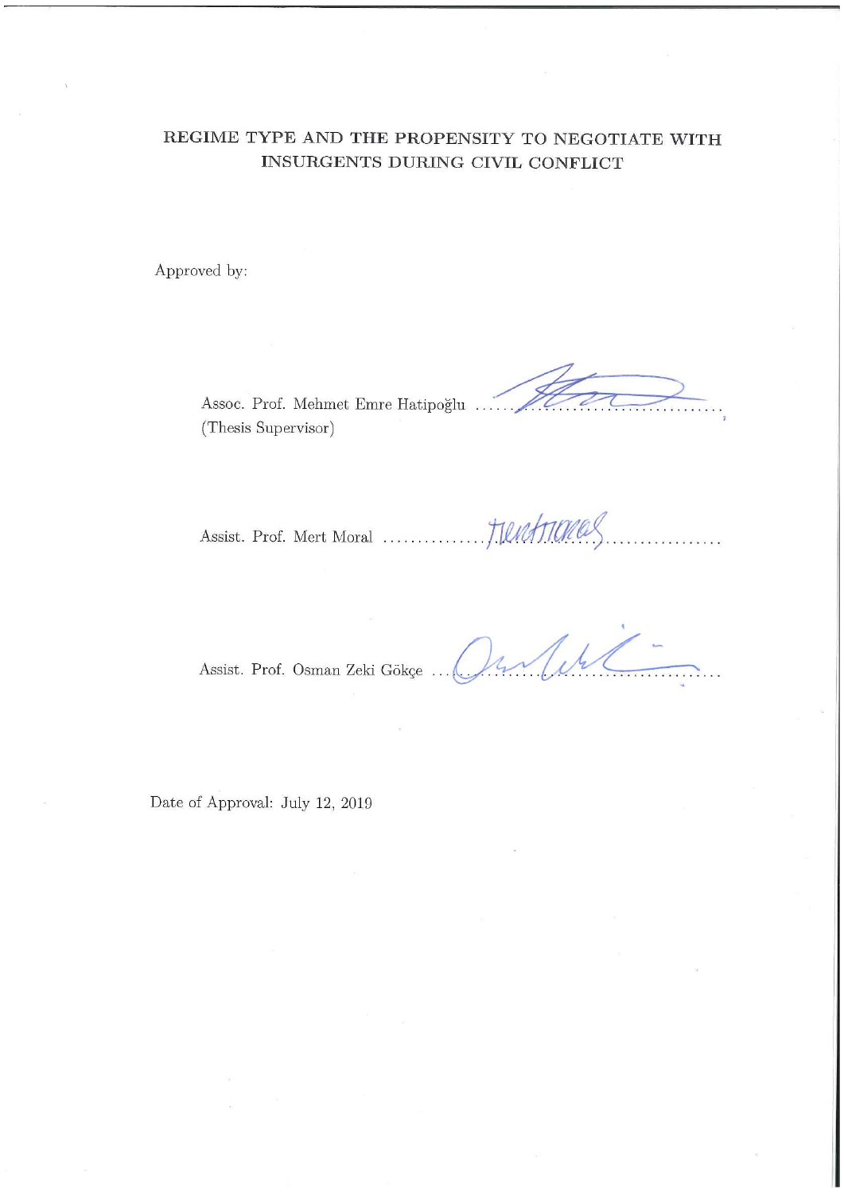REGIME TYPE AND THE PROPENSITY TO NEGOTIATE WITH INSURGENTS DURING CIVIL CONFLICT

Approved by:

Assoc. Prof. Mehmet Emre Hatipoğlu ..............................................
(Thesis Supervisor)

Assist. Prof. Mert Moral ..............................................

Assist. Prof. Osman Zeki Gökçe ..............................................

Date of Approval: July 12, 2019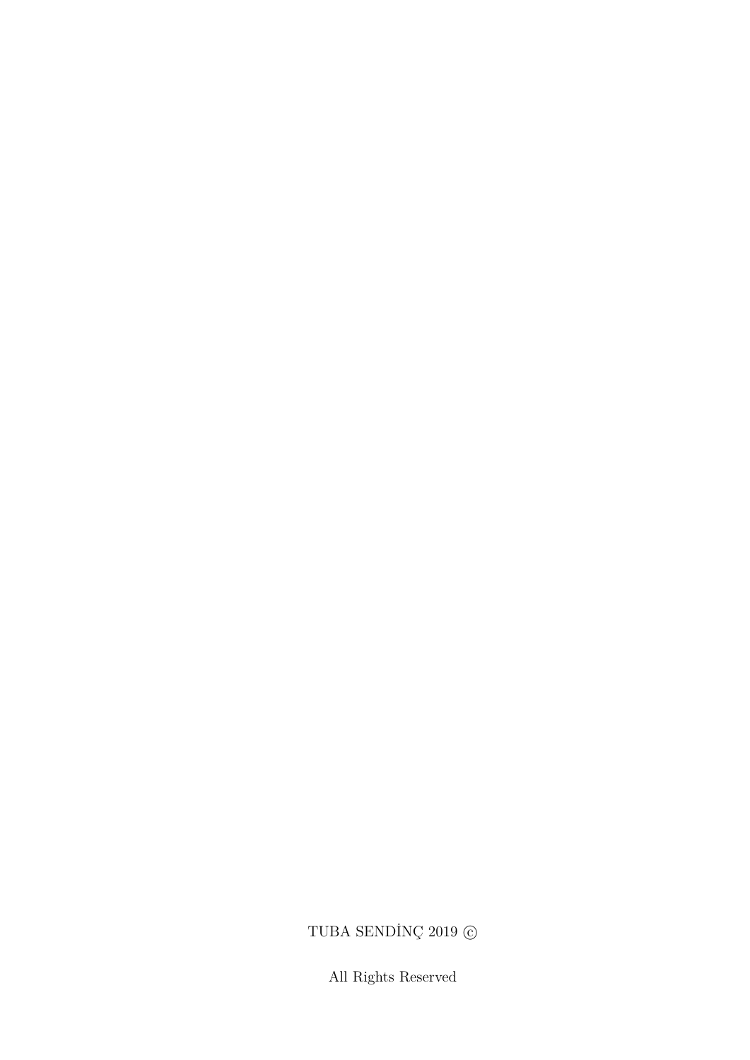TUBA SENDİNÇ 2019 ©

All Rights Reserved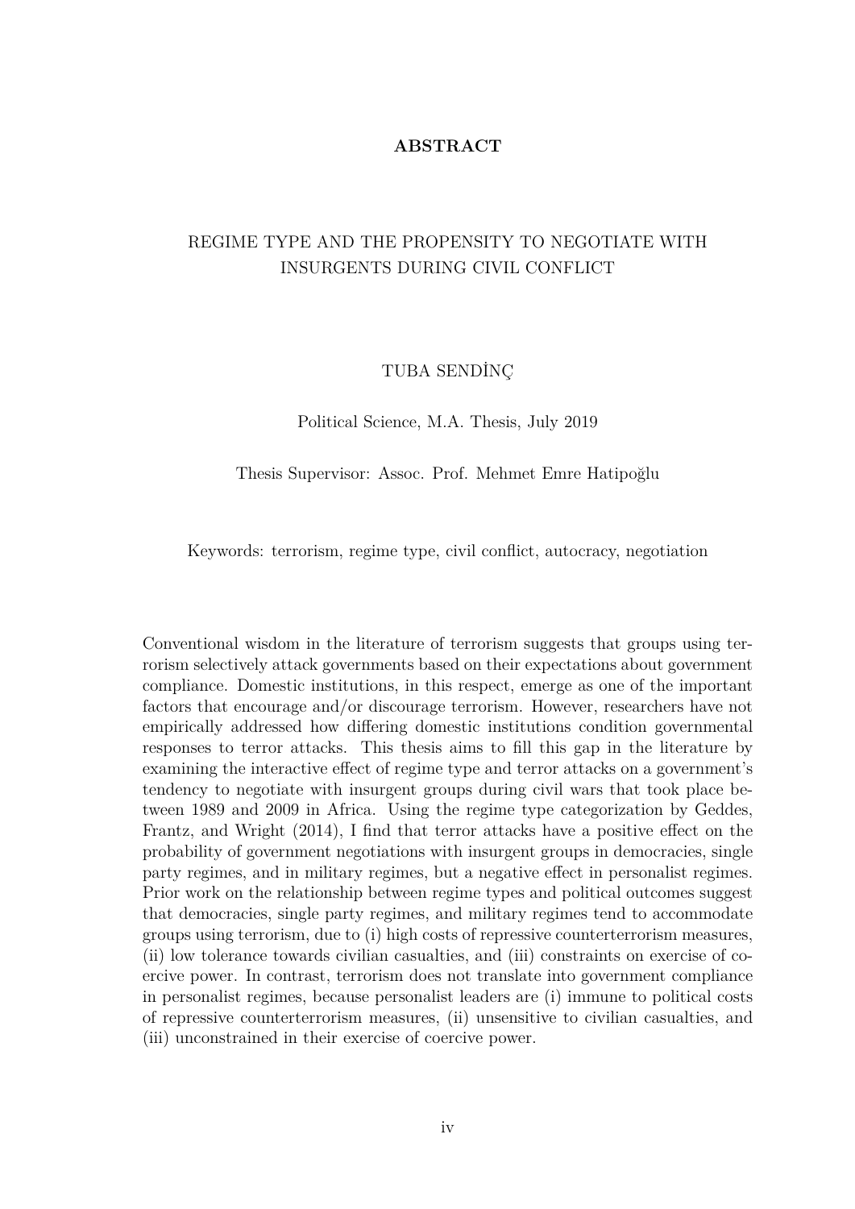# ABSTRACT

## REGIME TYPE AND THE PROPENSITY TO NEGOTIATE WITH INSURGENTS DURING CIVIL CONFLICT

TUBA SENDİNÇ

Political Science, M.A. Thesis, July 2019

Thesis Supervisor: Assoc. Prof. Mehmet Emre Hatipoğlu

Keywords: terrorism, regime type, civil conflict, autocracy, negotiation

Conventional wisdom in the literature of terrorism suggests that groups using terrorism selectively attack governments based on their expectations about government compliance. Domestic institutions, in this respect, emerge as one of the important factors that encourage and/or discourage terrorism. However, researchers have not empirically addressed how differing domestic institutions condition governmental responses to terror attacks. This thesis aims to fill this gap in the literature by examining the interactive effect of regime type and terror attacks on a government's tendency to negotiate with insurgent groups during civil wars that took place between 1989 and 2009 in Africa. Using the regime type categorization by Geddes, Frantz, and Wright (2014), I find that terror attacks have a positive effect on the probability of government negotiations with insurgent groups in democracies, single party regimes, and in military regimes, but a negative effect in personalist regimes. Prior work on the relationship between regime types and political outcomes suggest that democracies, single party regimes, and military regimes tend to accommodate groups using terrorism, due to (i) high costs of repressive counterterrorism measures, (ii) low tolerance towards civilian casualties, and (iii) constraints on exercise of coercive power. In contrast, terrorism does not translate into government compliance in personalist regimes, because personalist leaders are (i) immune to political costs of repressive counterterrorism measures, (ii) unsensitive to civilian casualties, and (iii) unconstrained in their exercise of coercive power.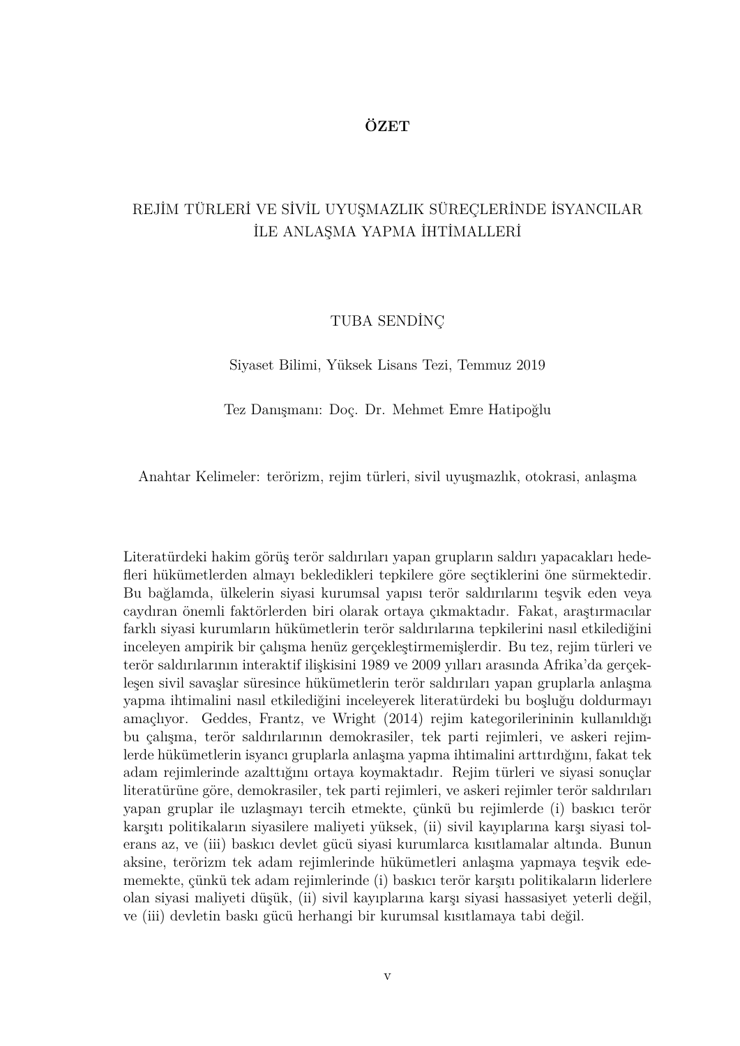# ÖZET

## REJİM TÜRLERİ VE SİVİL UYUŞMAZLIK SÜREÇLERİNDE İSYANCILAR İLE ANLAŞMA YAPMA İHTİMALLERİ

TUBA SENDİNÇ

Siyaset Bilimi, Yüksek Lisans Tezi, Temmuz 2019

Tez Danışmanı: Doç. Dr. Mehmet Emre Hatipoğlu

Anahtar Kelimeler: terörizm, rejim türleri, sivil uyuşmazlık, otokrasi, anlaşma

Literatürdeki hakim görüş terör saldırıları yapan grupların saldırı yapacakları hedefleri hükümetlerden almayı bekledikleri tepkilere göre seçtiklerini öne sürmektedir. Bu bağlamda, ülkelerin siyasi kurumsal yapısı terör saldırılarını teşvik eden veya caydıran önemli faktörlerden biri olarak ortaya çıkmaktadır. Fakat, araştırmacılar farklı siyasi kurumların hükümetlerin terör saldırılarına tepkilerini nasıl etkilediğini inceleyen ampirik bir çalışma henüz gerçekleştirmemişlerdir. Bu tez, rejim türleri ve terör saldırılarının interaktif ilişkisini 1989 ve 2009 yılları arasında Afrika'da gerçekleşen sivil savaşlar süresince hükümetlerin terör saldırıları yapan gruplarla anlaşma yapma ihtimalini nasıl etkilediğini inceleyerek literatürdeki bu boşluğu doldurmayı amaçlıyor. Geddes, Frantz, ve Wright (2014) rejim kategorilerininin kullanıldığı bu çalışma, terör saldırılarının demokrasiler, tek parti rejimleri, ve askeri rejimlerde hükümetlerin isyancı gruplarla anlaşma yapma ihtimalini arttırdığını, fakat tek adam rejimlerinde azalttığını ortaya koymaktadır. Rejim türleri ve siyasi sonuçlar literatürüne göre, demokrasiler, tek parti rejimleri, ve askeri rejimler terör saldırıları yapan gruplar ile uzlaşmayı tercih etmekte, çünkü bu rejimlerde (i) baskıcı terör karşıtı politikaların siyasilere maliyeti yüksek, (ii) sivil kayıplarına karşı siyasi tolerans az, ve (iii) baskıcı devlet gücü siyasi kurumlarca kısıtlamalar altında. Bunun aksine, terörizm tek adam rejimlerinde hükümetleri anlaşma yapmaya teşvik edememekte, çünkü tek adam rejimlerinde (i) baskıcı terör karşıtı politikaların liderlere olan siyasi maliyeti düşük, (ii) sivil kayıplarına karşı siyasi hassasiyet yeterli değil, ve (iii) devletin baskı gücü herhangi bir kurumsal kısıtlamaya tabi değil.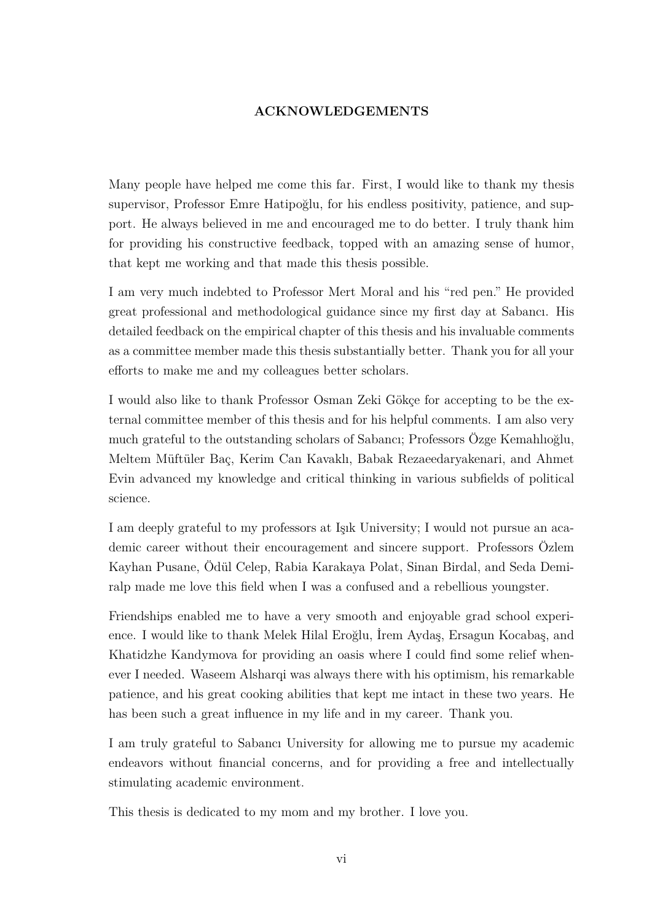# ACKNOWLEDGEMENTS

Many people have helped me come this far. First, I would like to thank my thesis supervisor, Professor Emre Hatipoğlu, for his endless positivity, patience, and support. He always believed in me and encouraged me to do better. I truly thank him for providing his constructive feedback, topped with an amazing sense of humor, that kept me working and that made this thesis possible.

I am very much indebted to Professor Mert Moral and his "red pen." He provided great professional and methodological guidance since my first day at Sabancı. His detailed feedback on the empirical chapter of this thesis and his invaluable comments as a committee member made this thesis substantially better. Thank you for all your efforts to make me and my colleagues better scholars.

I would also like to thank Professor Osman Zeki Gökçe for accepting to be the external committee member of this thesis and for his helpful comments. I am also very much grateful to the outstanding scholars of Sabancı; Professors Özge Kemahlıoğlu, Meltem Müftüler Baç, Kerim Can Kavaklı, Babak Rezaeedaryakenari, and Ahmet Evin advanced my knowledge and critical thinking in various subfields of political science.

I am deeply grateful to my professors at Işık University; I would not pursue an academic career without their encouragement and sincere support. Professors Özlem Kayhan Pusane, Ödül Celep, Rabia Karakaya Polat, Sinan Birdal, and Seda Demiralp made me love this field when I was a confused and a rebellious youngster.

Friendships enabled me to have a very smooth and enjoyable grad school experience. I would like to thank Melek Hilal Eroğlu, İrem Aydaş, Ersagun Kocabaş, and Khatidzhe Kandymova for providing an oasis where I could find some relief whenever I needed. Waseem Alsharqi was always there with his optimism, his remarkable patience, and his great cooking abilities that kept me intact in these two years. He has been such a great influence in my life and in my career. Thank you.

I am truly grateful to Sabancı University for allowing me to pursue my academic endeavors without financial concerns, and for providing a free and intellectually stimulating academic environment.

This thesis is dedicated to my mom and my brother. I love you.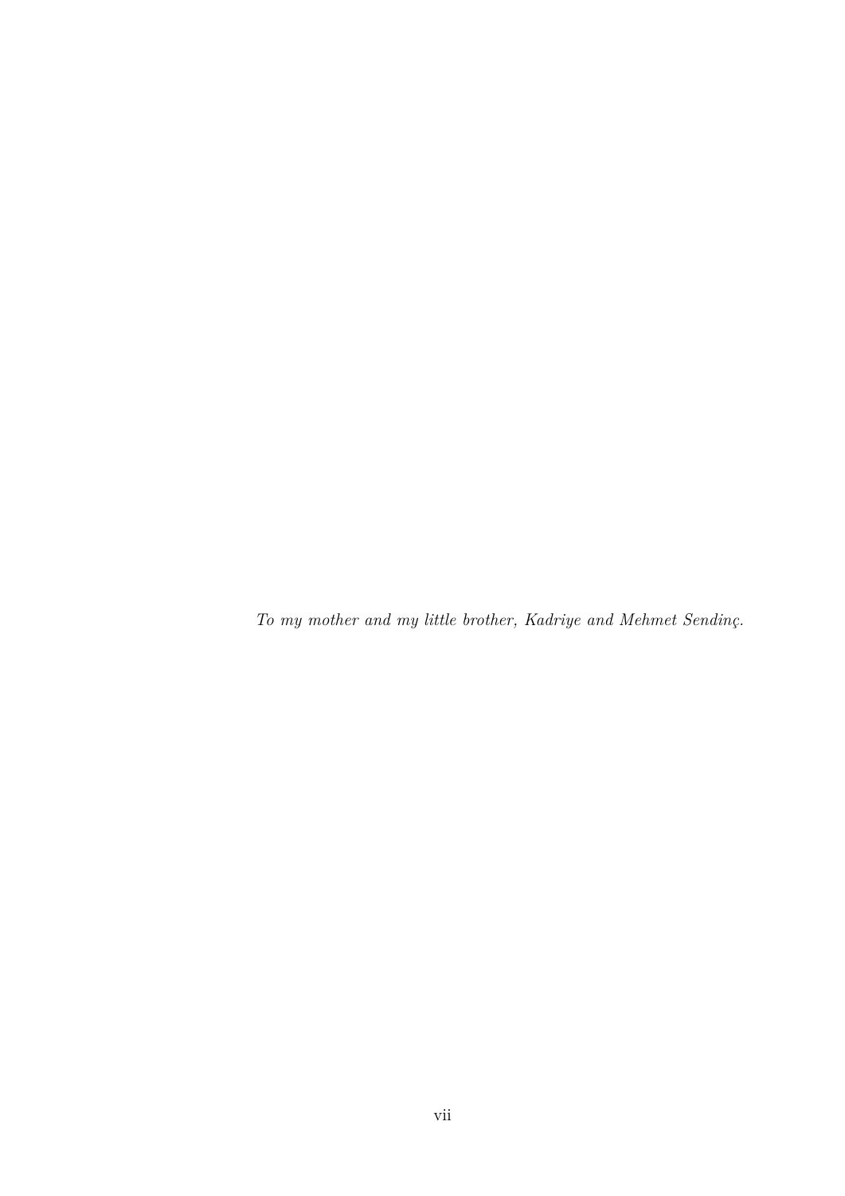*To my mother and my little brother, Kadriye and Mehmet Sendinç.*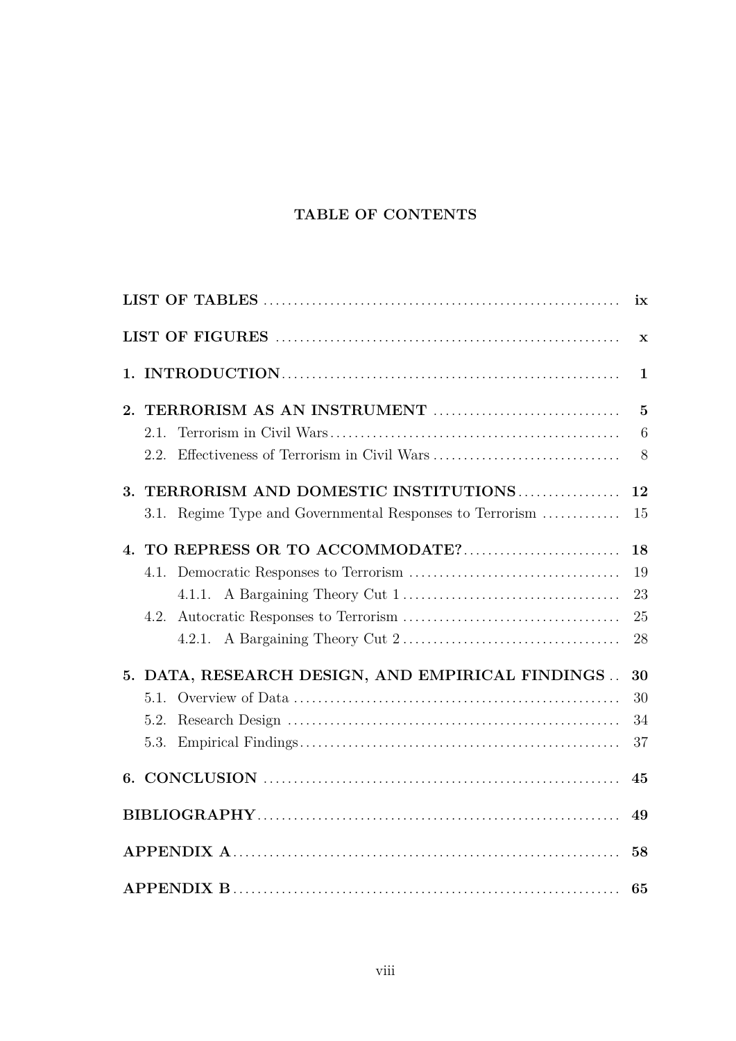# TABLE OF CONTENTS

| | |
|---|---|
| **LIST OF TABLES** | **ix** |
| **LIST OF FIGURES** | **x** |
| **1. INTRODUCTION** | **1** |
| **2. TERRORISM AS AN INSTRUMENT** | **5** |
| 2.1. Terrorism in Civil Wars | 6 |
| 2.2. Effectiveness of Terrorism in Civil Wars | 8 |
| **3. TERRORISM AND DOMESTIC INSTITUTIONS** | **12** |
| 3.1. Regime Type and Governmental Responses to Terrorism | 15 |
| **4. TO REPRESS OR TO ACCOMMODATE?** | **18** |
| 4.1. Democratic Responses to Terrorism | 19 |
| 4.1.1. A Bargaining Theory Cut 1 | 23 |
| 4.2. Autocratic Responses to Terrorism | 25 |
| 4.2.1. A Bargaining Theory Cut 2 | 28 |
| **5. DATA, RESEARCH DESIGN, AND EMPIRICAL FINDINGS** | **30** |
| 5.1. Overview of Data | 30 |
| 5.2. Research Design | 34 |
| 5.3. Empirical Findings | 37 |
| **6. CONCLUSION** | **45** |
| **BIBLIOGRAPHY** | **49** |
| **APPENDIX A** | **58** |
| **APPENDIX B** | **65** |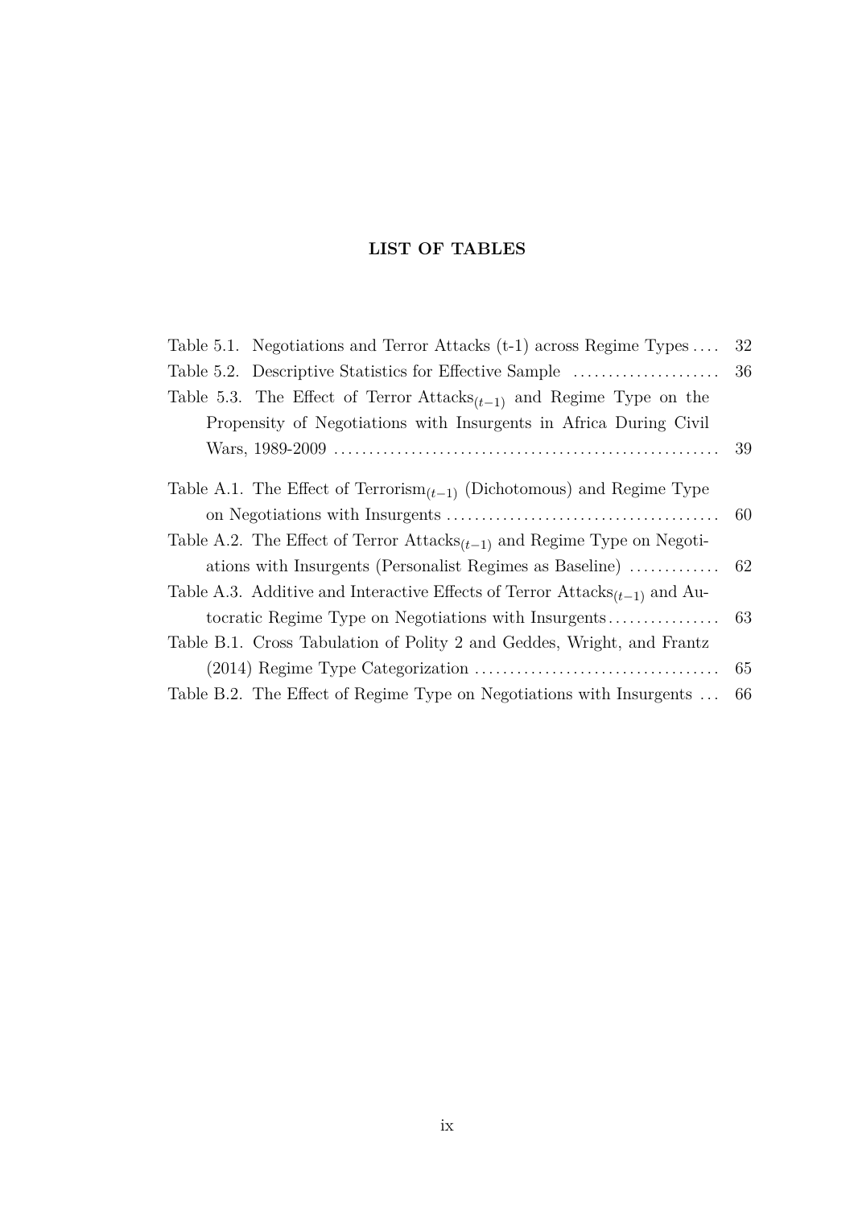**LIST OF TABLES**

Table 5.1. Negotiations and Terror Attacks (t-1) across Regime Types .... 32

Table 5.2. Descriptive Statistics for Effective Sample ..................... 36

Table 5.3. The Effect of Terror Attacks$_{(t-1)}$ and Regime Type on the Propensity of Negotiations with Insurgents in Africa During Civil Wars, 1989-2009 ..................................................... 39

Table A.1. The Effect of Terrorism$_{(t-1)}$ (Dichotomous) and Regime Type on Negotiations with Insurgents ...................................... 60

Table A.2. The Effect of Terror Attacks$_{(t-1)}$ and Regime Type on Negotiations with Insurgents (Personalist Regimes as Baseline) ............ 62

Table A.3. Additive and Interactive Effects of Terror Attacks$_{(t-1)}$ and Autocratic Regime Type on Negotiations with Insurgents................ 63

Table B.1. Cross Tabulation of Polity 2 and Geddes, Wright, and Frantz (2014) Regime Type Categorization .................................. 65

Table B.2. The Effect of Regime Type on Negotiations with Insurgents ... 66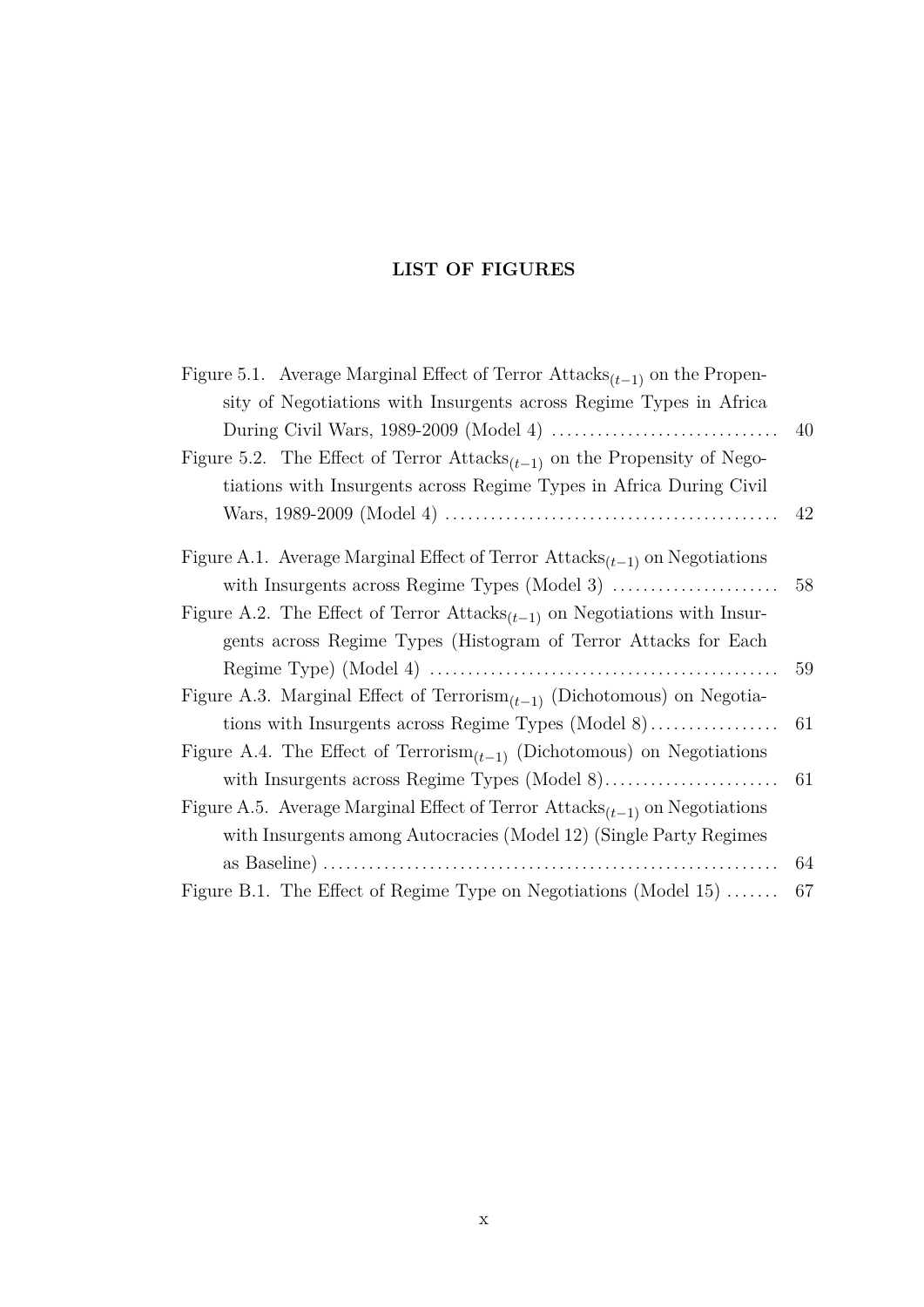## LIST OF FIGURES

Figure 5.1. Average Marginal Effect of Terror Attacks$_{(t-1)}$ on the Propensity of Negotiations with Insurgents across Regime Types in Africa During Civil Wars, 1989-2009 (Model 4) .............................. 40

Figure 5.2. The Effect of Terror Attacks$_{(t-1)}$ on the Propensity of Negotiations with Insurgents across Regime Types in Africa During Civil Wars, 1989-2009 (Model 4) .............................. 42

Figure A.1. Average Marginal Effect of Terror Attacks$_{(t-1)}$ on Negotiations with Insurgents across Regime Types (Model 3) .............................. 58

Figure A.2. The Effect of Terror Attacks$_{(t-1)}$ on Negotiations with Insurgents across Regime Types (Histogram of Terror Attacks for Each Regime Type) (Model 4) .............................. 59

Figure A.3. Marginal Effect of Terrorism$_{(t-1)}$ (Dichotomous) on Negotiations with Insurgents across Regime Types (Model 8) .............................. 61

Figure A.4. The Effect of Terrorism$_{(t-1)}$ (Dichotomous) on Negotiations with Insurgents across Regime Types (Model 8) .............................. 61

Figure A.5. Average Marginal Effect of Terror Attacks$_{(t-1)}$ on Negotiations with Insurgents among Autocracies (Model 12) (Single Party Regimes as Baseline) .............................. 64

Figure B.1. The Effect of Regime Type on Negotiations (Model 15) .............................. 67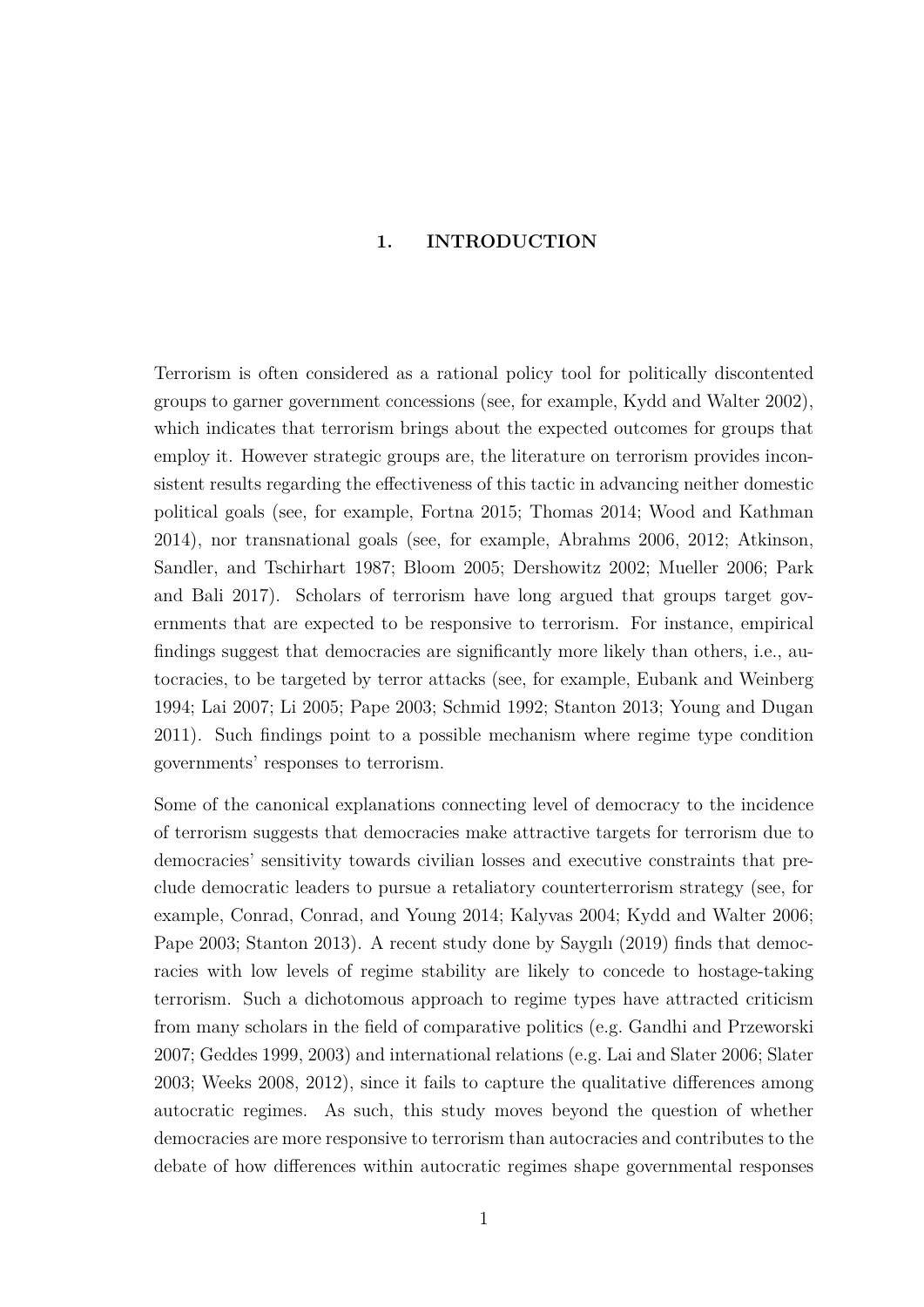# 1. INTRODUCTION

Terrorism is often considered as a rational policy tool for politically discontented groups to garner government concessions (see, for example, Kydd and Walter 2002), which indicates that terrorism brings about the expected outcomes for groups that employ it. However strategic groups are, the literature on terrorism provides inconsistent results regarding the effectiveness of this tactic in advancing neither domestic political goals (see, for example, Fortna 2015; Thomas 2014; Wood and Kathman 2014), nor transnational goals (see, for example, Abrahms 2006, 2012; Atkinson, Sandler, and Tschirhart 1987; Bloom 2005; Dershowitz 2002; Mueller 2006; Park and Bali 2017). Scholars of terrorism have long argued that groups target governments that are expected to be responsive to terrorism. For instance, empirical findings suggest that democracies are significantly more likely than others, i.e., autocracies, to be targeted by terror attacks (see, for example, Eubank and Weinberg 1994; Lai 2007; Li 2005; Pape 2003; Schmid 1992; Stanton 2013; Young and Dugan 2011). Such findings point to a possible mechanism where regime type condition governments' responses to terrorism.

Some of the canonical explanations connecting level of democracy to the incidence of terrorism suggests that democracies make attractive targets for terrorism due to democracies' sensitivity towards civilian losses and executive constraints that preclude democratic leaders to pursue a retaliatory counterterrorism strategy (see, for example, Conrad, Conrad, and Young 2014; Kalyvas 2004; Kydd and Walter 2006; Pape 2003; Stanton 2013). A recent study done by Saygılı (2019) finds that democracies with low levels of regime stability are likely to concede to hostage-taking terrorism. Such a dichotomous approach to regime types have attracted criticism from many scholars in the field of comparative politics (e.g. Gandhi and Przeworski 2007; Geddes 1999, 2003) and international relations (e.g. Lai and Slater 2006; Slater 2003; Weeks 2008, 2012), since it fails to capture the qualitative differences among autocratic regimes. As such, this study moves beyond the question of whether democracies are more responsive to terrorism than autocracies and contributes to the debate of how differences within autocratic regimes shape governmental responses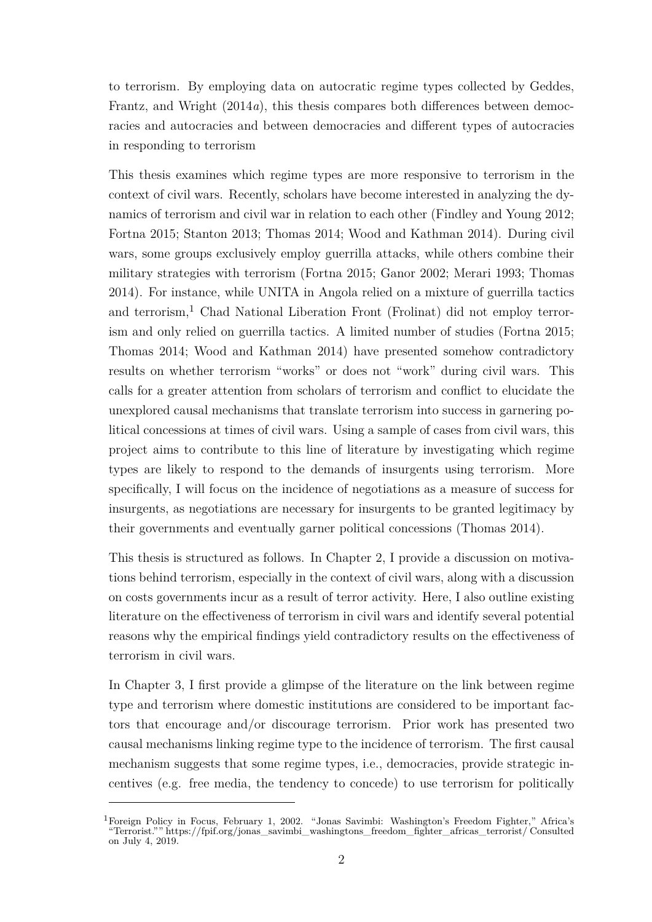to terrorism. By employing data on autocratic regime types collected by Geddes, Frantz, and Wright (2014*a*), this thesis compares both differences between democracies and autocracies and between democracies and different types of autocracies in responding to terrorism

This thesis examines which regime types are more responsive to terrorism in the context of civil wars. Recently, scholars have become interested in analyzing the dynamics of terrorism and civil war in relation to each other (Findley and Young 2012; Fortna 2015; Stanton 2013; Thomas 2014; Wood and Kathman 2014). During civil wars, some groups exclusively employ guerrilla attacks, while others combine their military strategies with terrorism (Fortna 2015; Ganor 2002; Merari 1993; Thomas 2014). For instance, while UNITA in Angola relied on a mixture of guerrilla tactics and terrorism,[1] Chad National Liberation Front (Frolinat) did not employ terrorism and only relied on guerrilla tactics. A limited number of studies (Fortna 2015; Thomas 2014; Wood and Kathman 2014) have presented somehow contradictory results on whether terrorism "works" or does not "work" during civil wars. This calls for a greater attention from scholars of terrorism and conflict to elucidate the unexplored causal mechanisms that translate terrorism into success in garnering political concessions at times of civil wars. Using a sample of cases from civil wars, this project aims to contribute to this line of literature by investigating which regime types are likely to respond to the demands of insurgents using terrorism. More specifically, I will focus on the incidence of negotiations as a measure of success for insurgents, as negotiations are necessary for insurgents to be granted legitimacy by their governments and eventually garner political concessions (Thomas 2014).

This thesis is structured as follows. In Chapter 2, I provide a discussion on motivations behind terrorism, especially in the context of civil wars, along with a discussion on costs governments incur as a result of terror activity. Here, I also outline existing literature on the effectiveness of terrorism in civil wars and identify several potential reasons why the empirical findings yield contradictory results on the effectiveness of terrorism in civil wars.

In Chapter 3, I first provide a glimpse of the literature on the link between regime type and terrorism where domestic institutions are considered to be important factors that encourage and/or discourage terrorism. Prior work has presented two causal mechanisms linking regime type to the incidence of terrorism. The first causal mechanism suggests that some regime types, i.e., democracies, provide strategic incentives (e.g. free media, the tendency to concede) to use terrorism for politically

[1] Foreign Policy in Focus, February 1, 2002. "Jonas Savimbi: Washington's Freedom Fighter," Africa's "Terrorist."" https://fpif.org/jonas_savimbi_washingtons_freedom_fighter_africas_terrorist/ Consulted on July 4, 2019.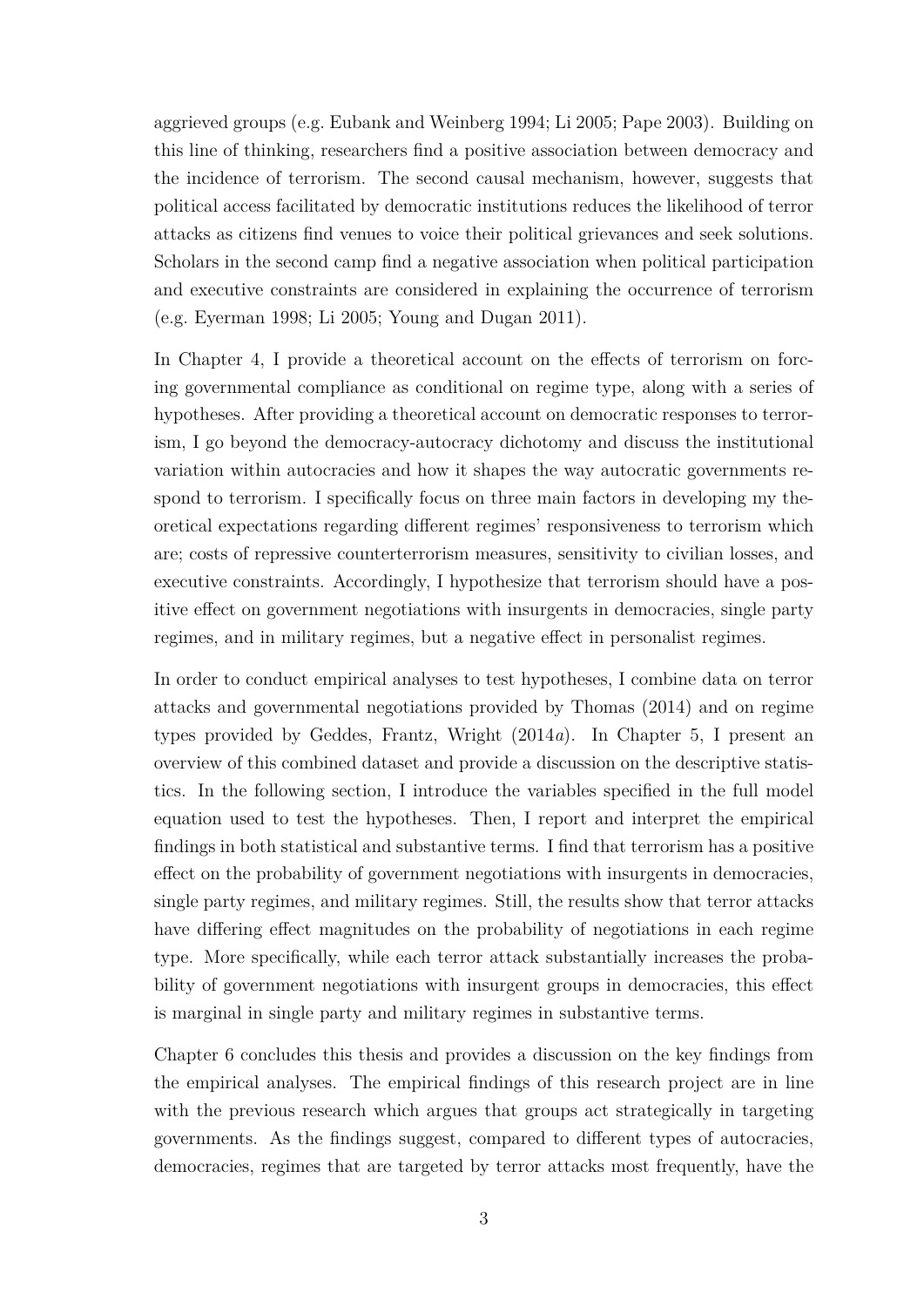aggrieved groups (e.g. Eubank and Weinberg 1994; Li 2005; Pape 2003). Building on this line of thinking, researchers find a positive association between democracy and the incidence of terrorism. The second causal mechanism, however, suggests that political access facilitated by democratic institutions reduces the likelihood of terror attacks as citizens find venues to voice their political grievances and seek solutions. Scholars in the second camp find a negative association when political participation and executive constraints are considered in explaining the occurrence of terrorism (e.g. Eyerman 1998; Li 2005; Young and Dugan 2011).

In Chapter 4, I provide a theoretical account on the effects of terrorism on forcing governmental compliance as conditional on regime type, along with a series of hypotheses. After providing a theoretical account on democratic responses to terrorism, I go beyond the democracy-autocracy dichotomy and discuss the institutional variation within autocracies and how it shapes the way autocratic governments respond to terrorism. I specifically focus on three main factors in developing my theoretical expectations regarding different regimes' responsiveness to terrorism which are; costs of repressive counterterrorism measures, sensitivity to civilian losses, and executive constraints. Accordingly, I hypothesize that terrorism should have a positive effect on government negotiations with insurgents in democracies, single party regimes, and in military regimes, but a negative effect in personalist regimes.

In order to conduct empirical analyses to test hypotheses, I combine data on terror attacks and governmental negotiations provided by Thomas (2014) and on regime types provided by Geddes, Frantz, Wright (2014*a*). In Chapter 5, I present an overview of this combined dataset and provide a discussion on the descriptive statistics. In the following section, I introduce the variables specified in the full model equation used to test the hypotheses. Then, I report and interpret the empirical findings in both statistical and substantive terms. I find that terrorism has a positive effect on the probability of government negotiations with insurgents in democracies, single party regimes, and military regimes. Still, the results show that terror attacks have differing effect magnitudes on the probability of negotiations in each regime type. More specifically, while each terror attack substantially increases the probability of government negotiations with insurgent groups in democracies, this effect is marginal in single party and military regimes in substantive terms.

Chapter 6 concludes this thesis and provides a discussion on the key findings from the empirical analyses. The empirical findings of this research project are in line with the previous research which argues that groups act strategically in targeting governments. As the findings suggest, compared to different types of autocracies, democracies, regimes that are targeted by terror attacks most frequently, have the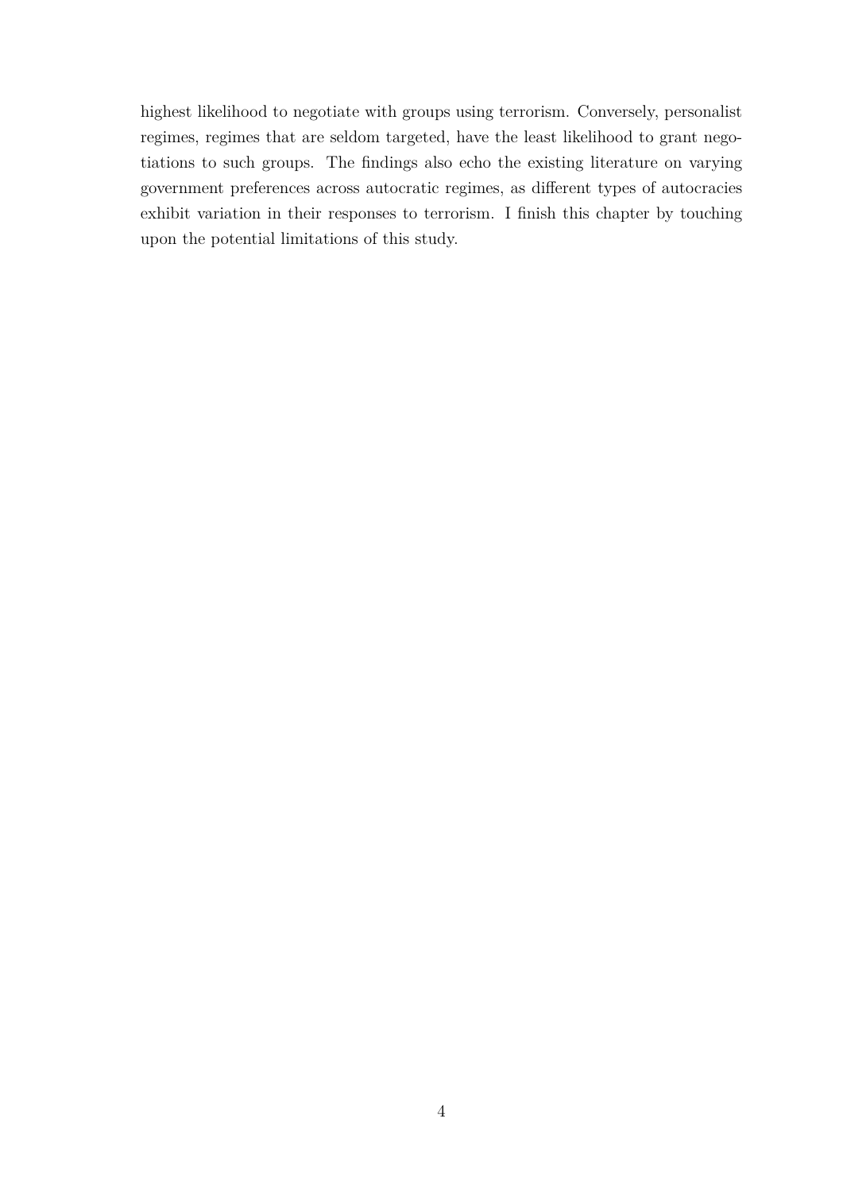highest likelihood to negotiate with groups using terrorism. Conversely, personalist regimes, regimes that are seldom targeted, have the least likelihood to grant negotiations to such groups. The findings also echo the existing literature on varying government preferences across autocratic regimes, as different types of autocracies exhibit variation in their responses to terrorism. I finish this chapter by touching upon the potential limitations of this study.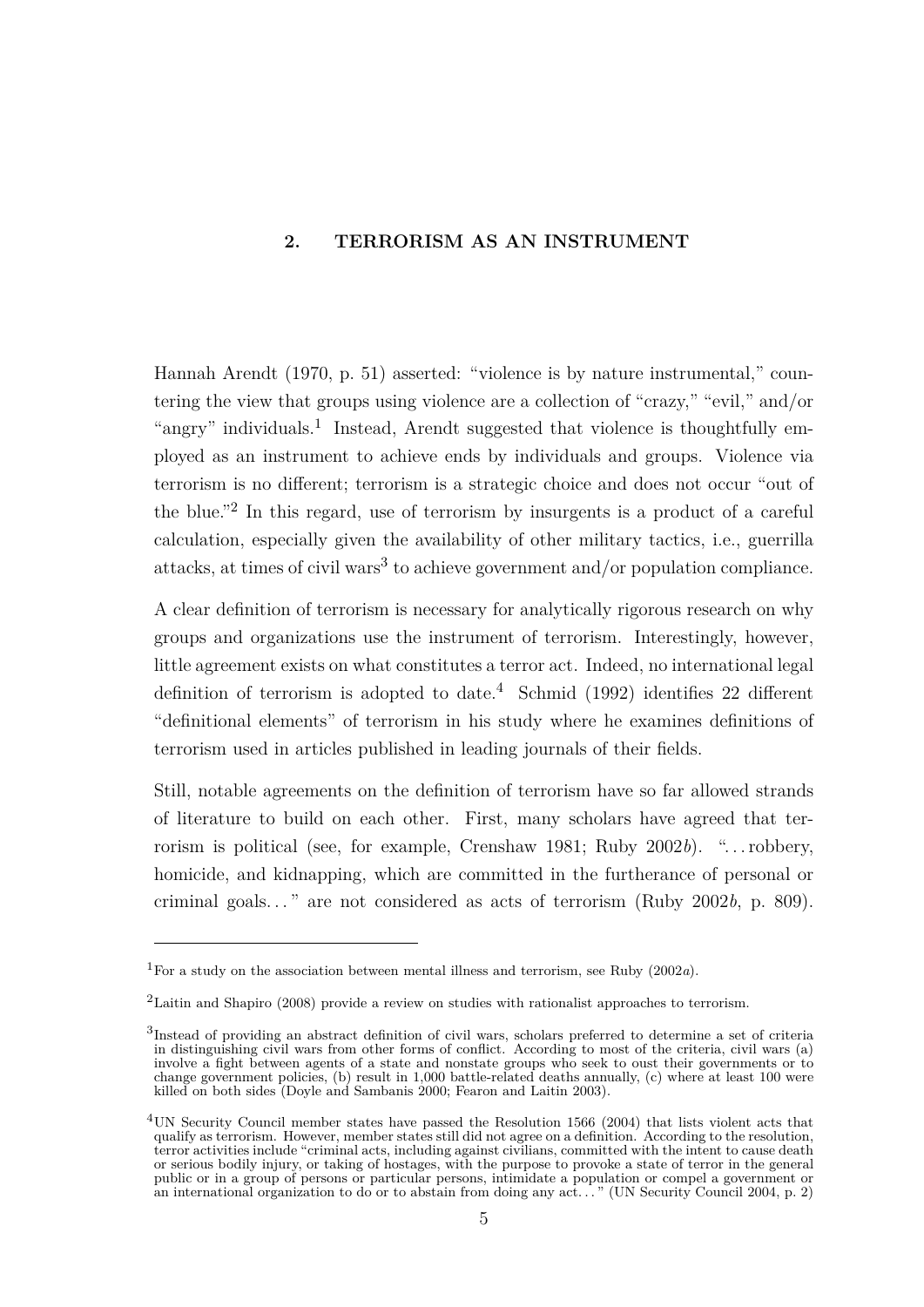## 2. TERRORISM AS AN INSTRUMENT

Hannah Arendt (1970, p. 51) asserted: "violence is by nature instrumental," countering the view that groups using violence are a collection of "crazy," "evil," and/or "angry" individuals.[1] Instead, Arendt suggested that violence is thoughtfully employed as an instrument to achieve ends by individuals and groups. Violence via terrorism is no different; terrorism is a strategic choice and does not occur "out of the blue."[2] In this regard, use of terrorism by insurgents is a product of a careful calculation, especially given the availability of other military tactics, i.e., guerrilla attacks, at times of civil wars[3] to achieve government and/or population compliance.

A clear definition of terrorism is necessary for analytically rigorous research on why groups and organizations use the instrument of terrorism. Interestingly, however, little agreement exists on what constitutes a terror act. Indeed, no international legal definition of terrorism is adopted to date.[4] Schmid (1992) identifies 22 different "definitional elements" of terrorism in his study where he examines definitions of terrorism used in articles published in leading journals of their fields.

Still, notable agreements on the definition of terrorism have so far allowed strands of literature to build on each other. First, many scholars have agreed that terrorism is political (see, for example, Crenshaw 1981; Ruby 2002*b*). "...robbery, homicide, and kidnapping, which are committed in the furtherance of personal or criminal goals..." are not considered as acts of terrorism (Ruby 2002*b*, p. 809).

---

[1] For a study on the association between mental illness and terrorism, see Ruby (2002*a*).

[2] Laitin and Shapiro (2008) provide a review on studies with rationalist approaches to terrorism.

[3] Instead of providing an abstract definition of civil wars, scholars preferred to determine a set of criteria in distinguishing civil wars from other forms of conflict. According to most of the criteria, civil wars (a) involve a fight between agents of a state and nonstate groups who seek to oust their governments or to change government policies, (b) result in 1,000 battle-related deaths annually, (c) where at least 100 were killed on both sides (Doyle and Sambanis 2000; Fearon and Laitin 2003).

[4] UN Security Council member states have passed the Resolution 1566 (2004) that lists violent acts that qualify as terrorism. However, member states still did not agree on a definition. According to the resolution, terror activities include "criminal acts, including against civilians, committed with the intent to cause death or serious bodily injury, or taking of hostages, with the purpose to provoke a state of terror in the general public or in a group of persons or particular persons, intimidate a population or compel a government or an international organization to do or to abstain from doing any act..." (UN Security Council 2004, p. 2)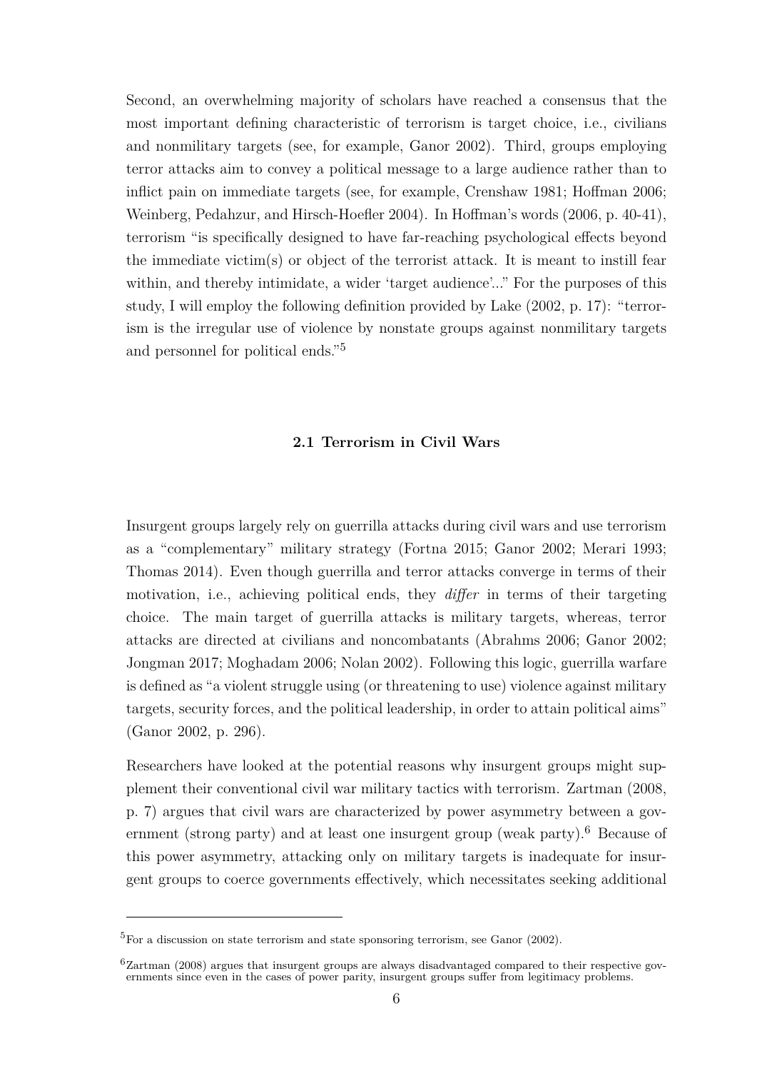Second, an overwhelming majority of scholars have reached a consensus that the most important defining characteristic of terrorism is target choice, i.e., civilians and nonmilitary targets (see, for example, Ganor 2002). Third, groups employing terror attacks aim to convey a political message to a large audience rather than to inflict pain on immediate targets (see, for example, Crenshaw 1981; Hoffman 2006; Weinberg, Pedahzur, and Hirsch-Hoefler 2004). In Hoffman's words (2006, p. 40-41), terrorism "is specifically designed to have far-reaching psychological effects beyond the immediate victim(s) or object of the terrorist attack. It is meant to instill fear within, and thereby intimidate, a wider 'target audience'..." For the purposes of this study, I will employ the following definition provided by Lake (2002, p. 17): "terrorism is the irregular use of violence by nonstate groups against nonmilitary targets and personnel for political ends."[5]

### 2.1 Terrorism in Civil Wars

Insurgent groups largely rely on guerrilla attacks during civil wars and use terrorism as a "complementary" military strategy (Fortna 2015; Ganor 2002; Merari 1993; Thomas 2014). Even though guerrilla and terror attacks converge in terms of their motivation, i.e., achieving political ends, they *differ* in terms of their targeting choice. The main target of guerrilla attacks is military targets, whereas, terror attacks are directed at civilians and noncombatants (Abrahms 2006; Ganor 2002; Jongman 2017; Moghadam 2006; Nolan 2002). Following this logic, guerrilla warfare is defined as "a violent struggle using (or threatening to use) violence against military targets, security forces, and the political leadership, in order to attain political aims" (Ganor 2002, p. 296).

Researchers have looked at the potential reasons why insurgent groups might supplement their conventional civil war military tactics with terrorism. Zartman (2008, p. 7) argues that civil wars are characterized by power asymmetry between a government (strong party) and at least one insurgent group (weak party).[6] Because of this power asymmetry, attacking only on military targets is inadequate for insurgent groups to coerce governments effectively, which necessitates seeking additional

[5] For a discussion on state terrorism and state sponsoring terrorism, see Ganor (2002).

[6] Zartman (2008) argues that insurgent groups are always disadvantaged compared to their respective governments since even in the cases of power parity, insurgent groups suffer from legitimacy problems.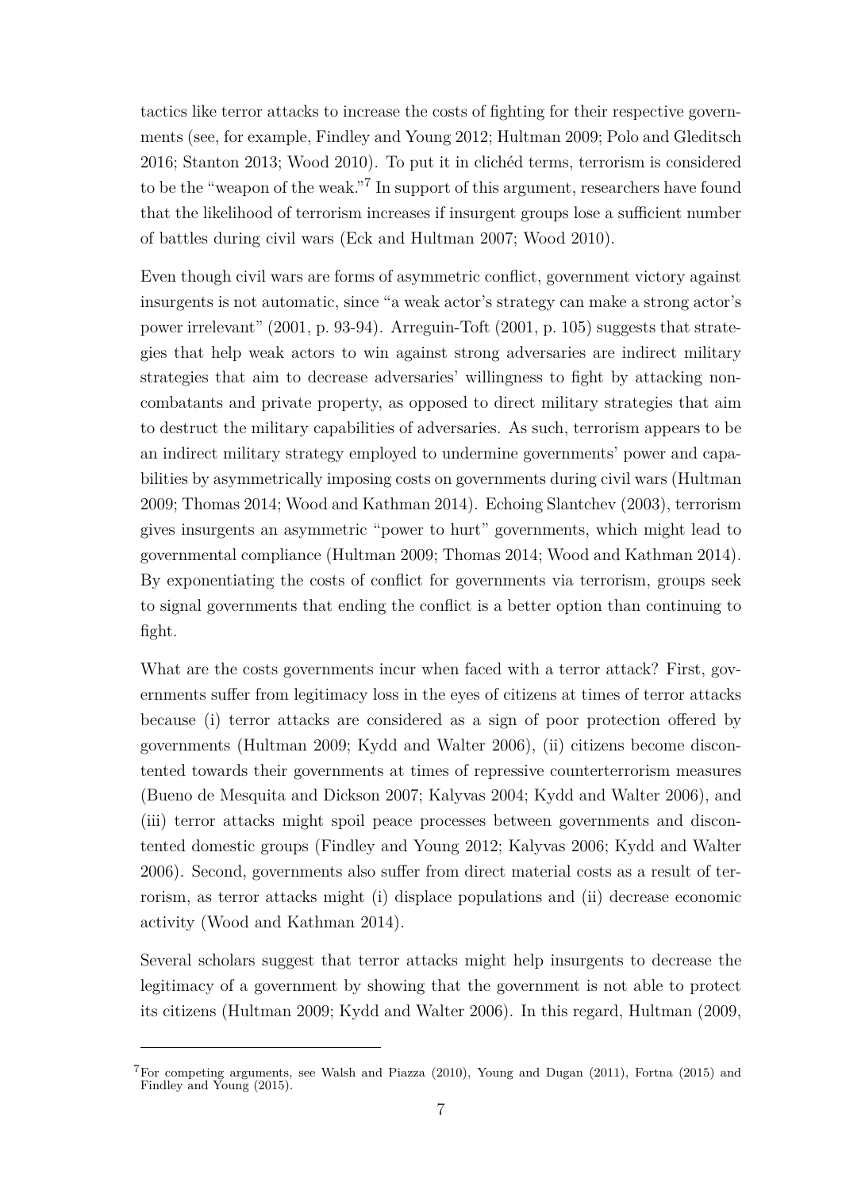tactics like terror attacks to increase the costs of fighting for their respective governments (see, for example, Findley and Young 2012; Hultman 2009; Polo and Gleditsch 2016; Stanton 2013; Wood 2010). To put it in clichéd terms, terrorism is considered to be the "weapon of the weak."[7] In support of this argument, researchers have found that the likelihood of terrorism increases if insurgent groups lose a sufficient number of battles during civil wars (Eck and Hultman 2007; Wood 2010).

Even though civil wars are forms of asymmetric conflict, government victory against insurgents is not automatic, since "a weak actor's strategy can make a strong actor's power irrelevant" (2001, p. 93-94). Arreguin-Toft (2001, p. 105) suggests that strategies that help weak actors to win against strong adversaries are indirect military strategies that aim to decrease adversaries' willingness to fight by attacking noncombatants and private property, as opposed to direct military strategies that aim to destruct the military capabilities of adversaries. As such, terrorism appears to be an indirect military strategy employed to undermine governments' power and capabilities by asymmetrically imposing costs on governments during civil wars (Hultman 2009; Thomas 2014; Wood and Kathman 2014). Echoing Slantchev (2003), terrorism gives insurgents an asymmetric "power to hurt" governments, which might lead to governmental compliance (Hultman 2009; Thomas 2014; Wood and Kathman 2014). By exponentiating the costs of conflict for governments via terrorism, groups seek to signal governments that ending the conflict is a better option than continuing to fight.

What are the costs governments incur when faced with a terror attack? First, governments suffer from legitimacy loss in the eyes of citizens at times of terror attacks because (i) terror attacks are considered as a sign of poor protection offered by governments (Hultman 2009; Kydd and Walter 2006), (ii) citizens become discontented towards their governments at times of repressive counterterrorism measures (Bueno de Mesquita and Dickson 2007; Kalyvas 2004; Kydd and Walter 2006), and (iii) terror attacks might spoil peace processes between governments and discontented domestic groups (Findley and Young 2012; Kalyvas 2006; Kydd and Walter 2006). Second, governments also suffer from direct material costs as a result of terrorism, as terror attacks might (i) displace populations and (ii) decrease economic activity (Wood and Kathman 2014).

Several scholars suggest that terror attacks might help insurgents to decrease the legitimacy of a government by showing that the government is not able to protect its citizens (Hultman 2009; Kydd and Walter 2006). In this regard, Hultman (2009,

[7] For competing arguments, see Walsh and Piazza (2010), Young and Dugan (2011), Fortna (2015) and Findley and Young (2015).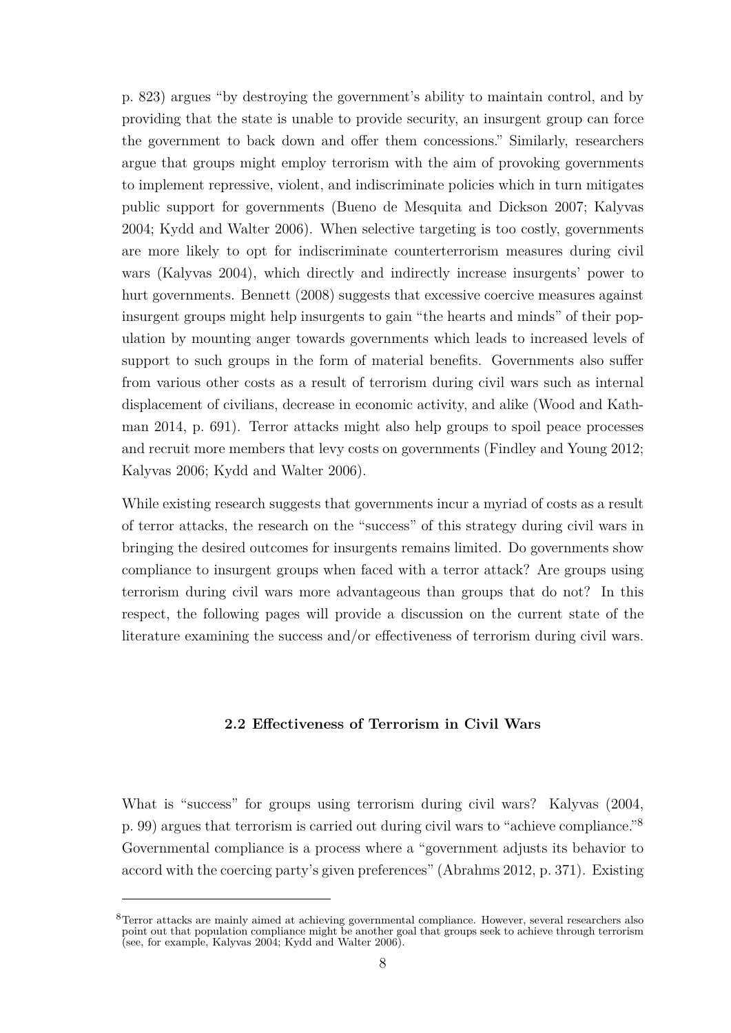p. 823) argues "by destroying the government's ability to maintain control, and by providing that the state is unable to provide security, an insurgent group can force the government to back down and offer them concessions." Similarly, researchers argue that groups might employ terrorism with the aim of provoking governments to implement repressive, violent, and indiscriminate policies which in turn mitigates public support for governments (Bueno de Mesquita and Dickson 2007; Kalyvas 2004; Kydd and Walter 2006). When selective targeting is too costly, governments are more likely to opt for indiscriminate counterterrorism measures during civil wars (Kalyvas 2004), which directly and indirectly increase insurgents' power to hurt governments. Bennett (2008) suggests that excessive coercive measures against insurgent groups might help insurgents to gain "the hearts and minds" of their population by mounting anger towards governments which leads to increased levels of support to such groups in the form of material benefits. Governments also suffer from various other costs as a result of terrorism during civil wars such as internal displacement of civilians, decrease in economic activity, and alike (Wood and Kathman 2014, p. 691). Terror attacks might also help groups to spoil peace processes and recruit more members that levy costs on governments (Findley and Young 2012; Kalyvas 2006; Kydd and Walter 2006).

While existing research suggests that governments incur a myriad of costs as a result of terror attacks, the research on the "success" of this strategy during civil wars in bringing the desired outcomes for insurgents remains limited. Do governments show compliance to insurgent groups when faced with a terror attack? Are groups using terrorism during civil wars more advantageous than groups that do not? In this respect, the following pages will provide a discussion on the current state of the literature examining the success and/or effectiveness of terrorism during civil wars.

### 2.2 Effectiveness of Terrorism in Civil Wars

What is "success" for groups using terrorism during civil wars? Kalyvas (2004, p. 99) argues that terrorism is carried out during civil wars to "achieve compliance."[8] Governmental compliance is a process where a "government adjusts its behavior to accord with the coercing party's given preferences" (Abrahms 2012, p. 371). Existing

[8] Terror attacks are mainly aimed at achieving governmental compliance. However, several researchers also point out that population compliance might be another goal that groups seek to achieve through terrorism (see, for example, Kalyvas 2004; Kydd and Walter 2006).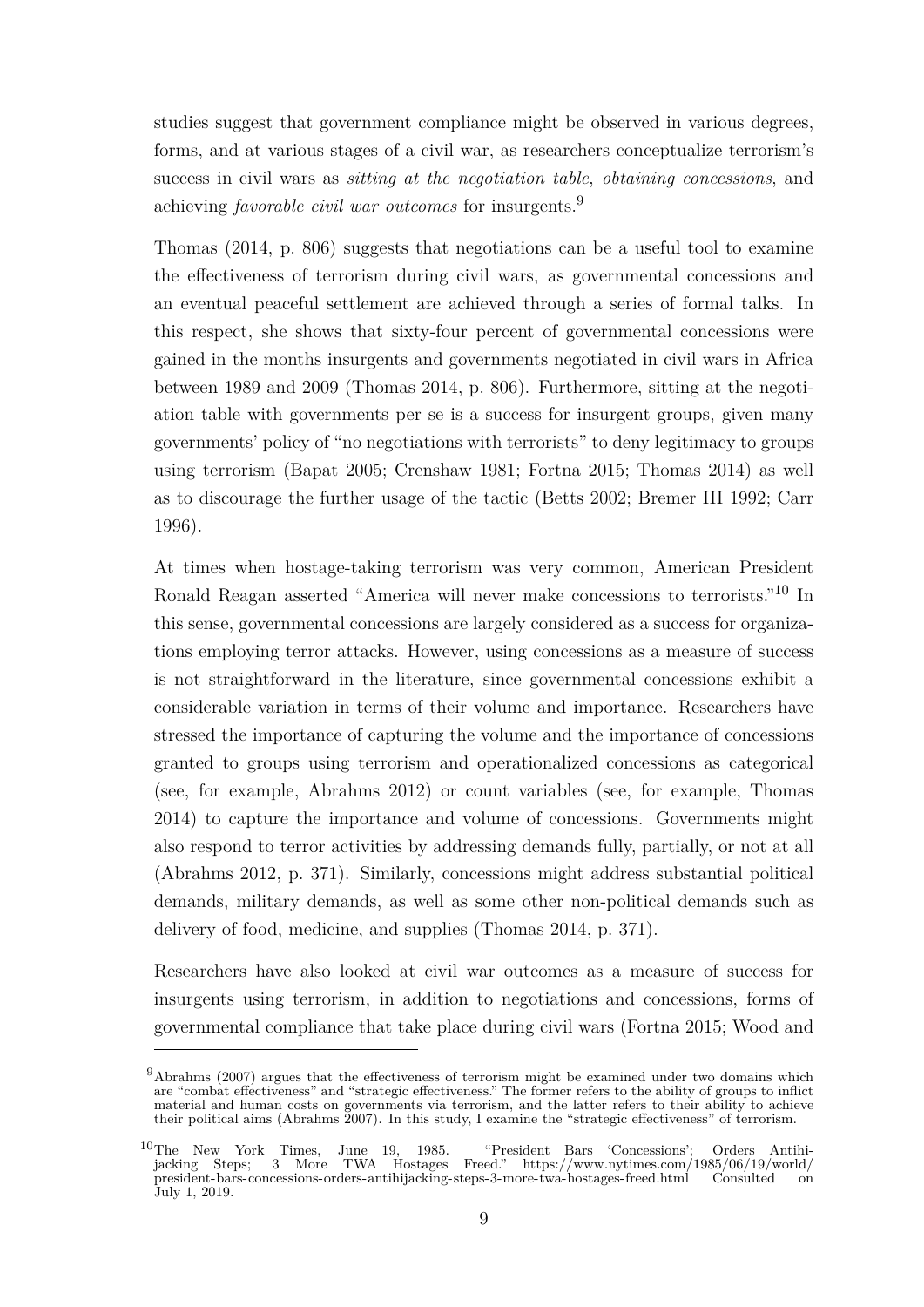studies suggest that government compliance might be observed in various degrees, forms, and at various stages of a civil war, as researchers conceptualize terrorism's success in civil wars as *sitting at the negotiation table*, *obtaining concessions*, and achieving *favorable civil war outcomes* for insurgents.[9]

Thomas (2014, p. 806) suggests that negotiations can be a useful tool to examine the effectiveness of terrorism during civil wars, as governmental concessions and an eventual peaceful settlement are achieved through a series of formal talks. In this respect, she shows that sixty-four percent of governmental concessions were gained in the months insurgents and governments negotiated in civil wars in Africa between 1989 and 2009 (Thomas 2014, p. 806). Furthermore, sitting at the negotiation table with governments per se is a success for insurgent groups, given many governments' policy of "no negotiations with terrorists" to deny legitimacy to groups using terrorism (Bapat 2005; Crenshaw 1981; Fortna 2015; Thomas 2014) as well as to discourage the further usage of the tactic (Betts 2002; Bremer III 1992; Carr 1996).

At times when hostage-taking terrorism was very common, American President Ronald Reagan asserted "America will never make concessions to terrorists."[10] In this sense, governmental concessions are largely considered as a success for organizations employing terror attacks. However, using concessions as a measure of success is not straightforward in the literature, since governmental concessions exhibit a considerable variation in terms of their volume and importance. Researchers have stressed the importance of capturing the volume and the importance of concessions granted to groups using terrorism and operationalized concessions as categorical (see, for example, Abrahms 2012) or count variables (see, for example, Thomas 2014) to capture the importance and volume of concessions. Governments might also respond to terror activities by addressing demands fully, partially, or not at all (Abrahms 2012, p. 371). Similarly, concessions might address substantial political demands, military demands, as well as some other non-political demands such as delivery of food, medicine, and supplies (Thomas 2014, p. 371).

Researchers have also looked at civil war outcomes as a measure of success for insurgents using terrorism, in addition to negotiations and concessions, forms of governmental compliance that take place during civil wars (Fortna 2015; Wood and

---

[9] Abrahms (2007) argues that the effectiveness of terrorism might be examined under two domains which are "combat effectiveness" and "strategic effectiveness." The former refers to the ability of groups to inflict material and human costs on governments via terrorism, and the latter refers to their ability to achieve their political aims (Abrahms 2007). In this study, I examine the "strategic effectiveness" of terrorism.

[10] The New York Times, June 19, 1985. "President Bars 'Concessions'; Orders Antihijacking Steps; 3 More TWA Hostages Freed." https://www.nytimes.com/1985/06/19/world/president-bars-concessions-orders-antihijacking-steps-3-more-twa-hostages-freed.html Consulted on July 1, 2019.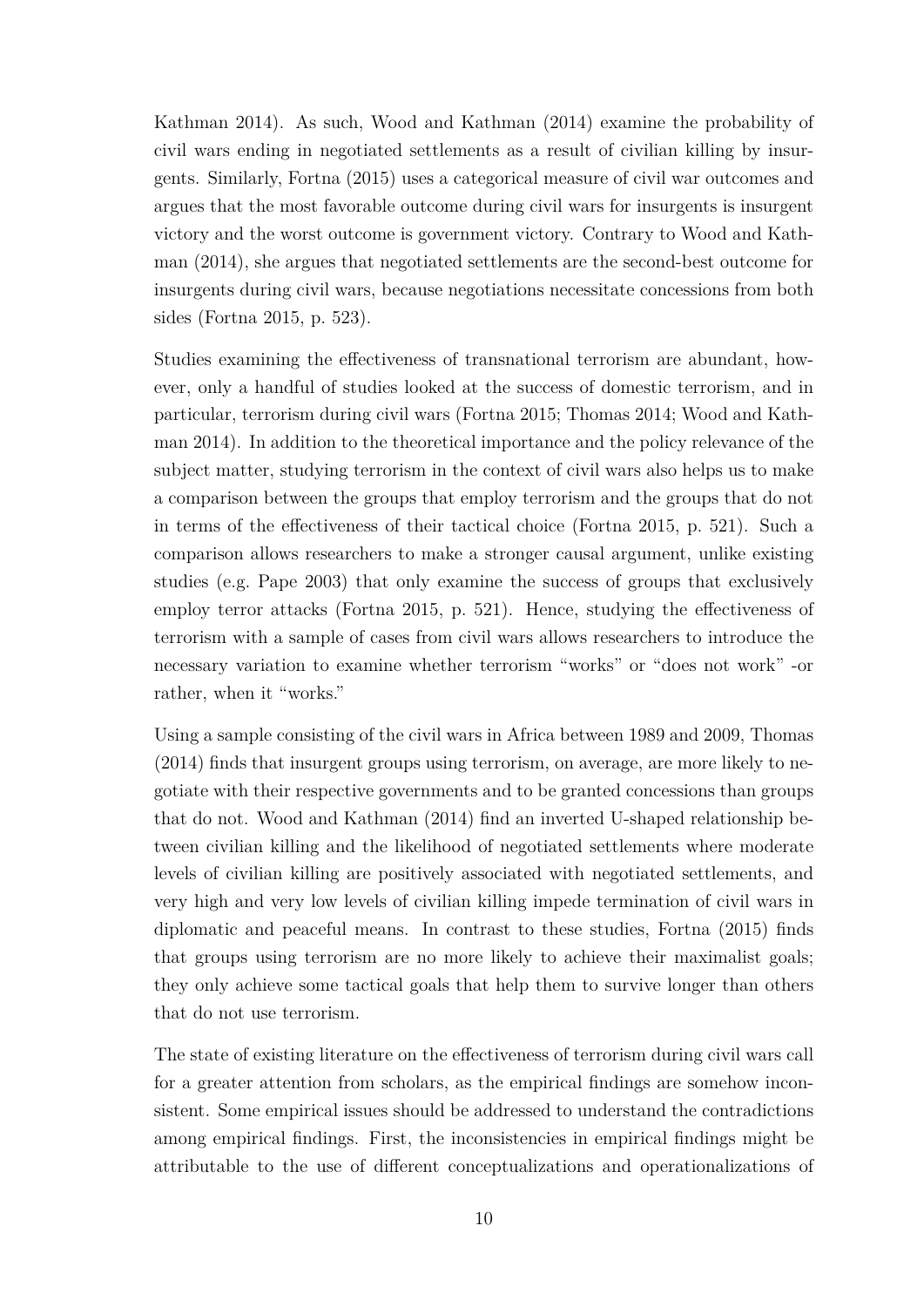Kathman 2014). As such, Wood and Kathman (2014) examine the probability of civil wars ending in negotiated settlements as a result of civilian killing by insurgents. Similarly, Fortna (2015) uses a categorical measure of civil war outcomes and argues that the most favorable outcome during civil wars for insurgents is insurgent victory and the worst outcome is government victory. Contrary to Wood and Kathman (2014), she argues that negotiated settlements are the second-best outcome for insurgents during civil wars, because negotiations necessitate concessions from both sides (Fortna 2015, p. 523).

Studies examining the effectiveness of transnational terrorism are abundant, however, only a handful of studies looked at the success of domestic terrorism, and in particular, terrorism during civil wars (Fortna 2015; Thomas 2014; Wood and Kathman 2014). In addition to the theoretical importance and the policy relevance of the subject matter, studying terrorism in the context of civil wars also helps us to make a comparison between the groups that employ terrorism and the groups that do not in terms of the effectiveness of their tactical choice (Fortna 2015, p. 521). Such a comparison allows researchers to make a stronger causal argument, unlike existing studies (e.g. Pape 2003) that only examine the success of groups that exclusively employ terror attacks (Fortna 2015, p. 521). Hence, studying the effectiveness of terrorism with a sample of cases from civil wars allows researchers to introduce the necessary variation to examine whether terrorism "works" or "does not work" -or rather, when it "works."

Using a sample consisting of the civil wars in Africa between 1989 and 2009, Thomas (2014) finds that insurgent groups using terrorism, on average, are more likely to negotiate with their respective governments and to be granted concessions than groups that do not. Wood and Kathman (2014) find an inverted U-shaped relationship between civilian killing and the likelihood of negotiated settlements where moderate levels of civilian killing are positively associated with negotiated settlements, and very high and very low levels of civilian killing impede termination of civil wars in diplomatic and peaceful means. In contrast to these studies, Fortna (2015) finds that groups using terrorism are no more likely to achieve their maximalist goals; they only achieve some tactical goals that help them to survive longer than others that do not use terrorism.

The state of existing literature on the effectiveness of terrorism during civil wars call for a greater attention from scholars, as the empirical findings are somehow inconsistent. Some empirical issues should be addressed to understand the contradictions among empirical findings. First, the inconsistencies in empirical findings might be attributable to the use of different conceptualizations and operationalizations of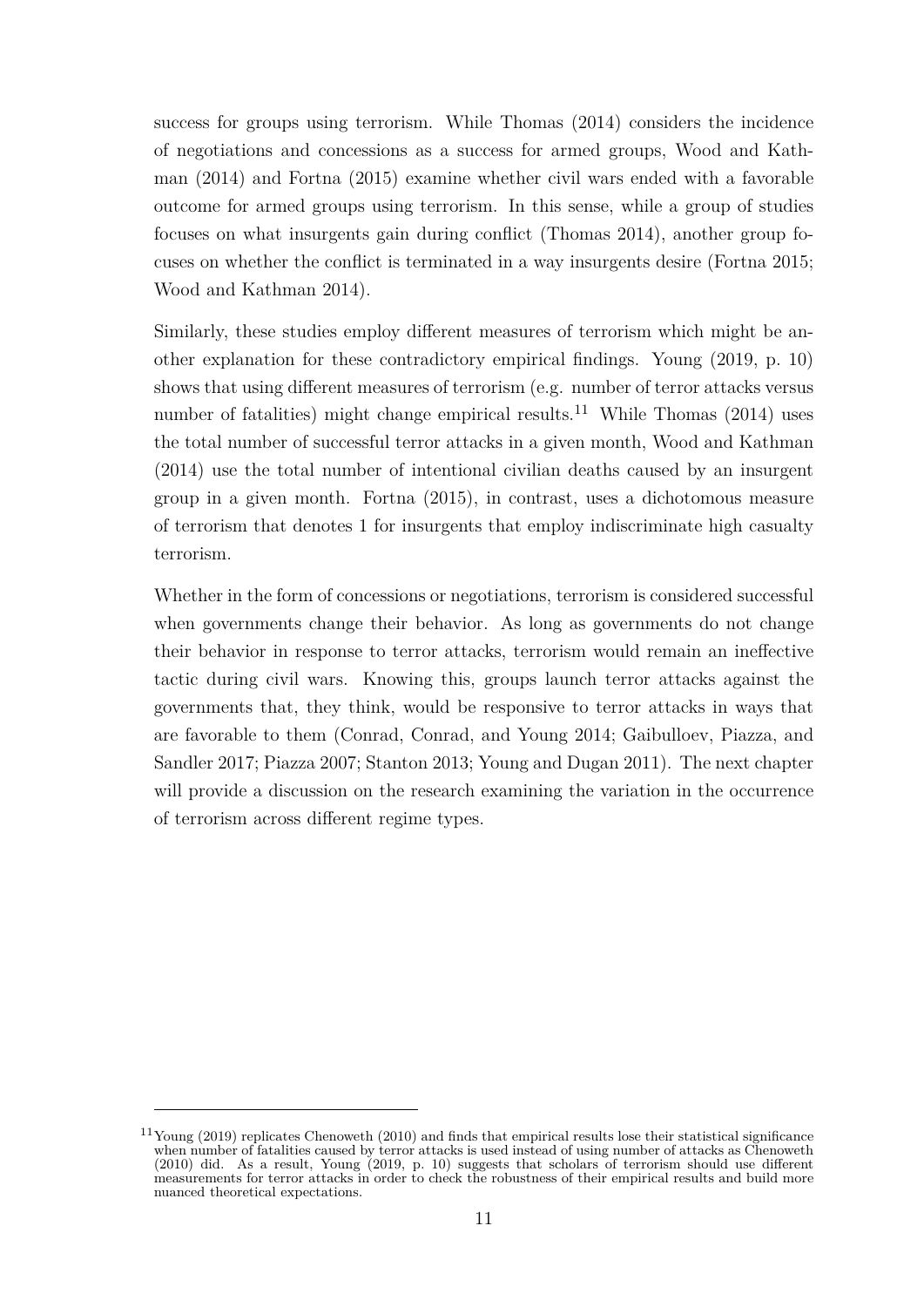success for groups using terrorism. While Thomas (2014) considers the incidence of negotiations and concessions as a success for armed groups, Wood and Kathman (2014) and Fortna (2015) examine whether civil wars ended with a favorable outcome for armed groups using terrorism. In this sense, while a group of studies focuses on what insurgents gain during conflict (Thomas 2014), another group focuses on whether the conflict is terminated in a way insurgents desire (Fortna 2015; Wood and Kathman 2014).

Similarly, these studies employ different measures of terrorism which might be another explanation for these contradictory empirical findings. Young (2019, p. 10) shows that using different measures of terrorism (e.g. number of terror attacks versus number of fatalities) might change empirical results.[11] While Thomas (2014) uses the total number of successful terror attacks in a given month, Wood and Kathman (2014) use the total number of intentional civilian deaths caused by an insurgent group in a given month. Fortna (2015), in contrast, uses a dichotomous measure of terrorism that denotes 1 for insurgents that employ indiscriminate high casualty terrorism.

Whether in the form of concessions or negotiations, terrorism is considered successful when governments change their behavior. As long as governments do not change their behavior in response to terror attacks, terrorism would remain an ineffective tactic during civil wars. Knowing this, groups launch terror attacks against the governments that, they think, would be responsive to terror attacks in ways that are favorable to them (Conrad, Conrad, and Young 2014; Gaibulloev, Piazza, and Sandler 2017; Piazza 2007; Stanton 2013; Young and Dugan 2011). The next chapter will provide a discussion on the research examining the variation in the occurrence of terrorism across different regime types.

[11] Young (2019) replicates Chenoweth (2010) and finds that empirical results lose their statistical significance when number of fatalities caused by terror attacks is used instead of using number of attacks as Chenoweth (2010) did. As a result, Young (2019, p. 10) suggests that scholars of terrorism should use different measurements for terror attacks in order to check the robustness of their empirical results and build more nuanced theoretical expectations.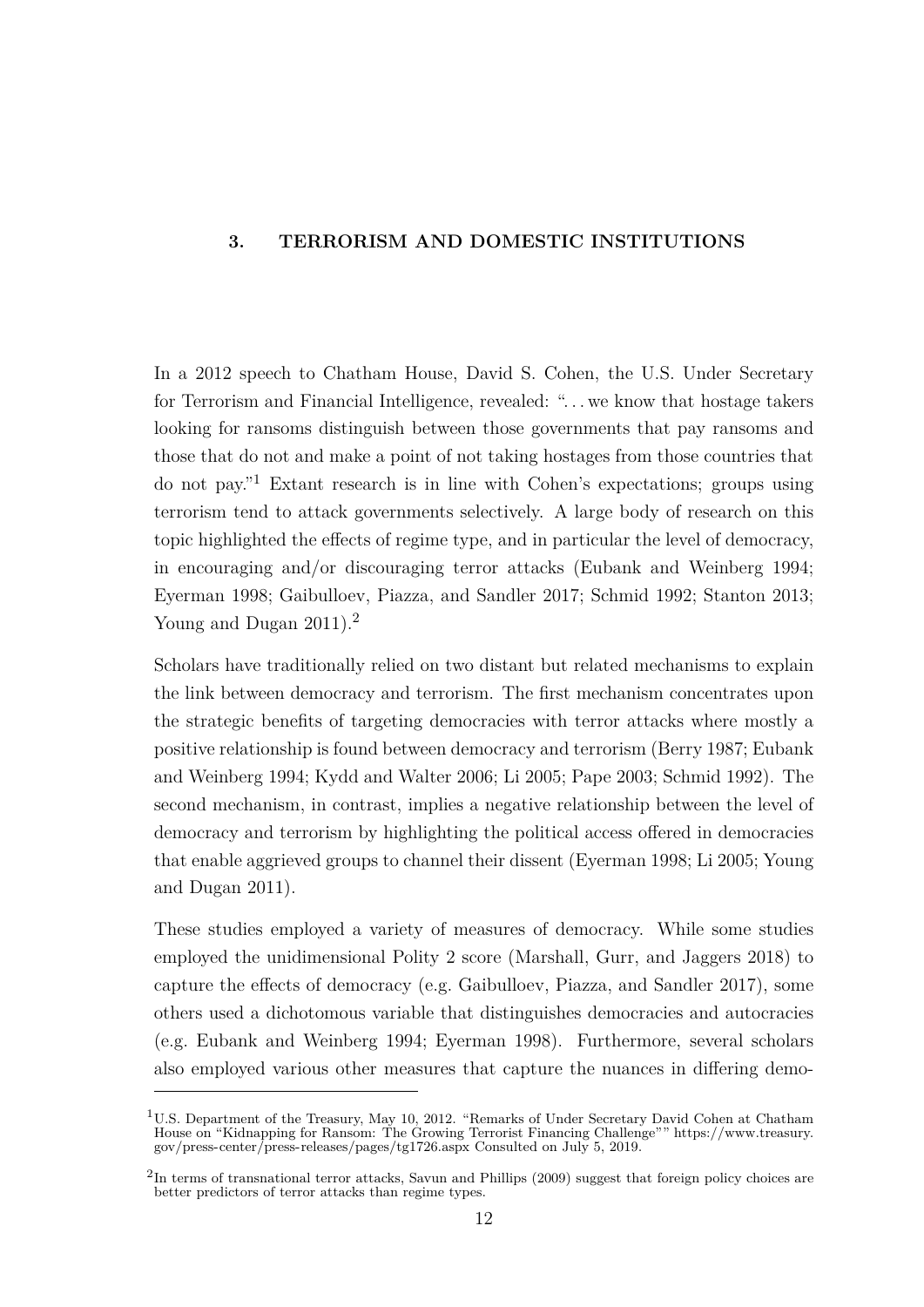# 3. TERRORISM AND DOMESTIC INSTITUTIONS

In a 2012 speech to Chatham House, David S. Cohen, the U.S. Under Secretary for Terrorism and Financial Intelligence, revealed: "... we know that hostage takers looking for ransoms distinguish between those governments that pay ransoms and those that do not and make a point of not taking hostages from those countries that do not pay."[1] Extant research is in line with Cohen's expectations; groups using terrorism tend to attack governments selectively. A large body of research on this topic highlighted the effects of regime type, and in particular the level of democracy, in encouraging and/or discouraging terror attacks (Eubank and Weinberg 1994; Eyerman 1998; Gaibulloev, Piazza, and Sandler 2017; Schmid 1992; Stanton 2013; Young and Dugan 2011).[2]

Scholars have traditionally relied on two distant but related mechanisms to explain the link between democracy and terrorism. The first mechanism concentrates upon the strategic benefits of targeting democracies with terror attacks where mostly a positive relationship is found between democracy and terrorism (Berry 1987; Eubank and Weinberg 1994; Kydd and Walter 2006; Li 2005; Pape 2003; Schmid 1992). The second mechanism, in contrast, implies a negative relationship between the level of democracy and terrorism by highlighting the political access offered in democracies that enable aggrieved groups to channel their dissent (Eyerman 1998; Li 2005; Young and Dugan 2011).

These studies employed a variety of measures of democracy. While some studies employed the unidimensional Polity 2 score (Marshall, Gurr, and Jaggers 2018) to capture the effects of democracy (e.g. Gaibulloev, Piazza, and Sandler 2017), some others used a dichotomous variable that distinguishes democracies and autocracies (e.g. Eubank and Weinberg 1994; Eyerman 1998). Furthermore, several scholars also employed various other measures that capture the nuances in differing demo-

[1] U.S. Department of the Treasury, May 10, 2012. "Remarks of Under Secretary David Cohen at Chatham House on "Kidnapping for Ransom: The Growing Terrorist Financing Challenge"" https://www.treasury.gov/press-center/press-releases/pages/tg1726.aspx Consulted on July 5, 2019.

[2] In terms of transnational terror attacks, Savun and Phillips (2009) suggest that foreign policy choices are better predictors of terror attacks than regime types.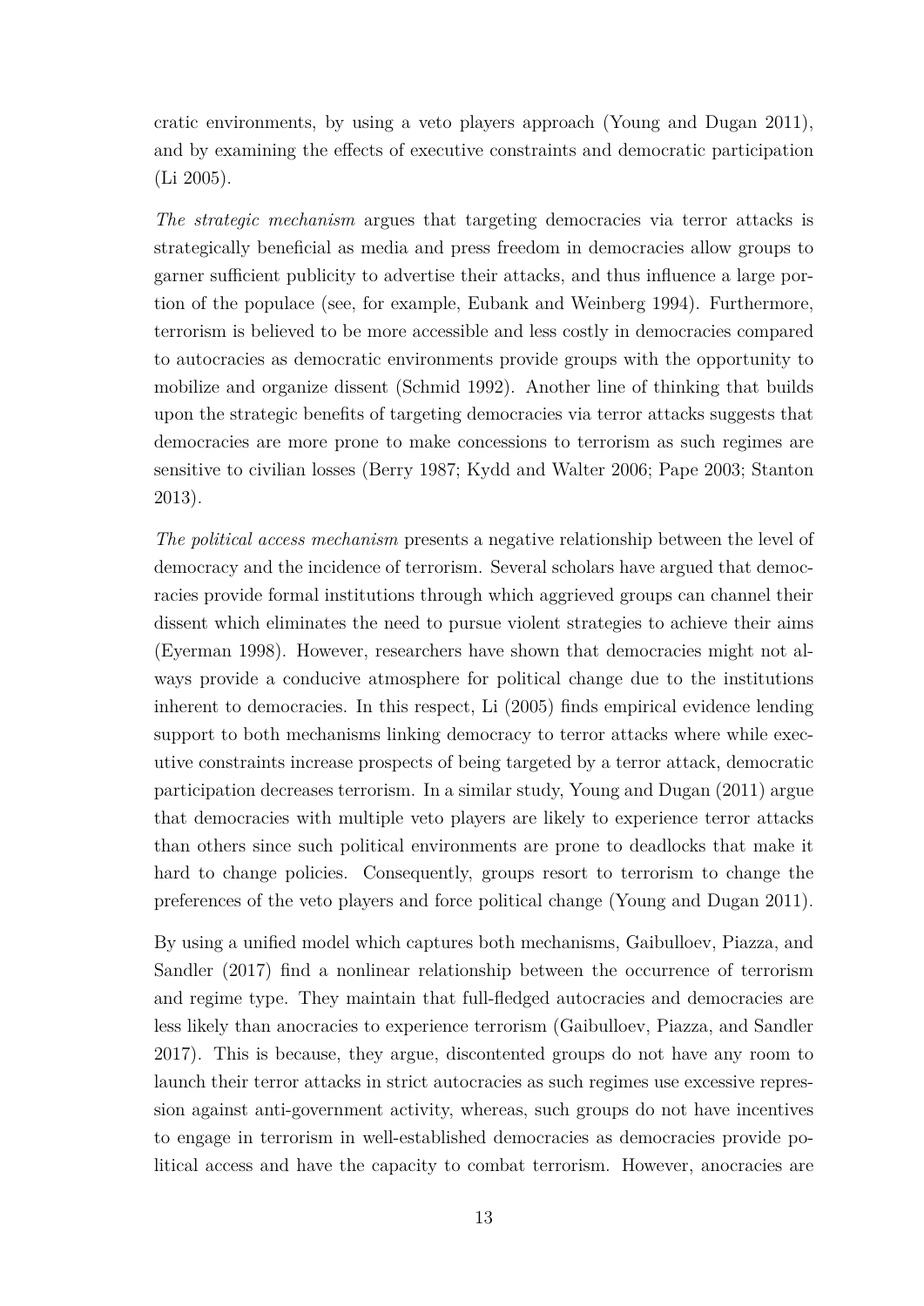cratic environments, by using a veto players approach (Young and Dugan 2011), and by examining the effects of executive constraints and democratic participation (Li 2005).

*The strategic mechanism* argues that targeting democracies via terror attacks is strategically beneficial as media and press freedom in democracies allow groups to garner sufficient publicity to advertise their attacks, and thus influence a large portion of the populace (see, for example, Eubank and Weinberg 1994). Furthermore, terrorism is believed to be more accessible and less costly in democracies compared to autocracies as democratic environments provide groups with the opportunity to mobilize and organize dissent (Schmid 1992). Another line of thinking that builds upon the strategic benefits of targeting democracies via terror attacks suggests that democracies are more prone to make concessions to terrorism as such regimes are sensitive to civilian losses (Berry 1987; Kydd and Walter 2006; Pape 2003; Stanton 2013).

*The political access mechanism* presents a negative relationship between the level of democracy and the incidence of terrorism. Several scholars have argued that democracies provide formal institutions through which aggrieved groups can channel their dissent which eliminates the need to pursue violent strategies to achieve their aims (Eyerman 1998). However, researchers have shown that democracies might not always provide a conducive atmosphere for political change due to the institutions inherent to democracies. In this respect, Li (2005) finds empirical evidence lending support to both mechanisms linking democracy to terror attacks where while executive constraints increase prospects of being targeted by a terror attack, democratic participation decreases terrorism. In a similar study, Young and Dugan (2011) argue that democracies with multiple veto players are likely to experience terror attacks than others since such political environments are prone to deadlocks that make it hard to change policies. Consequently, groups resort to terrorism to change the preferences of the veto players and force political change (Young and Dugan 2011).

By using a unified model which captures both mechanisms, Gaibulloev, Piazza, and Sandler (2017) find a nonlinear relationship between the occurrence of terrorism and regime type. They maintain that full-fledged autocracies and democracies are less likely than anocracies to experience terrorism (Gaibulloev, Piazza, and Sandler 2017). This is because, they argue, discontented groups do not have any room to launch their terror attacks in strict autocracies as such regimes use excessive repression against anti-government activity, whereas, such groups do not have incentives to engage in terrorism in well-established democracies as democracies provide political access and have the capacity to combat terrorism. However, anocracies are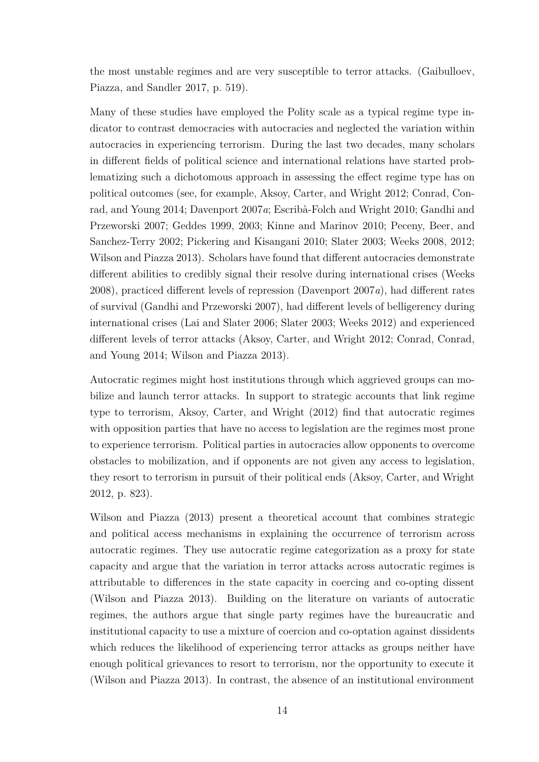the most unstable regimes and are very susceptible to terror attacks. (Gaibulloev, Piazza, and Sandler 2017, p. 519).

Many of these studies have employed the Polity scale as a typical regime type indicator to contrast democracies with autocracies and neglected the variation within autocracies in experiencing terrorism. During the last two decades, many scholars in different fields of political science and international relations have started problematizing such a dichotomous approach in assessing the effect regime type has on political outcomes (see, for example, Aksoy, Carter, and Wright 2012; Conrad, Conrad, and Young 2014; Davenport 2007*a*; Escribà-Folch and Wright 2010; Gandhi and Przeworski 2007; Geddes 1999, 2003; Kinne and Marinov 2010; Peceny, Beer, and Sanchez-Terry 2002; Pickering and Kisangani 2010; Slater 2003; Weeks 2008, 2012; Wilson and Piazza 2013). Scholars have found that different autocracies demonstrate different abilities to credibly signal their resolve during international crises (Weeks 2008), practiced different levels of repression (Davenport 2007*a*), had different rates of survival (Gandhi and Przeworski 2007), had different levels of belligerency during international crises (Lai and Slater 2006; Slater 2003; Weeks 2012) and experienced different levels of terror attacks (Aksoy, Carter, and Wright 2012; Conrad, Conrad, and Young 2014; Wilson and Piazza 2013).

Autocratic regimes might host institutions through which aggrieved groups can mobilize and launch terror attacks. In support to strategic accounts that link regime type to terrorism, Aksoy, Carter, and Wright (2012) find that autocratic regimes with opposition parties that have no access to legislation are the regimes most prone to experience terrorism. Political parties in autocracies allow opponents to overcome obstacles to mobilization, and if opponents are not given any access to legislation, they resort to terrorism in pursuit of their political ends (Aksoy, Carter, and Wright 2012, p. 823).

Wilson and Piazza (2013) present a theoretical account that combines strategic and political access mechanisms in explaining the occurrence of terrorism across autocratic regimes. They use autocratic regime categorization as a proxy for state capacity and argue that the variation in terror attacks across autocratic regimes is attributable to differences in the state capacity in coercing and co-opting dissent (Wilson and Piazza 2013). Building on the literature on variants of autocratic regimes, the authors argue that single party regimes have the bureaucratic and institutional capacity to use a mixture of coercion and co-optation against dissidents which reduces the likelihood of experiencing terror attacks as groups neither have enough political grievances to resort to terrorism, nor the opportunity to execute it (Wilson and Piazza 2013). In contrast, the absence of an institutional environment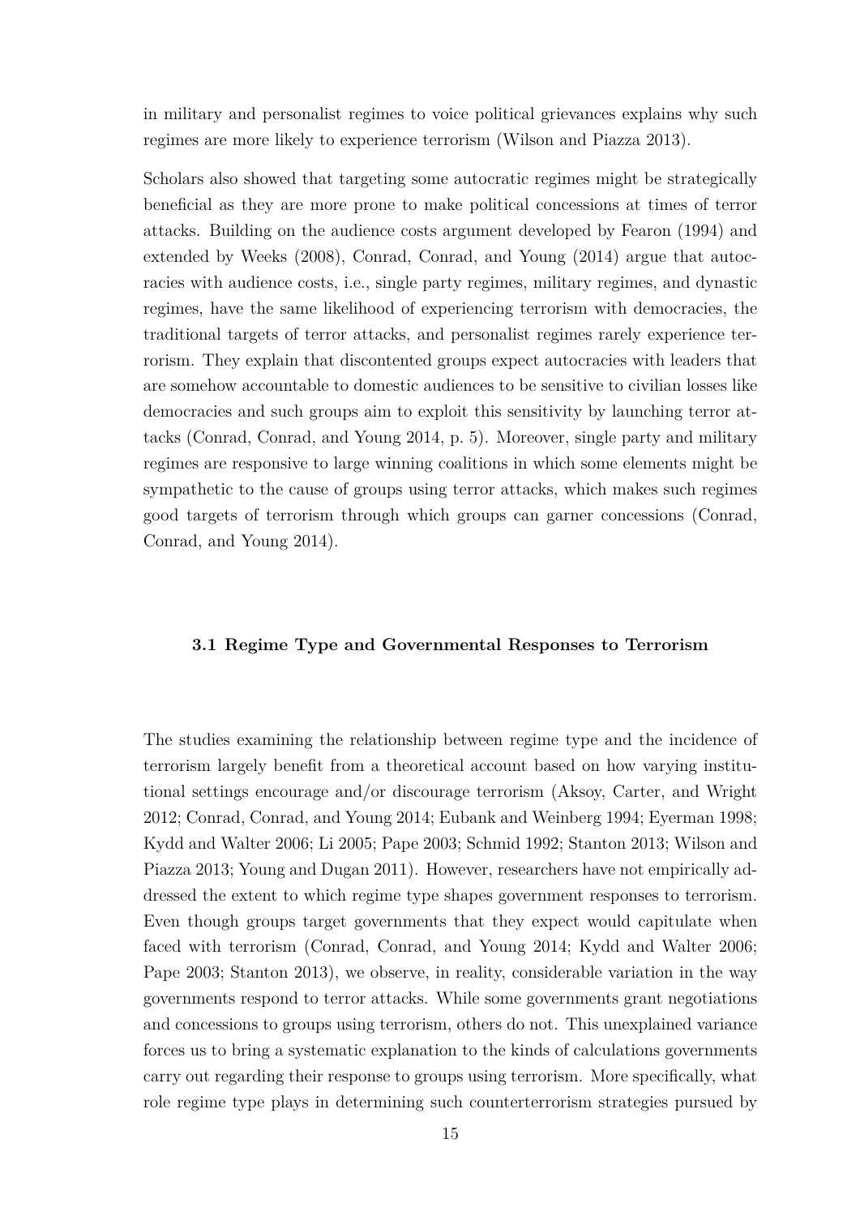in military and personalist regimes to voice political grievances explains why such regimes are more likely to experience terrorism (Wilson and Piazza 2013).

Scholars also showed that targeting some autocratic regimes might be strategically beneficial as they are more prone to make political concessions at times of terror attacks. Building on the audience costs argument developed by Fearon (1994) and extended by Weeks (2008), Conrad, Conrad, and Young (2014) argue that autocracies with audience costs, i.e., single party regimes, military regimes, and dynastic regimes, have the same likelihood of experiencing terrorism with democracies, the traditional targets of terror attacks, and personalist regimes rarely experience terrorism. They explain that discontented groups expect autocracies with leaders that are somehow accountable to domestic audiences to be sensitive to civilian losses like democracies and such groups aim to exploit this sensitivity by launching terror attacks (Conrad, Conrad, and Young 2014, p. 5). Moreover, single party and military regimes are responsive to large winning coalitions in which some elements might be sympathetic to the cause of groups using terror attacks, which makes such regimes good targets of terrorism through which groups can garner concessions (Conrad, Conrad, and Young 2014).

### 3.1 Regime Type and Governmental Responses to Terrorism

The studies examining the relationship between regime type and the incidence of terrorism largely benefit from a theoretical account based on how varying institutional settings encourage and/or discourage terrorism (Aksoy, Carter, and Wright 2012; Conrad, Conrad, and Young 2014; Eubank and Weinberg 1994; Eyerman 1998; Kydd and Walter 2006; Li 2005; Pape 2003; Schmid 1992; Stanton 2013; Wilson and Piazza 2013; Young and Dugan 2011). However, researchers have not empirically addressed the extent to which regime type shapes government responses to terrorism. Even though groups target governments that they expect would capitulate when faced with terrorism (Conrad, Conrad, and Young 2014; Kydd and Walter 2006; Pape 2003; Stanton 2013), we observe, in reality, considerable variation in the way governments respond to terror attacks. While some governments grant negotiations and concessions to groups using terrorism, others do not. This unexplained variance forces us to bring a systematic explanation to the kinds of calculations governments carry out regarding their response to groups using terrorism. More specifically, what role regime type plays in determining such counterterrorism strategies pursued by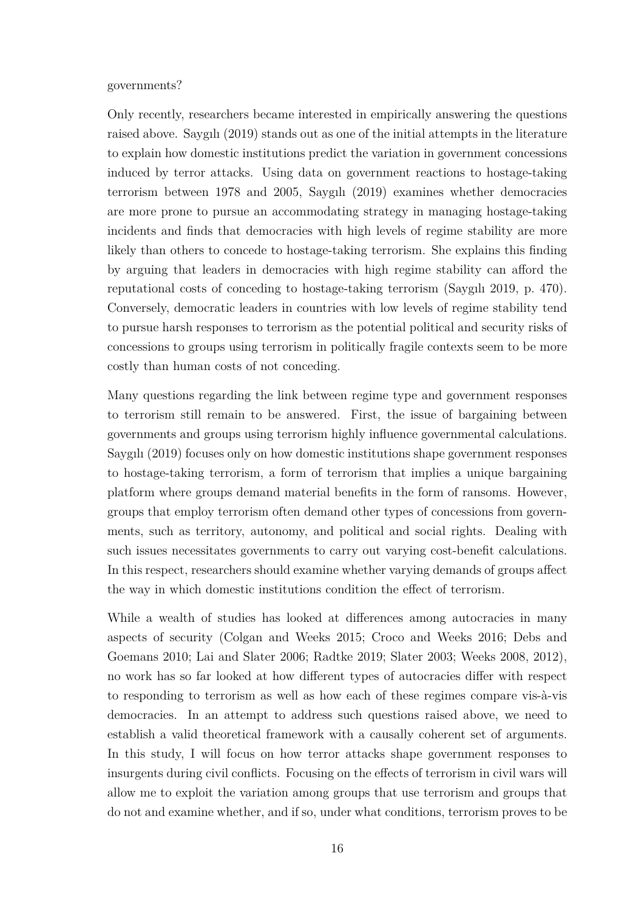governments?

Only recently, researchers became interested in empirically answering the questions raised above. Saygılı (2019) stands out as one of the initial attempts in the literature to explain how domestic institutions predict the variation in government concessions induced by terror attacks. Using data on government reactions to hostage-taking terrorism between 1978 and 2005, Saygılı (2019) examines whether democracies are more prone to pursue an accommodating strategy in managing hostage-taking incidents and finds that democracies with high levels of regime stability are more likely than others to concede to hostage-taking terrorism. She explains this finding by arguing that leaders in democracies with high regime stability can afford the reputational costs of conceding to hostage-taking terrorism (Saygılı 2019, p. 470). Conversely, democratic leaders in countries with low levels of regime stability tend to pursue harsh responses to terrorism as the potential political and security risks of concessions to groups using terrorism in politically fragile contexts seem to be more costly than human costs of not conceding.

Many questions regarding the link between regime type and government responses to terrorism still remain to be answered. First, the issue of bargaining between governments and groups using terrorism highly influence governmental calculations. Saygılı (2019) focuses only on how domestic institutions shape government responses to hostage-taking terrorism, a form of terrorism that implies a unique bargaining platform where groups demand material benefits in the form of ransoms. However, groups that employ terrorism often demand other types of concessions from governments, such as territory, autonomy, and political and social rights. Dealing with such issues necessitates governments to carry out varying cost-benefit calculations. In this respect, researchers should examine whether varying demands of groups affect the way in which domestic institutions condition the effect of terrorism.

While a wealth of studies has looked at differences among autocracies in many aspects of security (Colgan and Weeks 2015; Croco and Weeks 2016; Debs and Goemans 2010; Lai and Slater 2006; Radtke 2019; Slater 2003; Weeks 2008, 2012), no work has so far looked at how different types of autocracies differ with respect to responding to terrorism as well as how each of these regimes compare vis-à-vis democracies. In an attempt to address such questions raised above, we need to establish a valid theoretical framework with a causally coherent set of arguments. In this study, I will focus on how terror attacks shape government responses to insurgents during civil conflicts. Focusing on the effects of terrorism in civil wars will allow me to exploit the variation among groups that use terrorism and groups that do not and examine whether, and if so, under what conditions, terrorism proves to be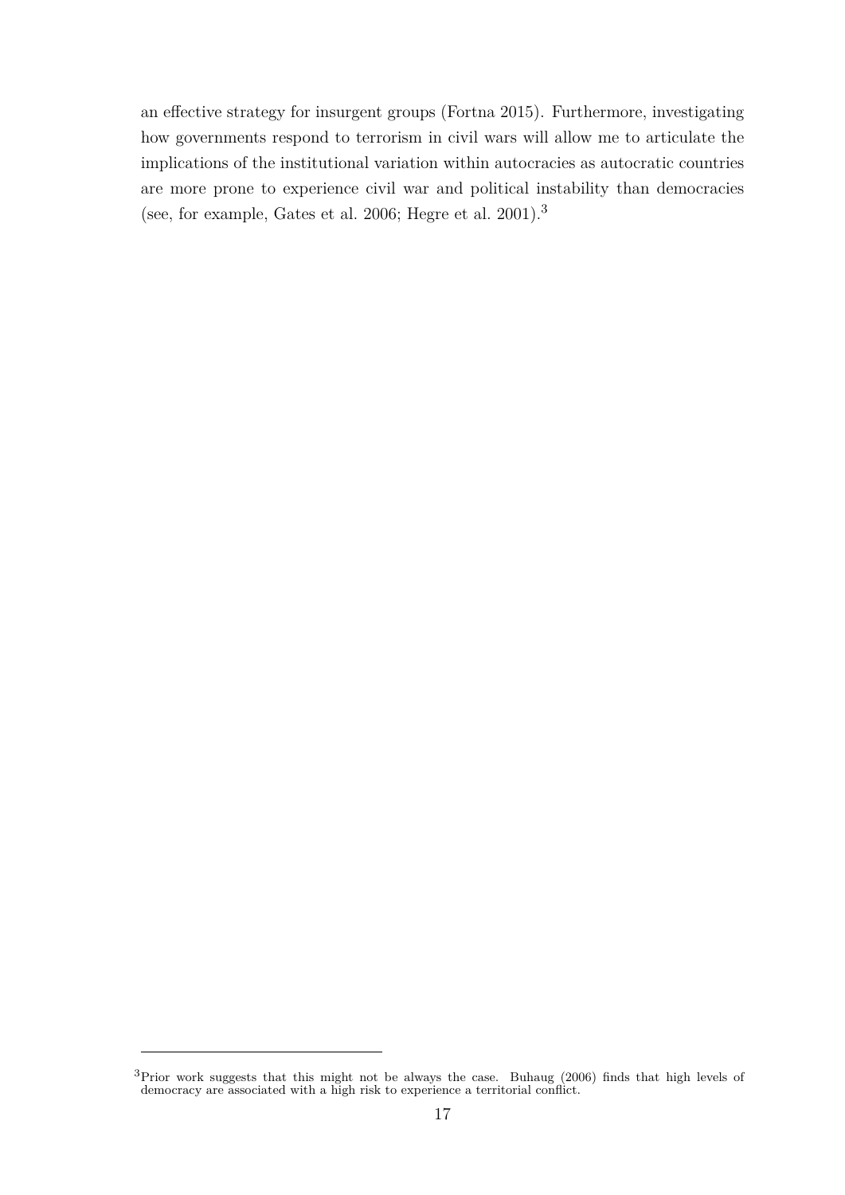an effective strategy for insurgent groups (Fortna 2015). Furthermore, investigating how governments respond to terrorism in civil wars will allow me to articulate the implications of the institutional variation within autocracies as autocratic countries are more prone to experience civil war and political instability than democracies (see, for example, Gates et al. 2006; Hegre et al. 2001).[3]

[3]Prior work suggests that this might not be always the case. Buhaug (2006) finds that high levels of democracy are associated with a high risk to experience a territorial conflict.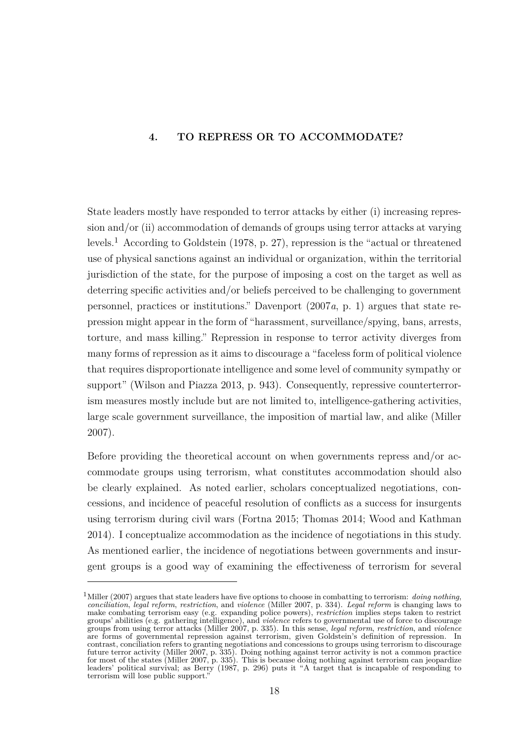# 4. TO REPRESS OR TO ACCOMMODATE?

State leaders mostly have responded to terror attacks by either (i) increasing repression and/or (ii) accommodation of demands of groups using terror attacks at varying levels.[1] According to Goldstein (1978, p. 27), repression is the "actual or threatened use of physical sanctions against an individual or organization, within the territorial jurisdiction of the state, for the purpose of imposing a cost on the target as well as deterring specific activities and/or beliefs perceived to be challenging to government personnel, practices or institutions." Davenport (2007*a*, p. 1) argues that state repression might appear in the form of "harassment, surveillance/spying, bans, arrests, torture, and mass killing." Repression in response to terror activity diverges from many forms of repression as it aims to discourage a "faceless form of political violence that requires disproportionate intelligence and some level of community sympathy or support" (Wilson and Piazza 2013, p. 943). Consequently, repressive counterterrorism measures mostly include but are not limited to, intelligence-gathering activities, large scale government surveillance, the imposition of martial law, and alike (Miller 2007).

Before providing the theoretical account on when governments repress and/or accommodate groups using terrorism, what constitutes accommodation should also be clearly explained. As noted earlier, scholars conceptualized negotiations, concessions, and incidence of peaceful resolution of conflicts as a success for insurgents using terrorism during civil wars (Fortna 2015; Thomas 2014; Wood and Kathman 2014). I conceptualize accommodation as the incidence of negotiations in this study. As mentioned earlier, the incidence of negotiations between governments and insurgent groups is a good way of examining the effectiveness of terrorism for several

---

[1] Miller (2007) argues that state leaders have five options to choose in combatting to terrorism: *doing nothing*, *conciliation*, *legal reform*, *restriction*, and *violence* (Miller 2007, p. 334). *Legal reform* is changing laws to make combating terrorism easy (e.g. expanding police powers), *restriction* implies steps taken to restrict groups' abilities (e.g. gathering intelligence), and *violence* refers to governmental use of force to discourage groups from using terror attacks (Miller 2007, p. 335). In this sense, *legal reform*, *restriction*, and *violence* are forms of governmental repression against terrorism, given Goldstein's definition of repression. In contrast, conciliation refers to granting negotiations and concessions to groups using terrorism to discourage future terror activity (Miller 2007, p. 335). Doing nothing against terror activity is not a common practice for most of the states (Miller 2007, p. 335). This is because doing nothing against terrorism can jeopardize leaders' political survival; as Berry (1987, p. 296) puts it "A target that is incapable of responding to terrorism will lose public support."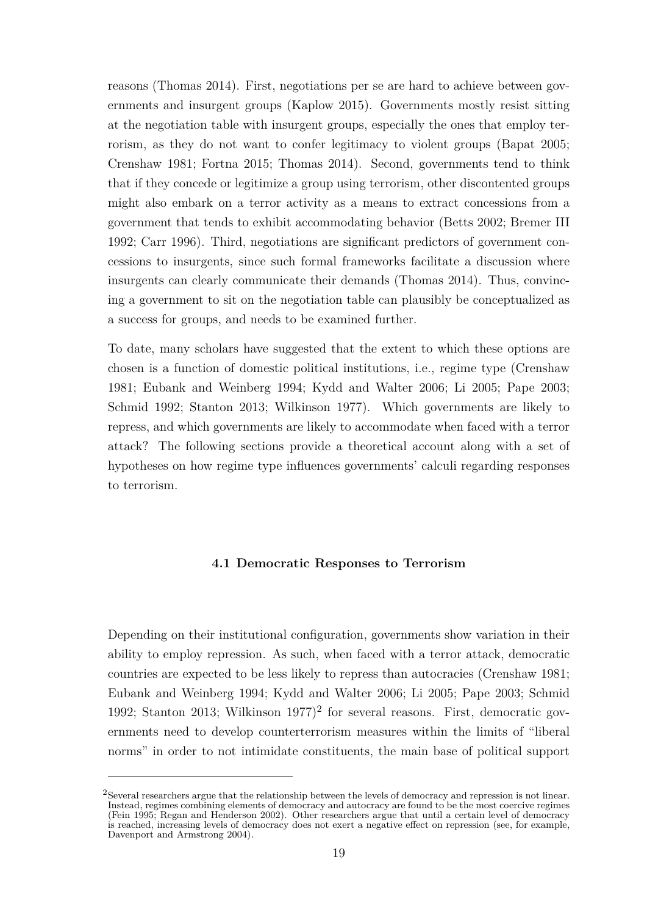reasons (Thomas 2014). First, negotiations per se are hard to achieve between governments and insurgent groups (Kaplow 2015). Governments mostly resist sitting at the negotiation table with insurgent groups, especially the ones that employ terrorism, as they do not want to confer legitimacy to violent groups (Bapat 2005; Crenshaw 1981; Fortna 2015; Thomas 2014). Second, governments tend to think that if they concede or legitimize a group using terrorism, other discontented groups might also embark on a terror activity as a means to extract concessions from a government that tends to exhibit accommodating behavior (Betts 2002; Bremer III 1992; Carr 1996). Third, negotiations are significant predictors of government concessions to insurgents, since such formal frameworks facilitate a discussion where insurgents can clearly communicate their demands (Thomas 2014). Thus, convincing a government to sit on the negotiation table can plausibly be conceptualized as a success for groups, and needs to be examined further.

To date, many scholars have suggested that the extent to which these options are chosen is a function of domestic political institutions, i.e., regime type (Crenshaw 1981; Eubank and Weinberg 1994; Kydd and Walter 2006; Li 2005; Pape 2003; Schmid 1992; Stanton 2013; Wilkinson 1977). Which governments are likely to repress, and which governments are likely to accommodate when faced with a terror attack? The following sections provide a theoretical account along with a set of hypotheses on how regime type influences governments' calculi regarding responses to terrorism.

### 4.1 Democratic Responses to Terrorism

Depending on their institutional configuration, governments show variation in their ability to employ repression. As such, when faced with a terror attack, democratic countries are expected to be less likely to repress than autocracies (Crenshaw 1981; Eubank and Weinberg 1994; Kydd and Walter 2006; Li 2005; Pape 2003; Schmid 1992; Stanton 2013; Wilkinson 1977)[2] for several reasons. First, democratic governments need to develop counterterrorism measures within the limits of "liberal norms" in order to not intimidate constituents, the main base of political support

[2] Several researchers argue that the relationship between the levels of democracy and repression is not linear. Instead, regimes combining elements of democracy and autocracy are found to be the most coercive regimes (Fein 1995; Regan and Henderson 2002). Other researchers argue that until a certain level of democracy is reached, increasing levels of democracy does not exert a negative effect on repression (see, for example, Davenport and Armstrong 2004).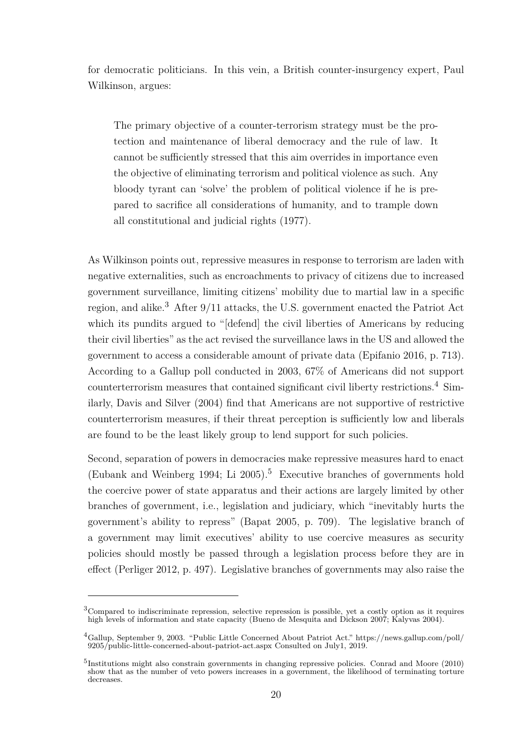for democratic politicians. In this vein, a British counter-insurgency expert, Paul Wilkinson, argues:

> The primary objective of a counter-terrorism strategy must be the protection and maintenance of liberal democracy and the rule of law. It cannot be sufficiently stressed that this aim overrides in importance even the objective of eliminating terrorism and political violence as such. Any bloody tyrant can 'solve' the problem of political violence if he is prepared to sacrifice all considerations of humanity, and to trample down all constitutional and judicial rights (1977).

As Wilkinson points out, repressive measures in response to terrorism are laden with negative externalities, such as encroachments to privacy of citizens due to increased government surveillance, limiting citizens' mobility due to martial law in a specific region, and alike.[3] After 9/11 attacks, the U.S. government enacted the Patriot Act which its pundits argued to "[defend] the civil liberties of Americans by reducing their civil liberties" as the act revised the surveillance laws in the US and allowed the government to access a considerable amount of private data (Epifanio 2016, p. 713). According to a Gallup poll conducted in 2003, 67% of Americans did not support counterterrorism measures that contained significant civil liberty restrictions.[4] Similarly, Davis and Silver (2004) find that Americans are not supportive of restrictive counterterrorism measures, if their threat perception is sufficiently low and liberals are found to be the least likely group to lend support for such policies.

Second, separation of powers in democracies make repressive measures hard to enact (Eubank and Weinberg 1994; Li 2005).[5] Executive branches of governments hold the coercive power of state apparatus and their actions are largely limited by other branches of government, i.e., legislation and judiciary, which "inevitably hurts the government's ability to repress" (Bapat 2005, p. 709). The legislative branch of a government may limit executives' ability to use coercive measures as security policies should mostly be passed through a legislation process before they are in effect (Perliger 2012, p. 497). Legislative branches of governments may also raise the

---

[3] Compared to indiscriminate repression, selective repression is possible, yet a costly option as it requires high levels of information and state capacity (Bueno de Mesquita and Dickson 2007; Kalyvas 2004).

[4] Gallup, September 9, 2003. "Public Little Concerned About Patriot Act." https://news.gallup.com/poll/9205/public-little-concerned-about-patriot-act.aspx Consulted on July1, 2019.

[5] Institutions might also constrain governments in changing repressive policies. Conrad and Moore (2010) show that as the number of veto powers increases in a government, the likelihood of terminating torture decreases.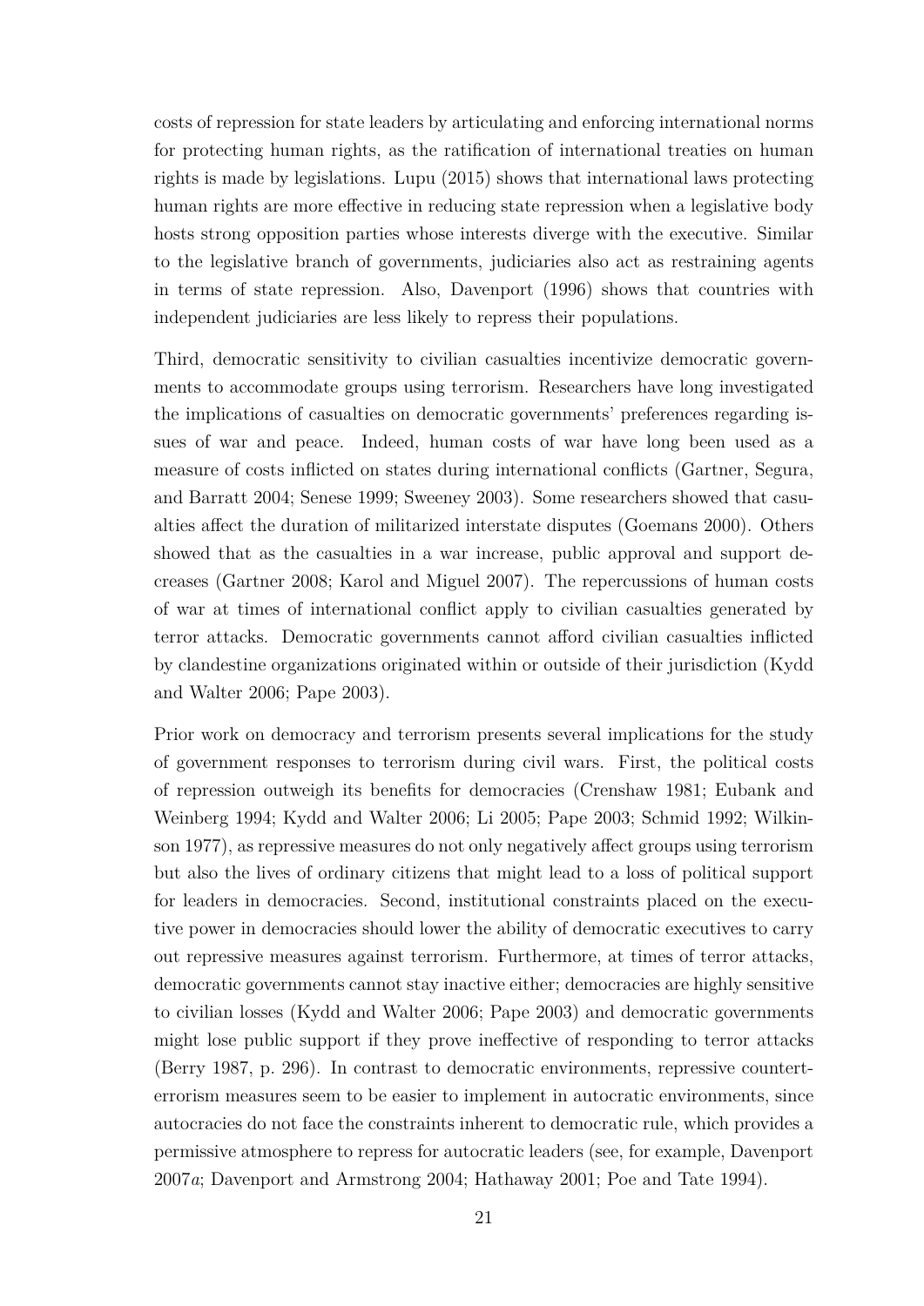costs of repression for state leaders by articulating and enforcing international norms for protecting human rights, as the ratification of international treaties on human rights is made by legislations. Lupu (2015) shows that international laws protecting human rights are more effective in reducing state repression when a legislative body hosts strong opposition parties whose interests diverge with the executive. Similar to the legislative branch of governments, judiciaries also act as restraining agents in terms of state repression. Also, Davenport (1996) shows that countries with independent judiciaries are less likely to repress their populations.

Third, democratic sensitivity to civilian casualties incentivize democratic governments to accommodate groups using terrorism. Researchers have long investigated the implications of casualties on democratic governments' preferences regarding issues of war and peace. Indeed, human costs of war have long been used as a measure of costs inflicted on states during international conflicts (Gartner, Segura, and Barratt 2004; Senese 1999; Sweeney 2003). Some researchers showed that casualties affect the duration of militarized interstate disputes (Goemans 2000). Others showed that as the casualties in a war increase, public approval and support decreases (Gartner 2008; Karol and Miguel 2007). The repercussions of human costs of war at times of international conflict apply to civilian casualties generated by terror attacks. Democratic governments cannot afford civilian casualties inflicted by clandestine organizations originated within or outside of their jurisdiction (Kydd and Walter 2006; Pape 2003).

Prior work on democracy and terrorism presents several implications for the study of government responses to terrorism during civil wars. First, the political costs of repression outweigh its benefits for democracies (Crenshaw 1981; Eubank and Weinberg 1994; Kydd and Walter 2006; Li 2005; Pape 2003; Schmid 1992; Wilkinson 1977), as repressive measures do not only negatively affect groups using terrorism but also the lives of ordinary citizens that might lead to a loss of political support for leaders in democracies. Second, institutional constraints placed on the executive power in democracies should lower the ability of democratic executives to carry out repressive measures against terrorism. Furthermore, at times of terror attacks, democratic governments cannot stay inactive either; democracies are highly sensitive to civilian losses (Kydd and Walter 2006; Pape 2003) and democratic governments might lose public support if they prove ineffective of responding to terror attacks (Berry 1987, p. 296). In contrast to democratic environments, repressive counterterrorism measures seem to be easier to implement in autocratic environments, since autocracies do not face the constraints inherent to democratic rule, which provides a permissive atmosphere to repress for autocratic leaders (see, for example, Davenport 2007*a*; Davenport and Armstrong 2004; Hathaway 2001; Poe and Tate 1994).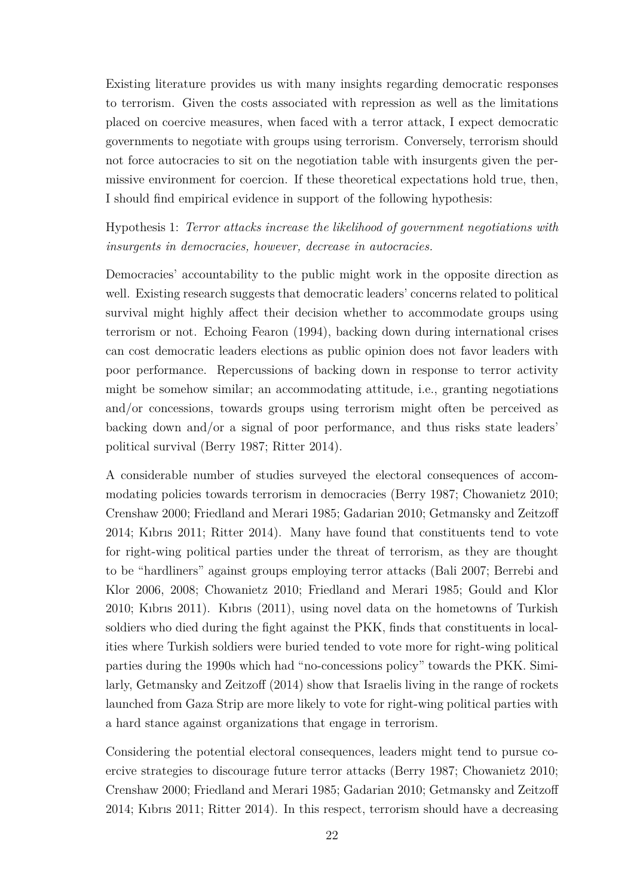Existing literature provides us with many insights regarding democratic responses to terrorism. Given the costs associated with repression as well as the limitations placed on coercive measures, when faced with a terror attack, I expect democratic governments to negotiate with groups using terrorism. Conversely, terrorism should not force autocracies to sit on the negotiation table with insurgents given the permissive environment for coercion. If these theoretical expectations hold true, then, I should find empirical evidence in support of the following hypothesis:

Hypothesis 1: *Terror attacks increase the likelihood of government negotiations with insurgents in democracies, however, decrease in autocracies.*

Democracies' accountability to the public might work in the opposite direction as well. Existing research suggests that democratic leaders' concerns related to political survival might highly affect their decision whether to accommodate groups using terrorism or not. Echoing Fearon (1994), backing down during international crises can cost democratic leaders elections as public opinion does not favor leaders with poor performance. Repercussions of backing down in response to terror activity might be somehow similar; an accommodating attitude, i.e., granting negotiations and/or concessions, towards groups using terrorism might often be perceived as backing down and/or a signal of poor performance, and thus risks state leaders' political survival (Berry 1987; Ritter 2014).

A considerable number of studies surveyed the electoral consequences of accommodating policies towards terrorism in democracies (Berry 1987; Chowanietz 2010; Crenshaw 2000; Friedland and Merari 1985; Gadarian 2010; Getmansky and Zeitzoff 2014; Kıbrıs 2011; Ritter 2014). Many have found that constituents tend to vote for right-wing political parties under the threat of terrorism, as they are thought to be "hardliners" against groups employing terror attacks (Bali 2007; Berrebi and Klor 2006, 2008; Chowanietz 2010; Friedland and Merari 1985; Gould and Klor 2010; Kıbrıs 2011). Kıbrıs (2011), using novel data on the hometowns of Turkish soldiers who died during the fight against the PKK, finds that constituents in localities where Turkish soldiers were buried tended to vote more for right-wing political parties during the 1990s which had "no-concessions policy" towards the PKK. Similarly, Getmansky and Zeitzoff (2014) show that Israelis living in the range of rockets launched from Gaza Strip are more likely to vote for right-wing political parties with a hard stance against organizations that engage in terrorism.

Considering the potential electoral consequences, leaders might tend to pursue coercive strategies to discourage future terror attacks (Berry 1987; Chowanietz 2010; Crenshaw 2000; Friedland and Merari 1985; Gadarian 2010; Getmansky and Zeitzoff 2014; Kıbrıs 2011; Ritter 2014). In this respect, terrorism should have a decreasing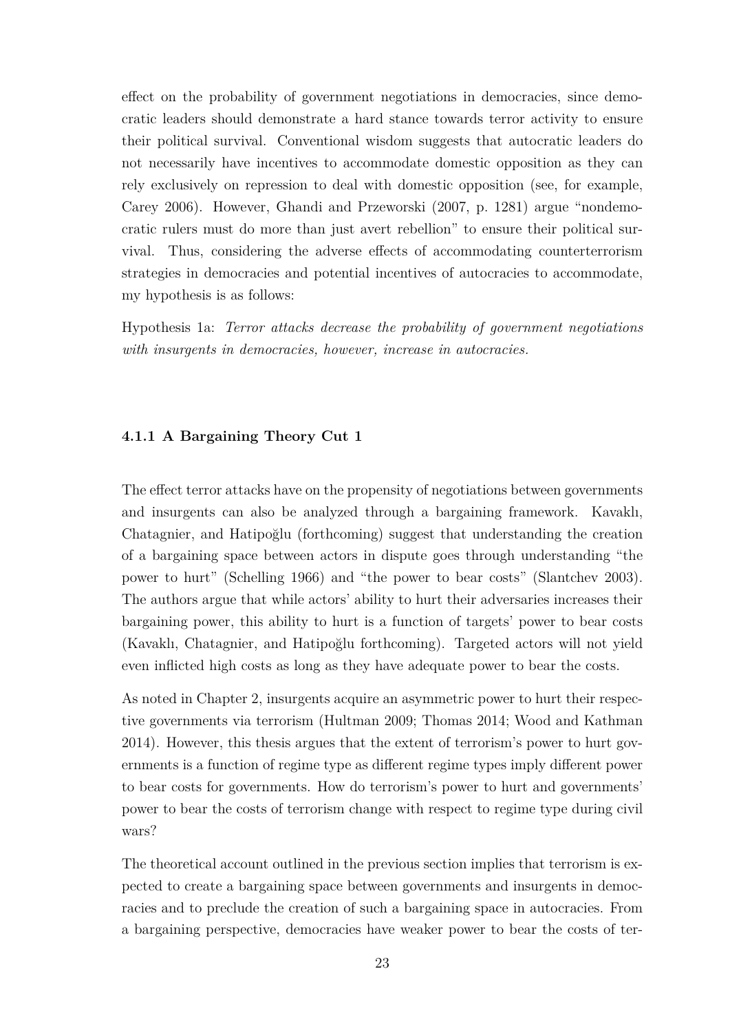effect on the probability of government negotiations in democracies, since democratic leaders should demonstrate a hard stance towards terror activity to ensure their political survival. Conventional wisdom suggests that autocratic leaders do not necessarily have incentives to accommodate domestic opposition as they can rely exclusively on repression to deal with domestic opposition (see, for example, Carey 2006). However, Ghandi and Przeworski (2007, p. 1281) argue "nondemocratic rulers must do more than just avert rebellion" to ensure their political survival. Thus, considering the adverse effects of accommodating counterterrorism strategies in democracies and potential incentives of autocracies to accommodate, my hypothesis is as follows:

Hypothesis 1a: *Terror attacks decrease the probability of government negotiations with insurgents in democracies, however, increase in autocracies.*

### 4.1.1 A Bargaining Theory Cut 1

The effect terror attacks have on the propensity of negotiations between governments and insurgents can also be analyzed through a bargaining framework. Kavaklı, Chatagnier, and Hatipoğlu (forthcoming) suggest that understanding the creation of a bargaining space between actors in dispute goes through understanding "the power to hurt" (Schelling 1966) and "the power to bear costs" (Slantchev 2003). The authors argue that while actors' ability to hurt their adversaries increases their bargaining power, this ability to hurt is a function of targets' power to bear costs (Kavaklı, Chatagnier, and Hatipoğlu forthcoming). Targeted actors will not yield even inflicted high costs as long as they have adequate power to bear the costs.

As noted in Chapter 2, insurgents acquire an asymmetric power to hurt their respective governments via terrorism (Hultman 2009; Thomas 2014; Wood and Kathman 2014). However, this thesis argues that the extent of terrorism's power to hurt governments is a function of regime type as different regime types imply different power to bear costs for governments. How do terrorism's power to hurt and governments' power to bear the costs of terrorism change with respect to regime type during civil wars?

The theoretical account outlined in the previous section implies that terrorism is expected to create a bargaining space between governments and insurgents in democracies and to preclude the creation of such a bargaining space in autocracies. From a bargaining perspective, democracies have weaker power to bear the costs of ter-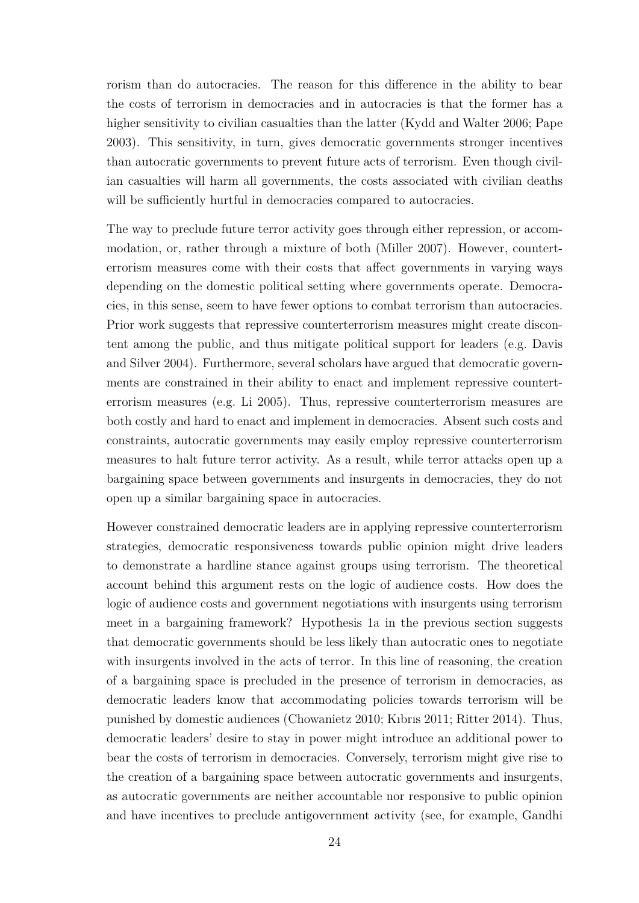rorism than do autocracies. The reason for this difference in the ability to bear the costs of terrorism in democracies and in autocracies is that the former has a higher sensitivity to civilian casualties than the latter (Kydd and Walter 2006; Pape 2003). This sensitivity, in turn, gives democratic governments stronger incentives than autocratic governments to prevent future acts of terrorism. Even though civilian casualties will harm all governments, the costs associated with civilian deaths will be sufficiently hurtful in democracies compared to autocracies.

The way to preclude future terror activity goes through either repression, or accommodation, or, rather through a mixture of both (Miller 2007). However, counterterrorism measures come with their costs that affect governments in varying ways depending on the domestic political setting where governments operate. Democracies, in this sense, seem to have fewer options to combat terrorism than autocracies. Prior work suggests that repressive counterterrorism measures might create discontent among the public, and thus mitigate political support for leaders (e.g. Davis and Silver 2004). Furthermore, several scholars have argued that democratic governments are constrained in their ability to enact and implement repressive counterterrorism measures (e.g. Li 2005). Thus, repressive counterterrorism measures are both costly and hard to enact and implement in democracies. Absent such costs and constraints, autocratic governments may easily employ repressive counterterrorism measures to halt future terror activity. As a result, while terror attacks open up a bargaining space between governments and insurgents in democracies, they do not open up a similar bargaining space in autocracies.

However constrained democratic leaders are in applying repressive counterterrorism strategies, democratic responsiveness towards public opinion might drive leaders to demonstrate a hardline stance against groups using terrorism. The theoretical account behind this argument rests on the logic of audience costs. How does the logic of audience costs and government negotiations with insurgents using terrorism meet in a bargaining framework? Hypothesis 1a in the previous section suggests that democratic governments should be less likely than autocratic ones to negotiate with insurgents involved in the acts of terror. In this line of reasoning, the creation of a bargaining space is precluded in the presence of terrorism in democracies, as democratic leaders know that accommodating policies towards terrorism will be punished by domestic audiences (Chowanietz 2010; Kıbrıs 2011; Ritter 2014). Thus, democratic leaders' desire to stay in power might introduce an additional power to bear the costs of terrorism in democracies. Conversely, terrorism might give rise to the creation of a bargaining space between autocratic governments and insurgents, as autocratic governments are neither accountable nor responsive to public opinion and have incentives to preclude antigovernment activity (see, for example, Gandhi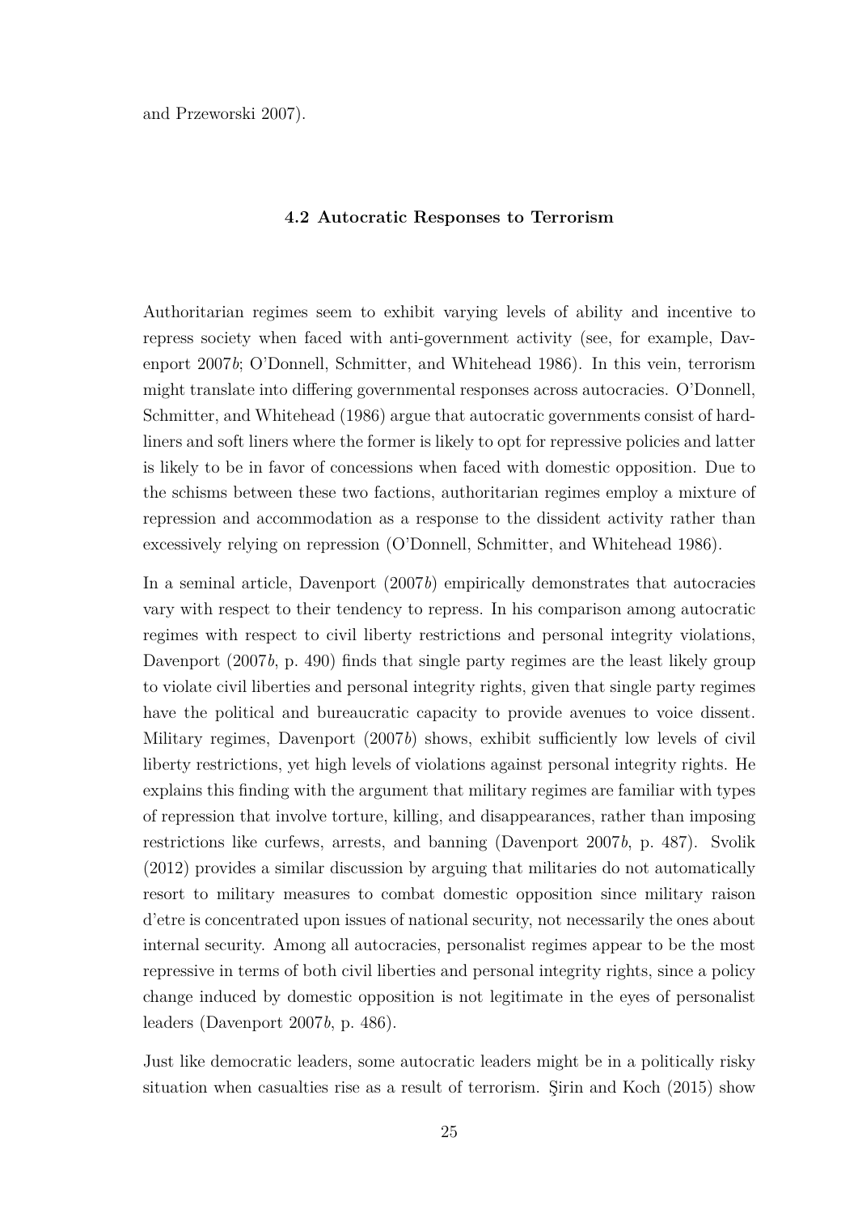and Przeworski 2007).

### 4.2 Autocratic Responses to Terrorism

Authoritarian regimes seem to exhibit varying levels of ability and incentive to repress society when faced with anti-government activity (see, for example, Davenport 2007*b*; O'Donnell, Schmitter, and Whitehead 1986). In this vein, terrorism might translate into differing governmental responses across autocracies. O'Donnell, Schmitter, and Whitehead (1986) argue that autocratic governments consist of hardliners and soft liners where the former is likely to opt for repressive policies and latter is likely to be in favor of concessions when faced with domestic opposition. Due to the schisms between these two factions, authoritarian regimes employ a mixture of repression and accommodation as a response to the dissident activity rather than excessively relying on repression (O'Donnell, Schmitter, and Whitehead 1986).

In a seminal article, Davenport (2007*b*) empirically demonstrates that autocracies vary with respect to their tendency to repress. In his comparison among autocratic regimes with respect to civil liberty restrictions and personal integrity violations, Davenport (2007*b*, p. 490) finds that single party regimes are the least likely group to violate civil liberties and personal integrity rights, given that single party regimes have the political and bureaucratic capacity to provide avenues to voice dissent. Military regimes, Davenport (2007*b*) shows, exhibit sufficiently low levels of civil liberty restrictions, yet high levels of violations against personal integrity rights. He explains this finding with the argument that military regimes are familiar with types of repression that involve torture, killing, and disappearances, rather than imposing restrictions like curfews, arrests, and banning (Davenport 2007*b*, p. 487). Svolik (2012) provides a similar discussion by arguing that militaries do not automatically resort to military measures to combat domestic opposition since military raison d'etre is concentrated upon issues of national security, not necessarily the ones about internal security. Among all autocracies, personalist regimes appear to be the most repressive in terms of both civil liberties and personal integrity rights, since a policy change induced by domestic opposition is not legitimate in the eyes of personalist leaders (Davenport 2007*b*, p. 486).

Just like democratic leaders, some autocratic leaders might be in a politically risky situation when casualties rise as a result of terrorism. Şirin and Koch (2015) show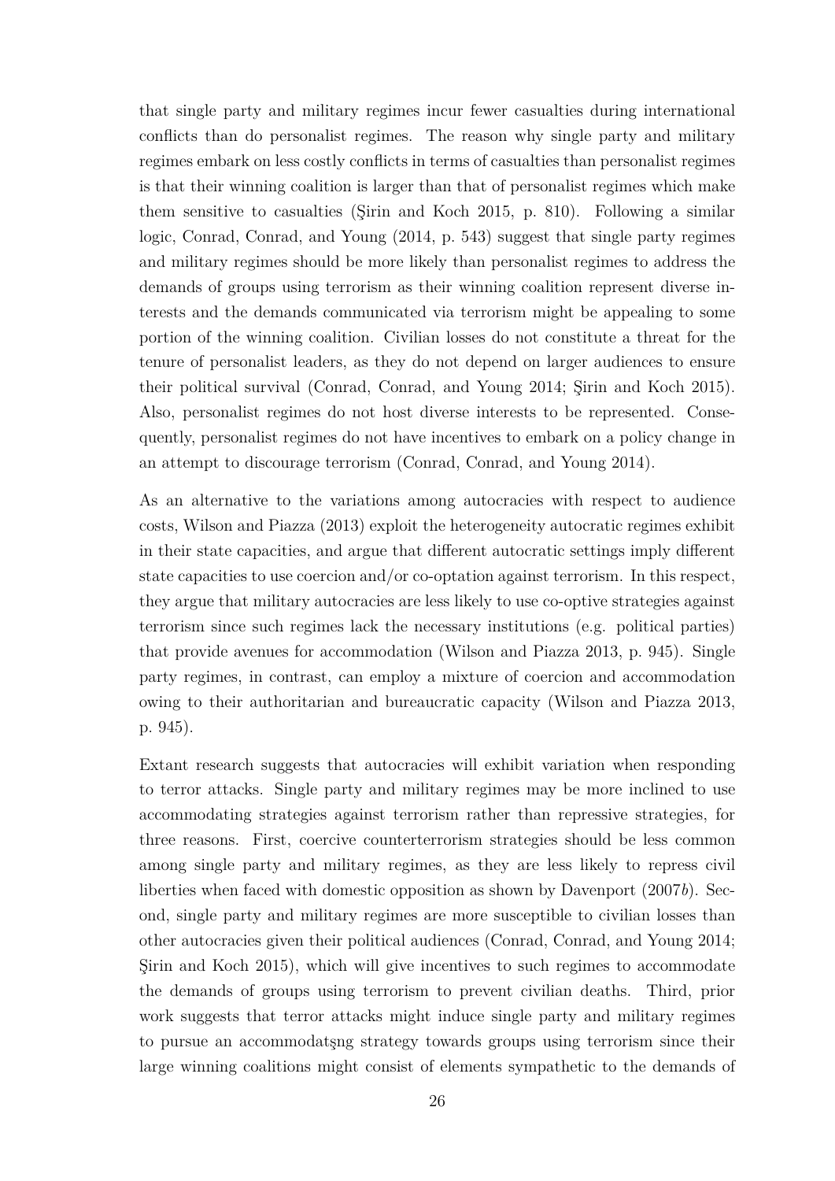that single party and military regimes incur fewer casualties during international conflicts than do personalist regimes. The reason why single party and military regimes embark on less costly conflicts in terms of casualties than personalist regimes is that their winning coalition is larger than that of personalist regimes which make them sensitive to casualties (Şirin and Koch 2015, p. 810). Following a similar logic, Conrad, Conrad, and Young (2014, p. 543) suggest that single party regimes and military regimes should be more likely than personalist regimes to address the demands of groups using terrorism as their winning coalition represent diverse interests and the demands communicated via terrorism might be appealing to some portion of the winning coalition. Civilian losses do not constitute a threat for the tenure of personalist leaders, as they do not depend on larger audiences to ensure their political survival (Conrad, Conrad, and Young 2014; Şirin and Koch 2015). Also, personalist regimes do not host diverse interests to be represented. Consequently, personalist regimes do not have incentives to embark on a policy change in an attempt to discourage terrorism (Conrad, Conrad, and Young 2014).

As an alternative to the variations among autocracies with respect to audience costs, Wilson and Piazza (2013) exploit the heterogeneity autocratic regimes exhibit in their state capacities, and argue that different autocratic settings imply different state capacities to use coercion and/or co-optation against terrorism. In this respect, they argue that military autocracies are less likely to use co-optive strategies against terrorism since such regimes lack the necessary institutions (e.g. political parties) that provide avenues for accommodation (Wilson and Piazza 2013, p. 945). Single party regimes, in contrast, can employ a mixture of coercion and accommodation owing to their authoritarian and bureaucratic capacity (Wilson and Piazza 2013, p. 945).

Extant research suggests that autocracies will exhibit variation when responding to terror attacks. Single party and military regimes may be more inclined to use accommodating strategies against terrorism rather than repressive strategies, for three reasons. First, coercive counterterrorism strategies should be less common among single party and military regimes, as they are less likely to repress civil liberties when faced with domestic opposition as shown by Davenport (2007*b*). Second, single party and military regimes are more susceptible to civilian losses than other autocracies given their political audiences (Conrad, Conrad, and Young 2014; Şirin and Koch 2015), which will give incentives to such regimes to accommodate the demands of groups using terrorism to prevent civilian deaths. Third, prior work suggests that terror attacks might induce single party and military regimes to pursue an accommodatşng strategy towards groups using terrorism since their large winning coalitions might consist of elements sympathetic to the demands of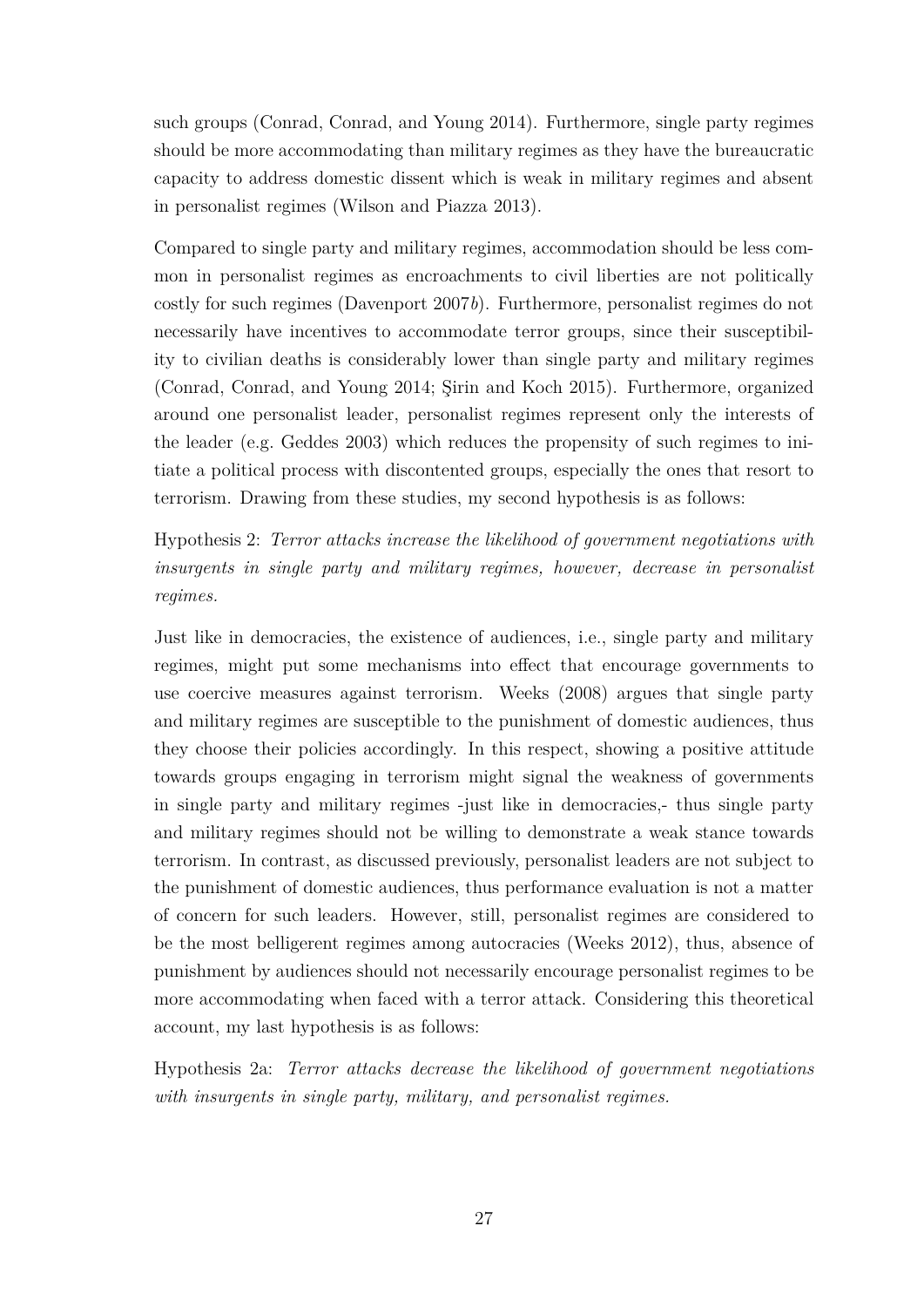such groups (Conrad, Conrad, and Young 2014). Furthermore, single party regimes should be more accommodating than military regimes as they have the bureaucratic capacity to address domestic dissent which is weak in military regimes and absent in personalist regimes (Wilson and Piazza 2013).

Compared to single party and military regimes, accommodation should be less common in personalist regimes as encroachments to civil liberties are not politically costly for such regimes (Davenport 2007*b*). Furthermore, personalist regimes do not necessarily have incentives to accommodate terror groups, since their susceptibility to civilian deaths is considerably lower than single party and military regimes (Conrad, Conrad, and Young 2014; Şirin and Koch 2015). Furthermore, organized around one personalist leader, personalist regimes represent only the interests of the leader (e.g. Geddes 2003) which reduces the propensity of such regimes to initiate a political process with discontented groups, especially the ones that resort to terrorism. Drawing from these studies, my second hypothesis is as follows:

Hypothesis 2: *Terror attacks increase the likelihood of government negotiations with insurgents in single party and military regimes, however, decrease in personalist regimes.*

Just like in democracies, the existence of audiences, i.e., single party and military regimes, might put some mechanisms into effect that encourage governments to use coercive measures against terrorism. Weeks (2008) argues that single party and military regimes are susceptible to the punishment of domestic audiences, thus they choose their policies accordingly. In this respect, showing a positive attitude towards groups engaging in terrorism might signal the weakness of governments in single party and military regimes -just like in democracies,- thus single party and military regimes should not be willing to demonstrate a weak stance towards terrorism. In contrast, as discussed previously, personalist leaders are not subject to the punishment of domestic audiences, thus performance evaluation is not a matter of concern for such leaders. However, still, personalist regimes are considered to be the most belligerent regimes among autocracies (Weeks 2012), thus, absence of punishment by audiences should not necessarily encourage personalist regimes to be more accommodating when faced with a terror attack. Considering this theoretical account, my last hypothesis is as follows:

Hypothesis 2a: *Terror attacks decrease the likelihood of government negotiations with insurgents in single party, military, and personalist regimes.*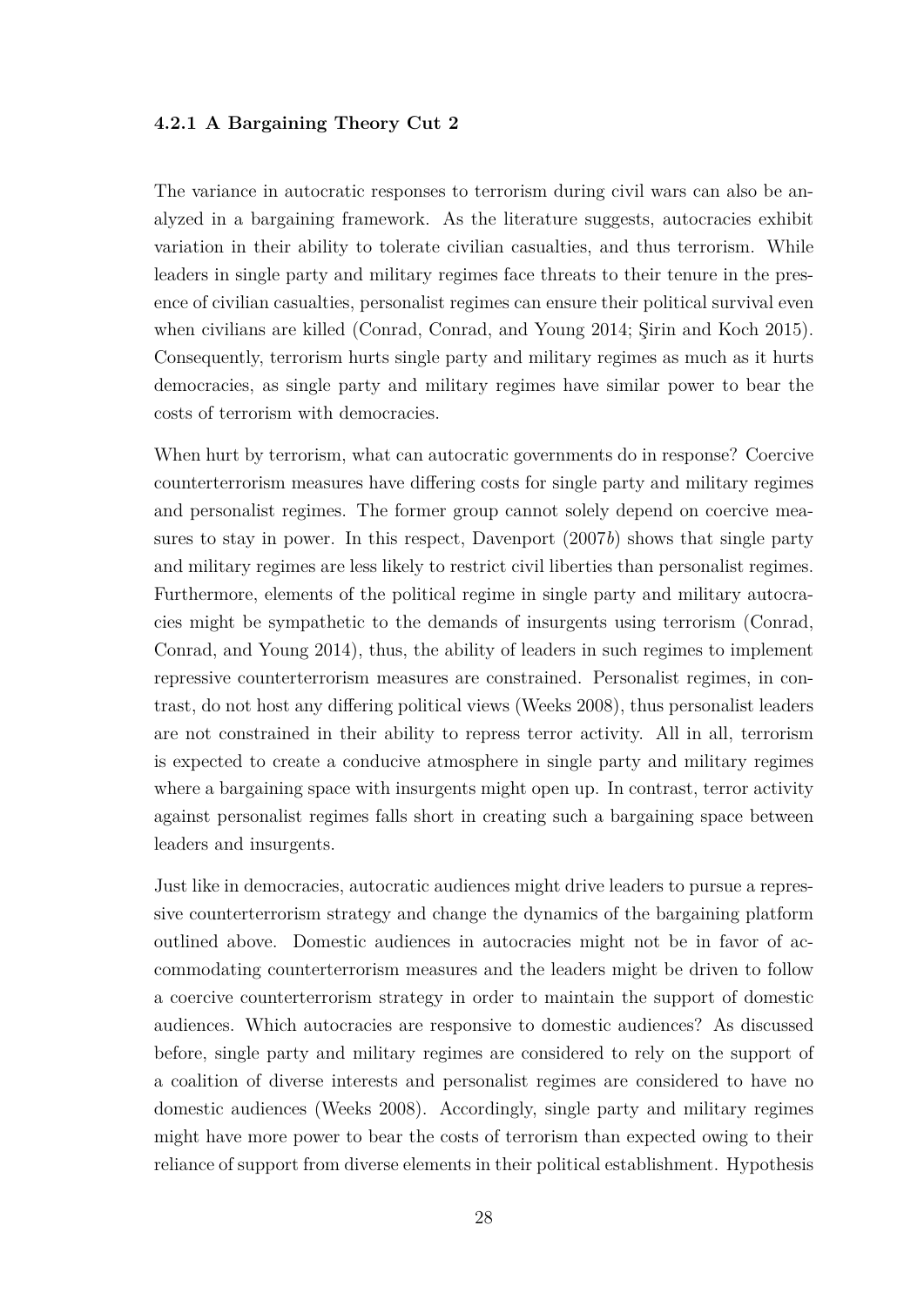### 4.2.1 A Bargaining Theory Cut 2

The variance in autocratic responses to terrorism during civil wars can also be analyzed in a bargaining framework. As the literature suggests, autocracies exhibit variation in their ability to tolerate civilian casualties, and thus terrorism. While leaders in single party and military regimes face threats to their tenure in the presence of civilian casualties, personalist regimes can ensure their political survival even when civilians are killed (Conrad, Conrad, and Young 2014; Şirin and Koch 2015). Consequently, terrorism hurts single party and military regimes as much as it hurts democracies, as single party and military regimes have similar power to bear the costs of terrorism with democracies.

When hurt by terrorism, what can autocratic governments do in response? Coercive counterterrorism measures have differing costs for single party and military regimes and personalist regimes. The former group cannot solely depend on coercive measures to stay in power. In this respect, Davenport (2007*b*) shows that single party and military regimes are less likely to restrict civil liberties than personalist regimes. Furthermore, elements of the political regime in single party and military autocracies might be sympathetic to the demands of insurgents using terrorism (Conrad, Conrad, and Young 2014), thus, the ability of leaders in such regimes to implement repressive counterterrorism measures are constrained. Personalist regimes, in contrast, do not host any differing political views (Weeks 2008), thus personalist leaders are not constrained in their ability to repress terror activity. All in all, terrorism is expected to create a conducive atmosphere in single party and military regimes where a bargaining space with insurgents might open up. In contrast, terror activity against personalist regimes falls short in creating such a bargaining space between leaders and insurgents.

Just like in democracies, autocratic audiences might drive leaders to pursue a repressive counterterrorism strategy and change the dynamics of the bargaining platform outlined above. Domestic audiences in autocracies might not be in favor of accommodating counterterrorism measures and the leaders might be driven to follow a coercive counterterrorism strategy in order to maintain the support of domestic audiences. Which autocracies are responsive to domestic audiences? As discussed before, single party and military regimes are considered to rely on the support of a coalition of diverse interests and personalist regimes are considered to have no domestic audiences (Weeks 2008). Accordingly, single party and military regimes might have more power to bear the costs of terrorism than expected owing to their reliance of support from diverse elements in their political establishment. Hypothesis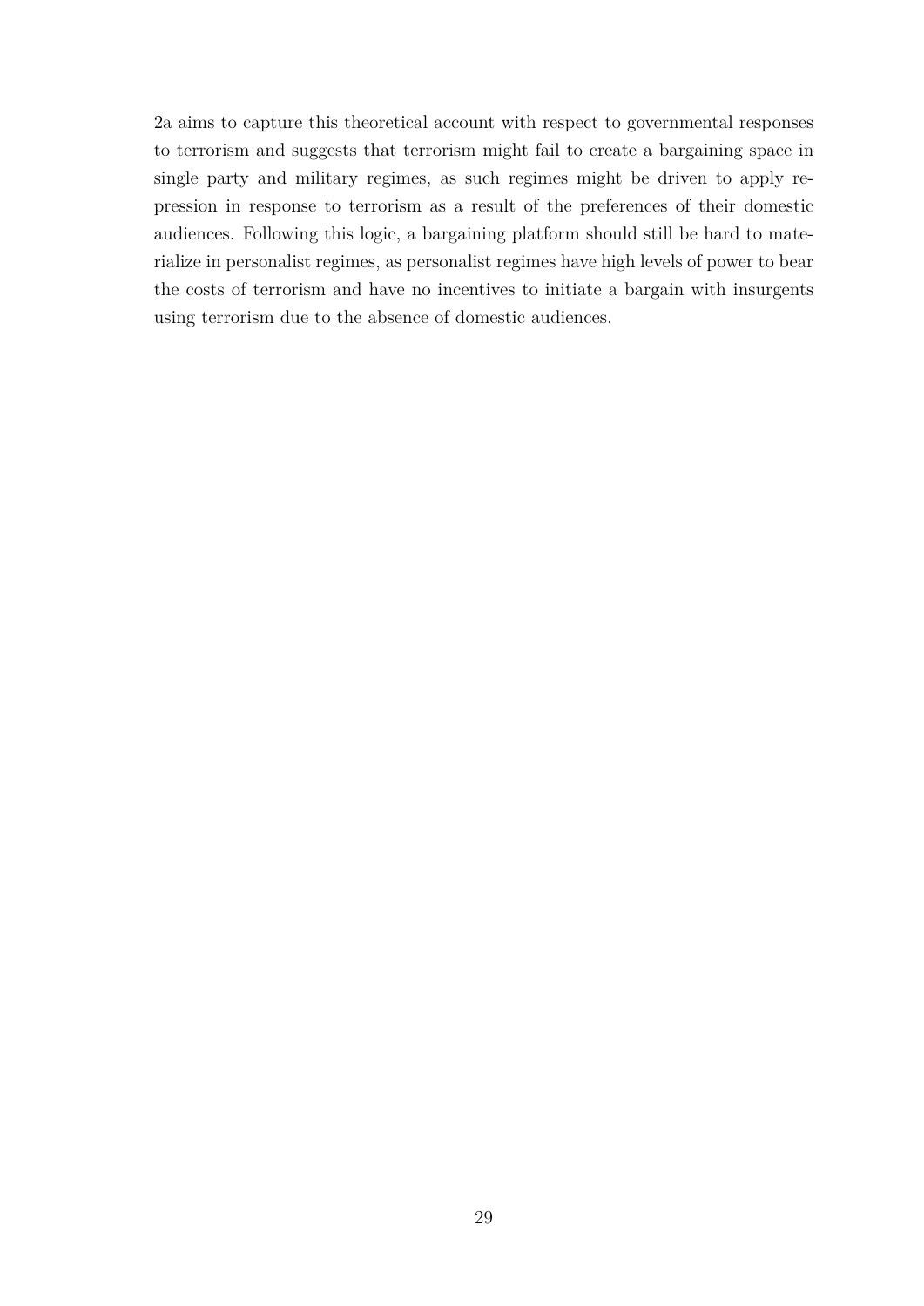2a aims to capture this theoretical account with respect to governmental responses to terrorism and suggests that terrorism might fail to create a bargaining space in single party and military regimes, as such regimes might be driven to apply repression in response to terrorism as a result of the preferences of their domestic audiences. Following this logic, a bargaining platform should still be hard to materialize in personalist regimes, as personalist regimes have high levels of power to bear the costs of terrorism and have no incentives to initiate a bargain with insurgents using terrorism due to the absence of domestic audiences.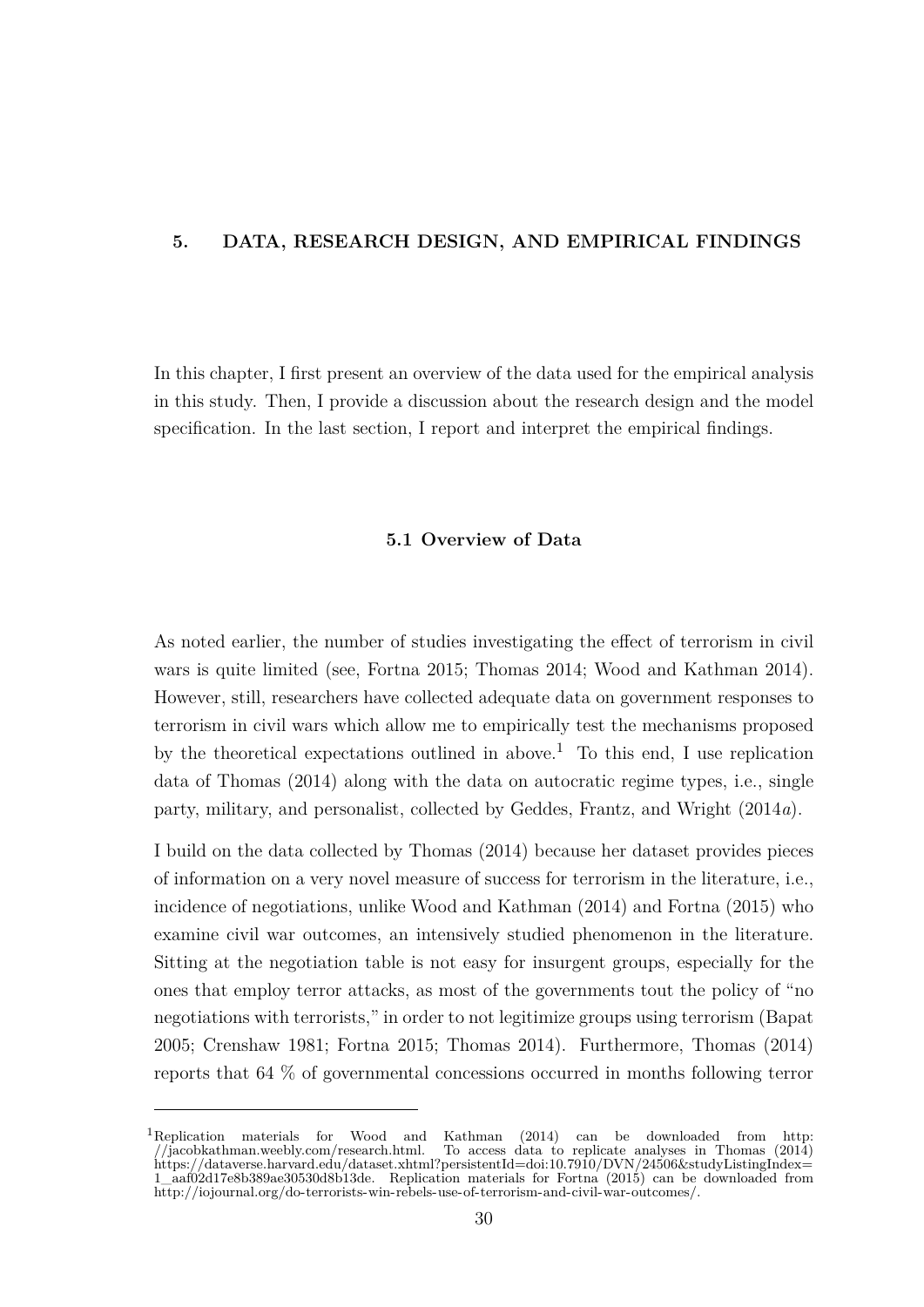# 5. DATA, RESEARCH DESIGN, AND EMPIRICAL FINDINGS

In this chapter, I first present an overview of the data used for the empirical analysis in this study. Then, I provide a discussion about the research design and the model specification. In the last section, I report and interpret the empirical findings.

## 5.1 Overview of Data

As noted earlier, the number of studies investigating the effect of terrorism in civil wars is quite limited (see, Fortna 2015; Thomas 2014; Wood and Kathman 2014). However, still, researchers have collected adequate data on government responses to terrorism in civil wars which allow me to empirically test the mechanisms proposed by the theoretical expectations outlined in above.[1] To this end, I use replication data of Thomas (2014) along with the data on autocratic regime types, i.e., single party, military, and personalist, collected by Geddes, Frantz, and Wright (2014*a*).

I build on the data collected by Thomas (2014) because her dataset provides pieces of information on a very novel measure of success for terrorism in the literature, i.e., incidence of negotiations, unlike Wood and Kathman (2014) and Fortna (2015) who examine civil war outcomes, an intensively studied phenomenon in the literature. Sitting at the negotiation table is not easy for insurgent groups, especially for the ones that employ terror attacks, as most of the governments tout the policy of "no negotiations with terrorists," in order to not legitimize groups using terrorism (Bapat 2005; Crenshaw 1981; Fortna 2015; Thomas 2014). Furthermore, Thomas (2014) reports that 64 % of governmental concessions occurred in months following terror

---

[1] Replication materials for Wood and Kathman (2014) can be downloaded from http://jacobkathman.weebly.com/research.html. To access data to replicate analyses in Thomas (2014) https://dataverse.harvard.edu/dataset.xhtml?persistentId=doi:10.7910/DVN/24506&studyListingIndex=1_aaf02d17e8b389ae30530d8b13de. Replication materials for Fortna (2015) can be downloaded from http://iojournal.org/do-terrorists-win-rebels-use-of-terrorism-and-civil-war-outcomes/.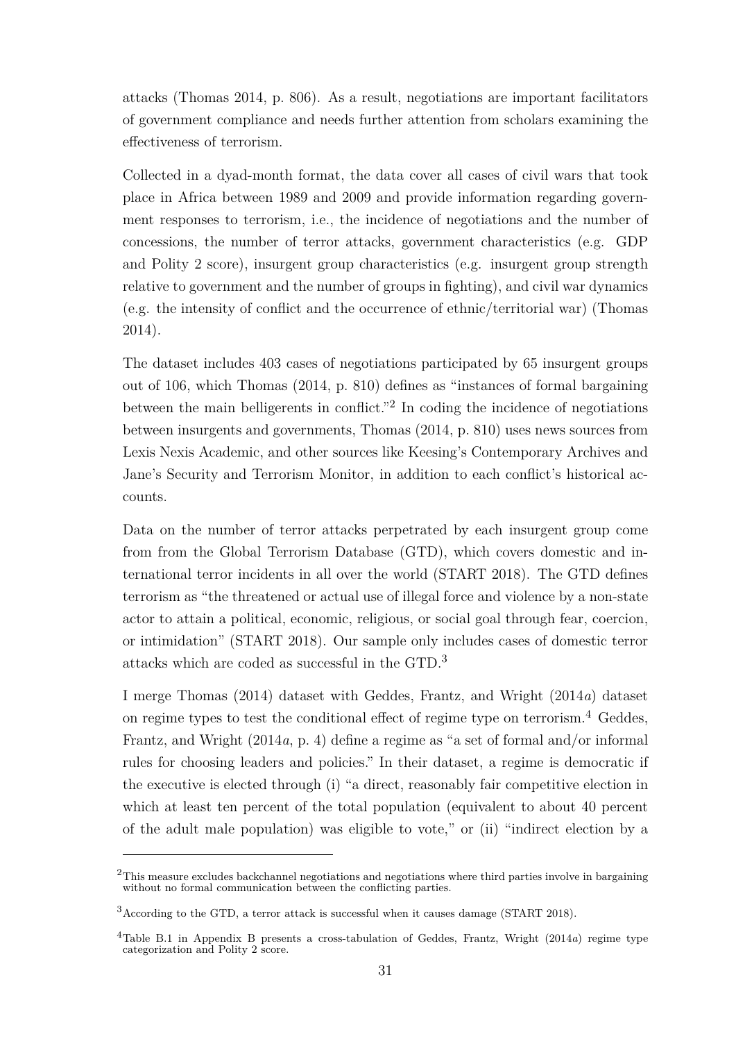attacks (Thomas 2014, p. 806). As a result, negotiations are important facilitators of government compliance and needs further attention from scholars examining the effectiveness of terrorism.

Collected in a dyad-month format, the data cover all cases of civil wars that took place in Africa between 1989 and 2009 and provide information regarding government responses to terrorism, i.e., the incidence of negotiations and the number of concessions, the number of terror attacks, government characteristics (e.g. GDP and Polity 2 score), insurgent group characteristics (e.g. insurgent group strength relative to government and the number of groups in fighting), and civil war dynamics (e.g. the intensity of conflict and the occurrence of ethnic/territorial war) (Thomas 2014).

The dataset includes 403 cases of negotiations participated by 65 insurgent groups out of 106, which Thomas (2014, p. 810) defines as "instances of formal bargaining between the main belligerents in conflict."[2] In coding the incidence of negotiations between insurgents and governments, Thomas (2014, p. 810) uses news sources from Lexis Nexis Academic, and other sources like Keesing's Contemporary Archives and Jane's Security and Terrorism Monitor, in addition to each conflict's historical accounts.

Data on the number of terror attacks perpetrated by each insurgent group come from from the Global Terrorism Database (GTD), which covers domestic and international terror incidents in all over the world (START 2018). The GTD defines terrorism as "the threatened or actual use of illegal force and violence by a non-state actor to attain a political, economic, religious, or social goal through fear, coercion, or intimidation" (START 2018). Our sample only includes cases of domestic terror attacks which are coded as successful in the GTD.[3]

I merge Thomas (2014) dataset with Geddes, Frantz, and Wright (2014*a*) dataset on regime types to test the conditional effect of regime type on terrorism.[4] Geddes, Frantz, and Wright (2014*a*, p. 4) define a regime as "a set of formal and/or informal rules for choosing leaders and policies." In their dataset, a regime is democratic if the executive is elected through (i) "a direct, reasonably fair competitive election in which at least ten percent of the total population (equivalent to about 40 percent of the adult male population) was eligible to vote," or (ii) "indirect election by a

[2] This measure excludes backchannel negotiations and negotiations where third parties involve in bargaining without no formal communication between the conflicting parties.

[3] According to the GTD, a terror attack is successful when it causes damage (START 2018).

[4] Table B.1 in Appendix B presents a cross-tabulation of Geddes, Frantz, Wright (2014*a*) regime type categorization and Polity 2 score.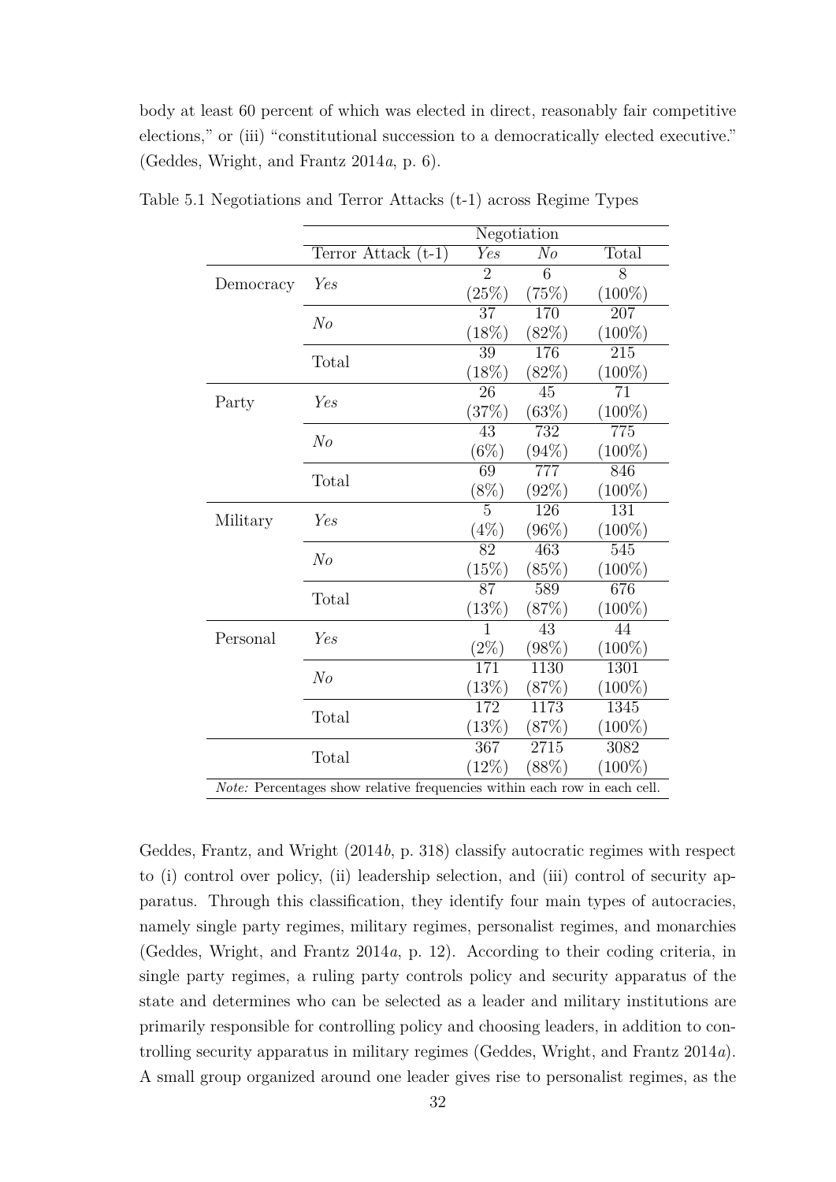body at least 60 percent of which was elected in direct, reasonably fair competitive elections," or (iii) "constitutional succession to a democratically elected executive." (Geddes, Wright, and Frantz 2014*a*, p. 6).

Table 5.1 Negotiations and Terror Attacks (t-1) across Regime Types

| | | Negotiation | | |
|---|---|---|---|---|
| | Terror Attack (t-1) | *Yes* | *No* | Total |
| Democracy | *Yes* | 2 (25%) | 6 (75%) | 8 (100%) |
| | *No* | 37 (18%) | 170 (82%) | 207 (100%) |
| | Total | 39 (18%) | 176 (82%) | 215 (100%) |
| Party | *Yes* | 26 (37%) | 45 (63%) | 71 (100%) |
| | *No* | 43 (6%) | 732 (94%) | 775 (100%) |
| | Total | 69 (8%) | 777 (92%) | 846 (100%) |
| Military | *Yes* | 5 (4%) | 126 (96%) | 131 (100%) |
| | *No* | 82 (15%) | 463 (85%) | 545 (100%) |
| | Total | 87 (13%) | 589 (87%) | 676 (100%) |
| Personal | *Yes* | 1 (2%) | 43 (98%) | 44 (100%) |
| | *No* | 171 (13%) | 1130 (87%) | 1301 (100%) |
| | Total | 172 (13%) | 1173 (87%) | 1345 (100%) |
| | Total | 367 (12%) | 2715 (88%) | 3082 (100%) |

*Note:* Percentages show relative frequencies within each row in each cell.

Geddes, Frantz, and Wright (2014*b*, p. 318) classify autocratic regimes with respect to (i) control over policy, (ii) leadership selection, and (iii) control of security apparatus. Through this classification, they identify four main types of autocracies, namely single party regimes, military regimes, personalist regimes, and monarchies (Geddes, Wright, and Frantz 2014*a*, p. 12). According to their coding criteria, in single party regimes, a ruling party controls policy and security apparatus of the state and determines who can be selected as a leader and military institutions are primarily responsible for controlling policy and choosing leaders, in addition to controlling security apparatus in military regimes (Geddes, Wright, and Frantz 2014*a*). A small group organized around one leader gives rise to personalist regimes, as the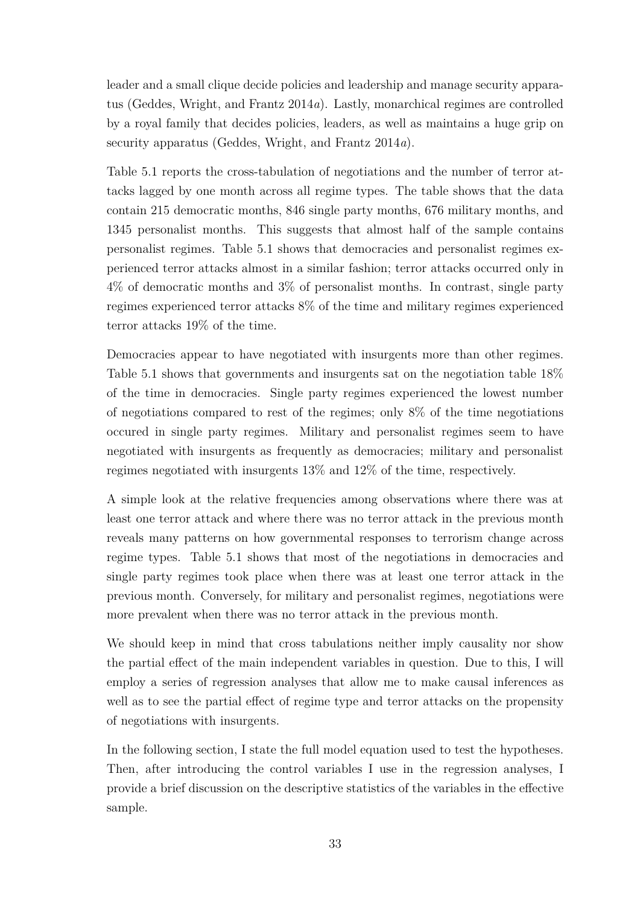leader and a small clique decide policies and leadership and manage security apparatus (Geddes, Wright, and Frantz 2014*a*). Lastly, monarchical regimes are controlled by a royal family that decides policies, leaders, as well as maintains a huge grip on security apparatus (Geddes, Wright, and Frantz 2014*a*).

Table 5.1 reports the cross-tabulation of negotiations and the number of terror attacks lagged by one month across all regime types. The table shows that the data contain 215 democratic months, 846 single party months, 676 military months, and 1345 personalist months. This suggests that almost half of the sample contains personalist regimes. Table 5.1 shows that democracies and personalist regimes experienced terror attacks almost in a similar fashion; terror attacks occurred only in 4% of democratic months and 3% of personalist months. In contrast, single party regimes experienced terror attacks 8% of the time and military regimes experienced terror attacks 19% of the time.

Democracies appear to have negotiated with insurgents more than other regimes. Table 5.1 shows that governments and insurgents sat on the negotiation table 18% of the time in democracies. Single party regimes experienced the lowest number of negotiations compared to rest of the regimes; only 8% of the time negotiations occured in single party regimes. Military and personalist regimes seem to have negotiated with insurgents as frequently as democracies; military and personalist regimes negotiated with insurgents 13% and 12% of the time, respectively.

A simple look at the relative frequencies among observations where there was at least one terror attack and where there was no terror attack in the previous month reveals many patterns on how governmental responses to terrorism change across regime types. Table 5.1 shows that most of the negotiations in democracies and single party regimes took place when there was at least one terror attack in the previous month. Conversely, for military and personalist regimes, negotiations were more prevalent when there was no terror attack in the previous month.

We should keep in mind that cross tabulations neither imply causality nor show the partial effect of the main independent variables in question. Due to this, I will employ a series of regression analyses that allow me to make causal inferences as well as to see the partial effect of regime type and terror attacks on the propensity of negotiations with insurgents.

In the following section, I state the full model equation used to test the hypotheses. Then, after introducing the control variables I use in the regression analyses, I provide a brief discussion on the descriptive statistics of the variables in the effective sample.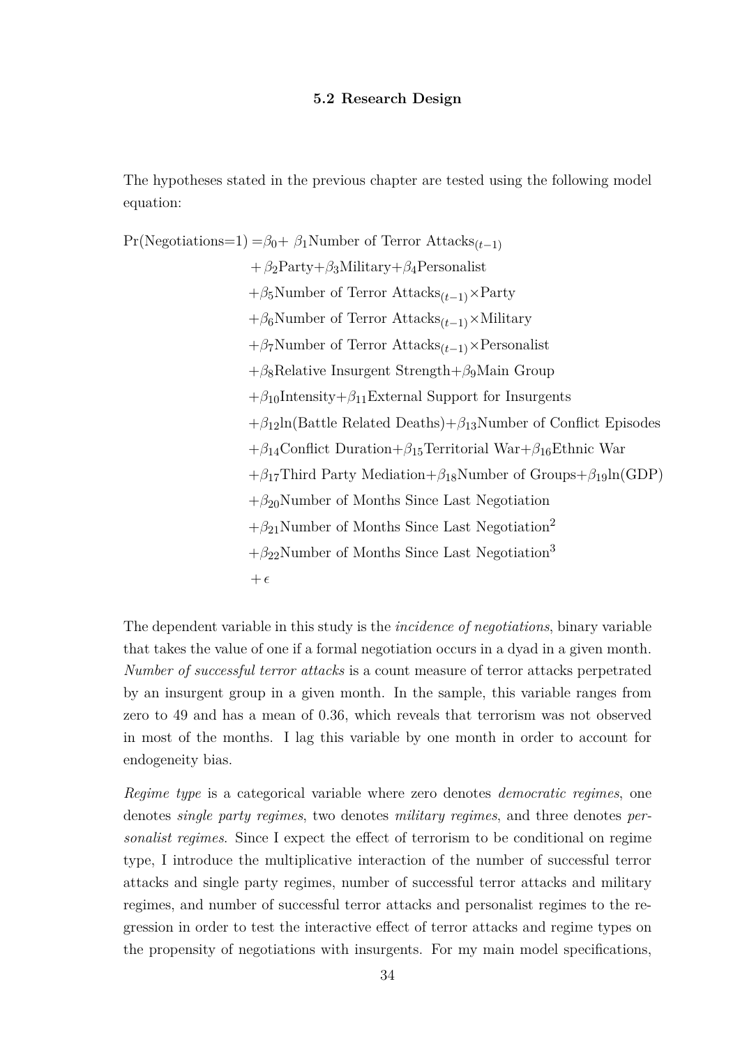### 5.2 Research Design

The hypotheses stated in the previous chapter are tested using the following model equation:

$$
\begin{aligned}
\Pr(\text{Negotiations}=1) = {} & \beta_0 + \beta_1 \text{Number of Terror Attacks}_{(t-1)} \\
& + \beta_2 \text{Party} + \beta_3 \text{Military} + \beta_4 \text{Personalist} \\
& + \beta_5 \text{Number of Terror Attacks}_{(t-1)} \times \text{Party} \\
& + \beta_6 \text{Number of Terror Attacks}_{(t-1)} \times \text{Military} \\
& + \beta_7 \text{Number of Terror Attacks}_{(t-1)} \times \text{Personalist} \\
& + \beta_8 \text{Relative Insurgent Strength} + \beta_9 \text{Main Group} \\
& + \beta_{10} \text{Intensity} + \beta_{11} \text{External Support for Insurgents} \\
& + \beta_{12} \ln(\text{Battle Related Deaths}) + \beta_{13} \text{Number of Conflict Episodes} \\
& + \beta_{14} \text{Conflict Duration} + \beta_{15} \text{Territorial War} + \beta_{16} \text{Ethnic War} \\
& + \beta_{17} \text{Third Party Mediation} + \beta_{18} \text{Number of Groups} + \beta_{19} \ln(\text{GDP}) \\
& + \beta_{20} \text{Number of Months Since Last Negotiation} \\
& + \beta_{21} \text{Number of Months Since Last Negotiation}^2 \\
& + \beta_{22} \text{Number of Months Since Last Negotiation}^3 \\
& + \epsilon
\end{aligned}
$$

The dependent variable in this study is the *incidence of negotiations*, binary variable that takes the value of one if a formal negotiation occurs in a dyad in a given month. *Number of successful terror attacks* is a count measure of terror attacks perpetrated by an insurgent group in a given month. In the sample, this variable ranges from zero to 49 and has a mean of 0.36, which reveals that terrorism was not observed in most of the months. I lag this variable by one month in order to account for endogeneity bias.

*Regime type* is a categorical variable where zero denotes *democratic regimes*, one denotes *single party regimes*, two denotes *military regimes*, and three denotes *personalist regimes*. Since I expect the effect of terrorism to be conditional on regime type, I introduce the multiplicative interaction of the number of successful terror attacks and single party regimes, number of successful terror attacks and military regimes, and number of successful terror attacks and personalist regimes to the regression in order to test the interactive effect of terror attacks and regime types on the propensity of negotiations with insurgents. For my main model specifications,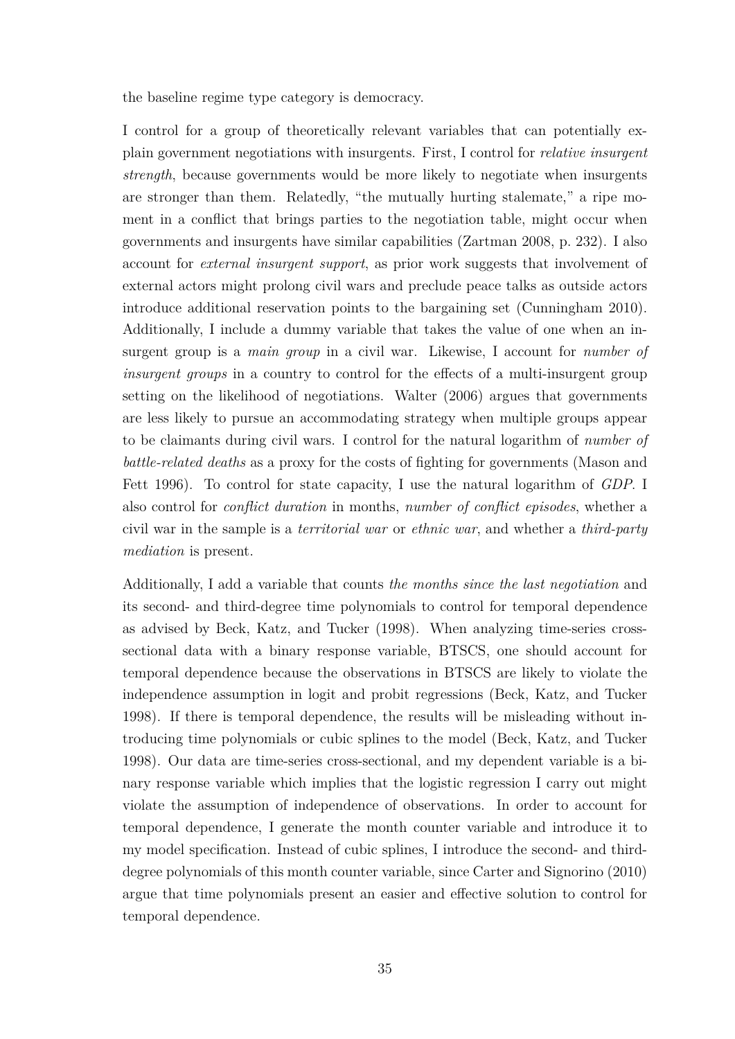the baseline regime type category is democracy.

I control for a group of theoretically relevant variables that can potentially explain government negotiations with insurgents. First, I control for *relative insurgent strength*, because governments would be more likely to negotiate when insurgents are stronger than them. Relatedly, "the mutually hurting stalemate," a ripe moment in a conflict that brings parties to the negotiation table, might occur when governments and insurgents have similar capabilities (Zartman 2008, p. 232). I also account for *external insurgent support*, as prior work suggests that involvement of external actors might prolong civil wars and preclude peace talks as outside actors introduce additional reservation points to the bargaining set (Cunningham 2010). Additionally, I include a dummy variable that takes the value of one when an insurgent group is a *main group* in a civil war. Likewise, I account for *number of insurgent groups* in a country to control for the effects of a multi-insurgent group setting on the likelihood of negotiations. Walter (2006) argues that governments are less likely to pursue an accommodating strategy when multiple groups appear to be claimants during civil wars. I control for the natural logarithm of *number of battle-related deaths* as a proxy for the costs of fighting for governments (Mason and Fett 1996). To control for state capacity, I use the natural logarithm of *GDP*. I also control for *conflict duration* in months, *number of conflict episodes*, whether a civil war in the sample is a *territorial war* or *ethnic war*, and whether a *third-party mediation* is present.

Additionally, I add a variable that counts *the months since the last negotiation* and its second- and third-degree time polynomials to control for temporal dependence as advised by Beck, Katz, and Tucker (1998). When analyzing time-series cross-sectional data with a binary response variable, BTSCS, one should account for temporal dependence because the observations in BTSCS are likely to violate the independence assumption in logit and probit regressions (Beck, Katz, and Tucker 1998). If there is temporal dependence, the results will be misleading without introducing time polynomials or cubic splines to the model (Beck, Katz, and Tucker 1998). Our data are time-series cross-sectional, and my dependent variable is a binary response variable which implies that the logistic regression I carry out might violate the assumption of independence of observations. In order to account for temporal dependence, I generate the month counter variable and introduce it to my model specification. Instead of cubic splines, I introduce the second- and third-degree polynomials of this month counter variable, since Carter and Signorino (2010) argue that time polynomials present an easier and effective solution to control for temporal dependence.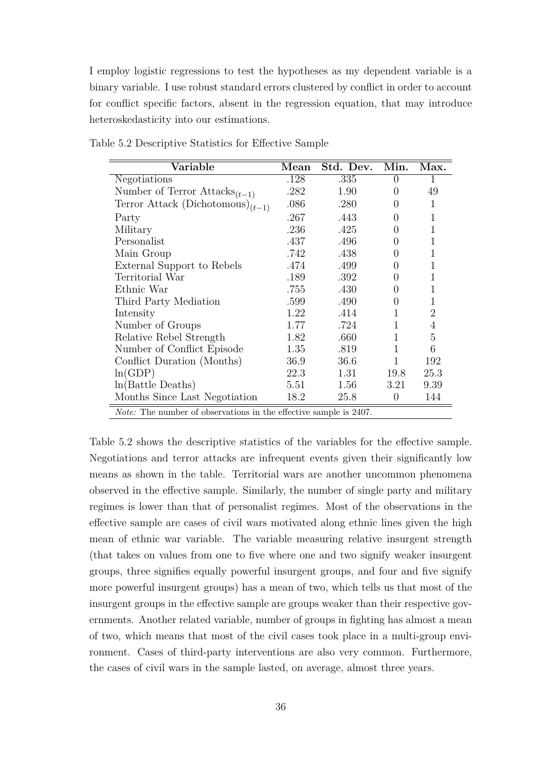I employ logistic regressions to test the hypotheses as my dependent variable is a binary variable. I use robust standard errors clustered by conflict in order to account for conflict specific factors, absent in the regression equation, that may introduce heteroskedasticity into our estimations.

Table 5.2 Descriptive Statistics for Effective Sample

| Variable | Mean | Std. Dev. | Min. | Max. |
|---|---|---|---|---|
| Negotiations | .128 | .335 | 0 | 1 |
| Number of Terror Attacks$_{(t-1)}$ | .282 | 1.90 | 0 | 49 |
| Terror Attack (Dichotomous)$_{(t-1)}$ | .086 | .280 | 0 | 1 |
| Party | .267 | .443 | 0 | 1 |
| Military | .236 | .425 | 0 | 1 |
| Personalist | .437 | .496 | 0 | 1 |
| Main Group | .742 | .438 | 0 | 1 |
| External Support to Rebels | .474 | .499 | 0 | 1 |
| Territorial War | .189 | .392 | 0 | 1 |
| Ethnic War | .755 | .430 | 0 | 1 |
| Third Party Mediation | .599 | .490 | 0 | 1 |
| Intensity | 1.22 | .414 | 1 | 2 |
| Number of Groups | 1.77 | .724 | 1 | 4 |
| Relative Rebel Strength | 1.82 | .660 | 1 | 5 |
| Number of Conflict Episode | 1.35 | .819 | 1 | 6 |
| Conflict Duration (Months) | 36.9 | 36.6 | 1 | 192 |
| ln(GDP) | 22.3 | 1.31 | 19.8 | 25.3 |
| ln(Battle Deaths) | 5.51 | 1.56 | 3.21 | 9.39 |
| Months Since Last Negotiation | 18.2 | 25.8 | 0 | 144 |

*Note:* The number of observations in the effective sample is 2407.

Table 5.2 shows the descriptive statistics of the variables for the effective sample. Negotiations and terror attacks are infrequent events given their significantly low means as shown in the table. Territorial wars are another uncommon phenomena observed in the effective sample. Similarly, the number of single party and military regimes is lower than that of personalist regimes. Most of the observations in the effective sample are cases of civil wars motivated along ethnic lines given the high mean of ethnic war variable. The variable measuring relative insurgent strength (that takes on values from one to five where one and two signify weaker insurgent groups, three signifies equally powerful insurgent groups, and four and five signify more powerful insurgent groups) has a mean of two, which tells us that most of the insurgent groups in the effective sample are groups weaker than their respective governments. Another related variable, number of groups in fighting has almost a mean of two, which means that most of the civil cases took place in a multi-group environment. Cases of third-party interventions are also very common. Furthermore, the cases of civil wars in the sample lasted, on average, almost three years.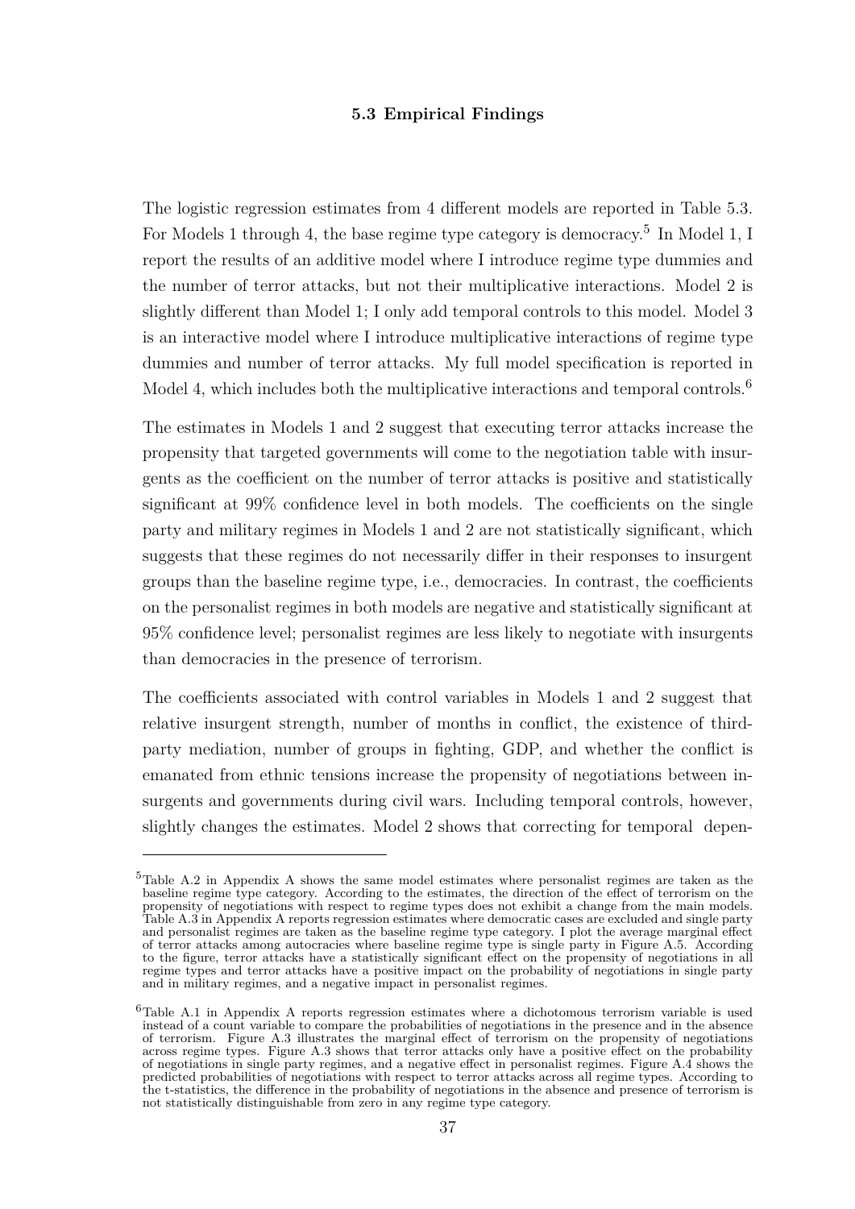### 5.3 Empirical Findings

The logistic regression estimates from 4 different models are reported in Table 5.3. For Models 1 through 4, the base regime type category is democracy.[5] In Model 1, I report the results of an additive model where I introduce regime type dummies and the number of terror attacks, but not their multiplicative interactions. Model 2 is slightly different than Model 1; I only add temporal controls to this model. Model 3 is an interactive model where I introduce multiplicative interactions of regime type dummies and number of terror attacks. My full model specification is reported in Model 4, which includes both the multiplicative interactions and temporal controls.[6]

The estimates in Models 1 and 2 suggest that executing terror attacks increase the propensity that targeted governments will come to the negotiation table with insurgents as the coefficient on the number of terror attacks is positive and statistically significant at 99% confidence level in both models. The coefficients on the single party and military regimes in Models 1 and 2 are not statistically significant, which suggests that these regimes do not necessarily differ in their responses to insurgent groups than the baseline regime type, i.e., democracies. In contrast, the coefficients on the personalist regimes in both models are negative and statistically significant at 95% confidence level; personalist regimes are less likely to negotiate with insurgents than democracies in the presence of terrorism.

The coefficients associated with control variables in Models 1 and 2 suggest that relative insurgent strength, number of months in conflict, the existence of third-party mediation, number of groups in fighting, GDP, and whether the conflict is emanated from ethnic tensions increase the propensity of negotiations between insurgents and governments during civil wars. Including temporal controls, however, slightly changes the estimates. Model 2 shows that correcting for temporal depen-

---

[5] Table A.2 in Appendix A shows the same model estimates where personalist regimes are taken as the baseline regime type category. According to the estimates, the direction of the effect of terrorism on the propensity of negotiations with respect to regime types does not exhibit a change from the main models. Table A.3 in Appendix A reports regression estimates where democratic cases are excluded and single party and personalist regimes are taken as the baseline regime type category. I plot the average marginal effect of terror attacks among autocracies where baseline regime type is single party in Figure A.5. According to the figure, terror attacks have a statistically significant effect on the propensity of negotiations in all regime types and terror attacks have a positive impact on the probability of negotiations in single party and in military regimes, and a negative impact in personalist regimes.

[6] Table A.1 in Appendix A reports regression estimates where a dichotomous terrorism variable is used instead of a count variable to compare the probabilities of negotiations in the presence and in the absence of terrorism. Figure A.3 illustrates the marginal effect of terrorism on the propensity of negotiations across regime types. Figure A.3 shows that terror attacks only have a positive effect on the probability of negotiations in single party regimes, and a negative effect in personalist regimes. Figure A.4 shows the predicted probabilities of negotiations with respect to terror attacks across all regime types. According to the t-statistics, the difference in the probability of negotiations in the absence and presence of terrorism is not statistically distinguishable from zero in any regime type category.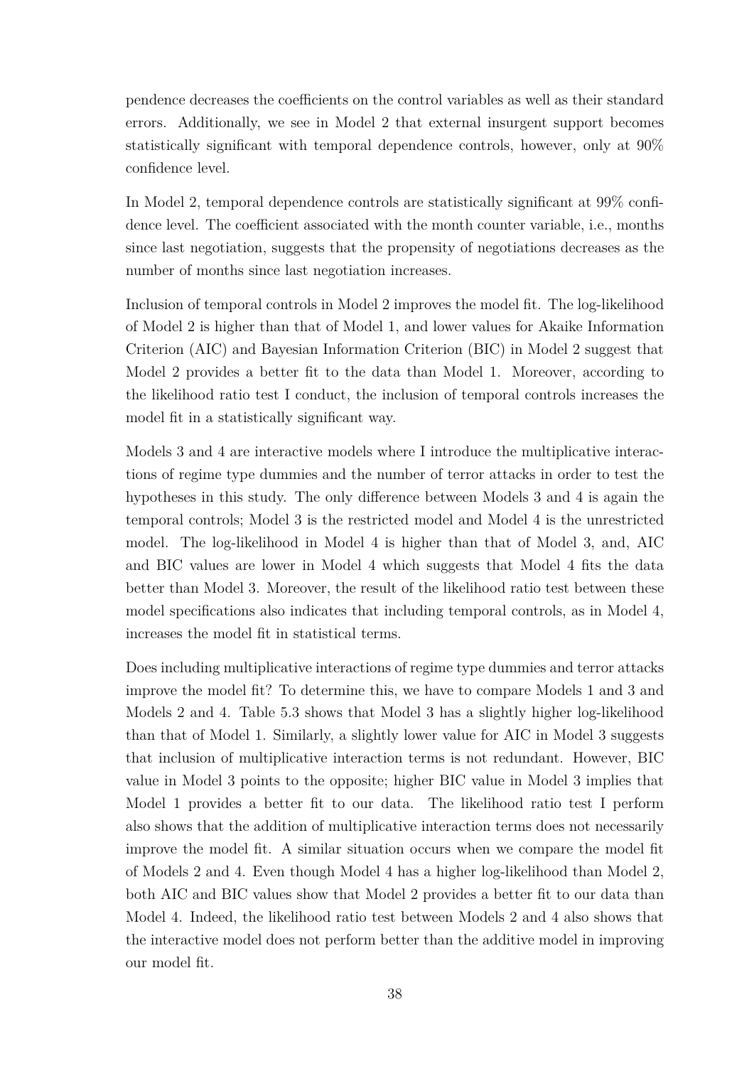pendence decreases the coefficients on the control variables as well as their standard errors. Additionally, we see in Model 2 that external insurgent support becomes statistically significant with temporal dependence controls, however, only at 90% confidence level.

In Model 2, temporal dependence controls are statistically significant at 99% confidence level. The coefficient associated with the month counter variable, i.e., months since last negotiation, suggests that the propensity of negotiations decreases as the number of months since last negotiation increases.

Inclusion of temporal controls in Model 2 improves the model fit. The log-likelihood of Model 2 is higher than that of Model 1, and lower values for Akaike Information Criterion (AIC) and Bayesian Information Criterion (BIC) in Model 2 suggest that Model 2 provides a better fit to the data than Model 1. Moreover, according to the likelihood ratio test I conduct, the inclusion of temporal controls increases the model fit in a statistically significant way.

Models 3 and 4 are interactive models where I introduce the multiplicative interactions of regime type dummies and the number of terror attacks in order to test the hypotheses in this study. The only difference between Models 3 and 4 is again the temporal controls; Model 3 is the restricted model and Model 4 is the unrestricted model. The log-likelihood in Model 4 is higher than that of Model 3, and, AIC and BIC values are lower in Model 4 which suggests that Model 4 fits the data better than Model 3. Moreover, the result of the likelihood ratio test between these model specifications also indicates that including temporal controls, as in Model 4, increases the model fit in statistical terms.

Does including multiplicative interactions of regime type dummies and terror attacks improve the model fit? To determine this, we have to compare Models 1 and 3 and Models 2 and 4. Table 5.3 shows that Model 3 has a slightly higher log-likelihood than that of Model 1. Similarly, a slightly lower value for AIC in Model 3 suggests that inclusion of multiplicative interaction terms is not redundant. However, BIC value in Model 3 points to the opposite; higher BIC value in Model 3 implies that Model 1 provides a better fit to our data. The likelihood ratio test I perform also shows that the addition of multiplicative interaction terms does not necessarily improve the model fit. A similar situation occurs when we compare the model fit of Models 2 and 4. Even though Model 4 has a higher log-likelihood than Model 2, both AIC and BIC values show that Model 2 provides a better fit to our data than Model 4. Indeed, the likelihood ratio test between Models 2 and 4 also shows that the interactive model does not perform better than the additive model in improving our model fit.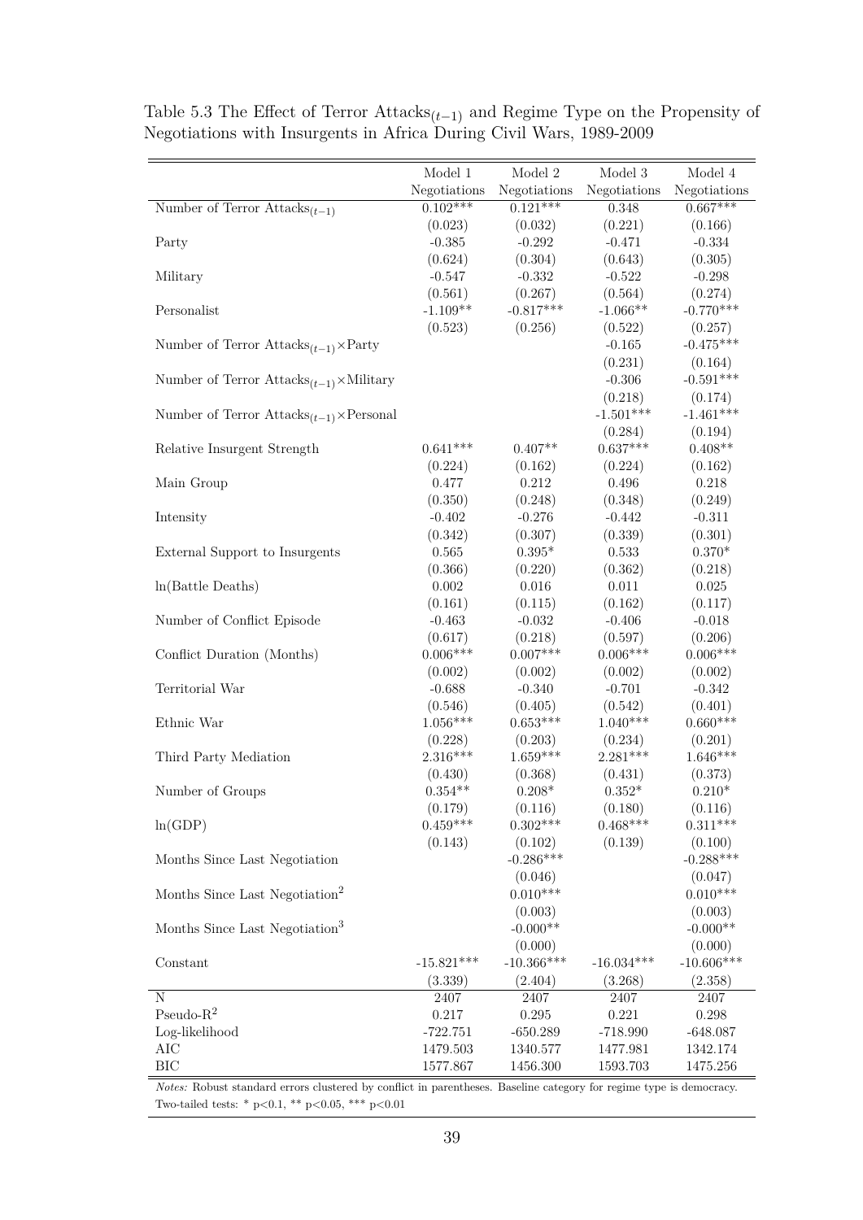Table 5.3 The Effect of Terror Attacks$_{(t-1)}$ and Regime Type on the Propensity of Negotiations with Insurgents in Africa During Civil Wars, 1989-2009

| | Model 1 | Model 2 | Model 3 | Model 4 |
|---|---|---|---|---|
| | Negotiations | Negotiations | Negotiations | Negotiations |
| Number of Terror Attacks$_{(t-1)}$ | 0.102*** | 0.121*** | 0.348 | 0.667*** |
| | (0.023) | (0.032) | (0.221) | (0.166) |
| Party | -0.385 | -0.292 | -0.471 | -0.334 |
| | (0.624) | (0.304) | (0.643) | (0.305) |
| Military | -0.547 | -0.332 | -0.522 | -0.298 |
| | (0.561) | (0.267) | (0.564) | (0.274) |
| Personalist | -1.109** | -0.817*** | -1.066** | -0.770*** |
| | (0.523) | (0.256) | (0.522) | (0.257) |
| Number of Terror Attacks$_{(t-1)}$×Party | | | -0.165 | -0.475*** |
| | | | (0.231) | (0.164) |
| Number of Terror Attacks$_{(t-1)}$×Military | | | -0.306 | -0.591*** |
| | | | (0.218) | (0.174) |
| Number of Terror Attacks$_{(t-1)}$×Personal | | | -1.501*** | -1.461*** |
| | | | (0.284) | (0.194) |
| Relative Insurgent Strength | 0.641*** | 0.407** | 0.637*** | 0.408** |
| | (0.224) | (0.162) | (0.224) | (0.162) |
| Main Group | 0.477 | 0.212 | 0.496 | 0.218 |
| | (0.350) | (0.248) | (0.348) | (0.249) |
| Intensity | -0.402 | -0.276 | -0.442 | -0.311 |
| | (0.342) | (0.307) | (0.339) | (0.301) |
| External Support to Insurgents | 0.565 | 0.395* | 0.533 | 0.370* |
| | (0.366) | (0.220) | (0.362) | (0.218) |
| ln(Battle Deaths) | 0.002 | 0.016 | 0.011 | 0.025 |
| | (0.161) | (0.115) | (0.162) | (0.117) |
| Number of Conflict Episode | -0.463 | -0.032 | -0.406 | -0.018 |
| | (0.617) | (0.218) | (0.597) | (0.206) |
| Conflict Duration (Months) | 0.006*** | 0.007*** | 0.006*** | 0.006*** |
| | (0.002) | (0.002) | (0.002) | (0.002) |
| Territorial War | -0.688 | -0.340 | -0.701 | -0.342 |
| | (0.546) | (0.405) | (0.542) | (0.401) |
| Ethnic War | 1.056*** | 0.653*** | 1.040*** | 0.660*** |
| | (0.228) | (0.203) | (0.234) | (0.201) |
| Third Party Mediation | 2.316*** | 1.659*** | 2.281*** | 1.646*** |
| | (0.430) | (0.368) | (0.431) | (0.373) |
| Number of Groups | 0.354** | 0.208* | 0.352* | 0.210* |
| | (0.179) | (0.116) | (0.180) | (0.116) |
| ln(GDP) | 0.459*** | 0.302*** | 0.468*** | 0.311*** |
| | (0.143) | (0.102) | (0.139) | (0.100) |
| Months Since Last Negotiation | | -0.286*** | | -0.288*** |
| | | (0.046) | | (0.047) |
| Months Since Last Negotiation$^2$ | | 0.010*** | | 0.010*** |
| | | (0.003) | | (0.003) |
| Months Since Last Negotiation$^3$ | | -0.000** | | -0.000** |
| | | (0.000) | | (0.000) |
| Constant | -15.821*** | -10.366*** | -16.034*** | -10.606*** |
| | (3.339) | (2.404) | (3.268) | (2.358) |
| N | 2407 | 2407 | 2407 | 2407 |
| Pseudo-$R^2$ | 0.217 | 0.295 | 0.221 | 0.298 |
| Log-likelihood | -722.751 | -650.289 | -718.990 | -648.087 |
| AIC | 1479.503 | 1340.577 | 1477.981 | 1342.174 |
| BIC | 1577.867 | 1456.300 | 1593.703 | 1475.256 |

*Notes:* Robust standard errors clustered by conflict in parentheses. Baseline category for regime type is democracy. Two-tailed tests: * p<0.1, ** p<0.05, *** p<0.01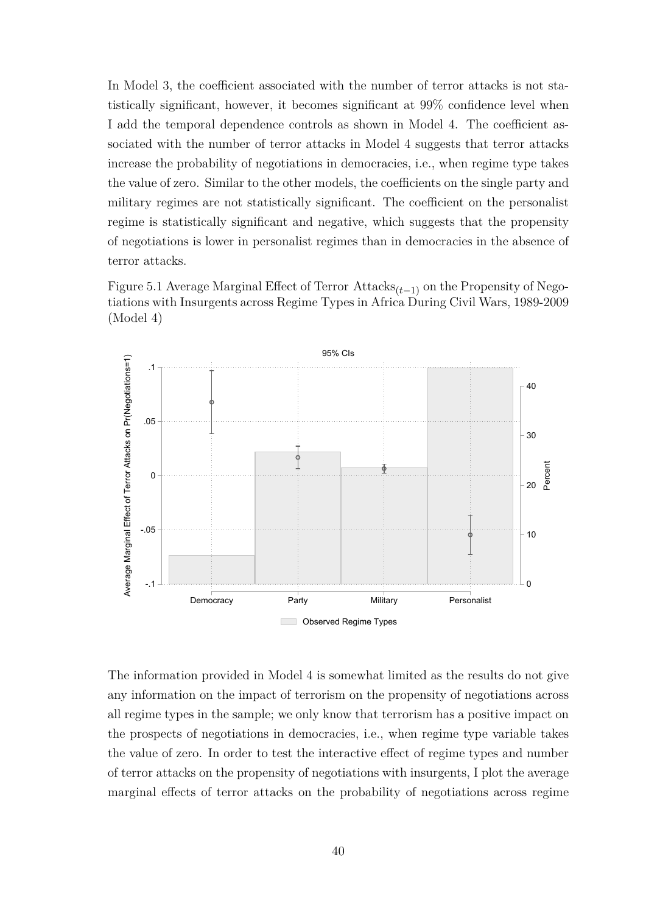In Model 3, the coefficient associated with the number of terror attacks is not statistically significant, however, it becomes significant at 99% confidence level when I add the temporal dependence controls as shown in Model 4. The coefficient associated with the number of terror attacks in Model 4 suggests that terror attacks increase the probability of negotiations in democracies, i.e., when regime type takes the value of zero. Similar to the other models, the coefficients on the single party and military regimes are not statistically significant. The coefficient on the personalist regime is statistically significant and negative, which suggests that the propensity of negotiations is lower in personalist regimes than in democracies in the absence of terror attacks.

Figure 5.1 Average Marginal Effect of Terror Attacks$_{(t-1)}$ on the Propensity of Negotiations with Insurgents across Regime Types in Africa During Civil Wars, 1989-2009 (Model 4)

The information provided in Model 4 is somewhat limited as the results do not give any information on the impact of terrorism on the propensity of negotiations across all regime types in the sample; we only know that terrorism has a positive impact on the prospects of negotiations in democracies, i.e., when regime type variable takes the value of zero. In order to test the interactive effect of regime types and number of terror attacks on the propensity of negotiations with insurgents, I plot the average marginal effects of terror attacks on the probability of negotiations across regime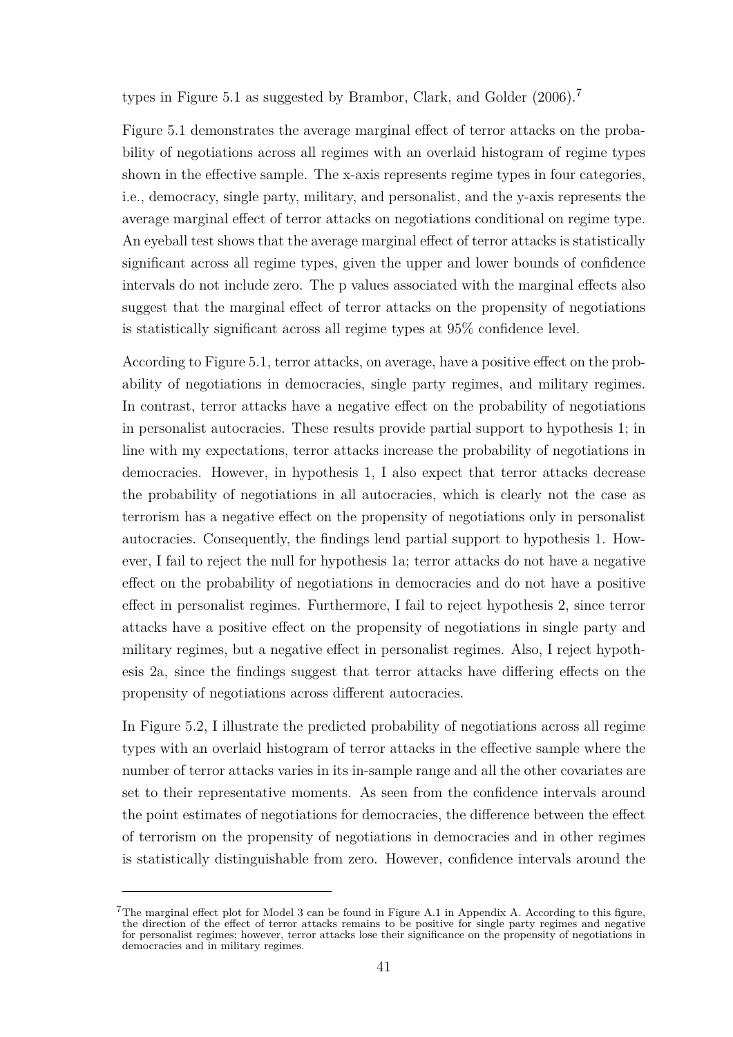types in Figure 5.1 as suggested by Brambor, Clark, and Golder (2006).[7]

Figure 5.1 demonstrates the average marginal effect of terror attacks on the probability of negotiations across all regimes with an overlaid histogram of regime types shown in the effective sample. The x-axis represents regime types in four categories, i.e., democracy, single party, military, and personalist, and the y-axis represents the average marginal effect of terror attacks on negotiations conditional on regime type. An eyeball test shows that the average marginal effect of terror attacks is statistically significant across all regime types, given the upper and lower bounds of confidence intervals do not include zero. The p values associated with the marginal effects also suggest that the marginal effect of terror attacks on the propensity of negotiations is statistically significant across all regime types at 95% confidence level.

According to Figure 5.1, terror attacks, on average, have a positive effect on the probability of negotiations in democracies, single party regimes, and military regimes. In contrast, terror attacks have a negative effect on the probability of negotiations in personalist autocracies. These results provide partial support to hypothesis 1; in line with my expectations, terror attacks increase the probability of negotiations in democracies. However, in hypothesis 1, I also expect that terror attacks decrease the probability of negotiations in all autocracies, which is clearly not the case as terrorism has a negative effect on the propensity of negotiations only in personalist autocracies. Consequently, the findings lend partial support to hypothesis 1. However, I fail to reject the null for hypothesis 1a; terror attacks do not have a negative effect on the probability of negotiations in democracies and do not have a positive effect in personalist regimes. Furthermore, I fail to reject hypothesis 2, since terror attacks have a positive effect on the propensity of negotiations in single party and military regimes, but a negative effect in personalist regimes. Also, I reject hypothesis 2a, since the findings suggest that terror attacks have differing effects on the propensity of negotiations across different autocracies.

In Figure 5.2, I illustrate the predicted probability of negotiations across all regime types with an overlaid histogram of terror attacks in the effective sample where the number of terror attacks varies in its in-sample range and all the other covariates are set to their representative moments. As seen from the confidence intervals around the point estimates of negotiations for democracies, the difference between the effect of terrorism on the propensity of negotiations in democracies and in other regimes is statistically distinguishable from zero. However, confidence intervals around the

[7] The marginal effect plot for Model 3 can be found in Figure A.1 in Appendix A. According to this figure, the direction of the effect of terror attacks remains to be positive for single party regimes and negative for personalist regimes; however, terror attacks lose their significance on the propensity of negotiations in democracies and in military regimes.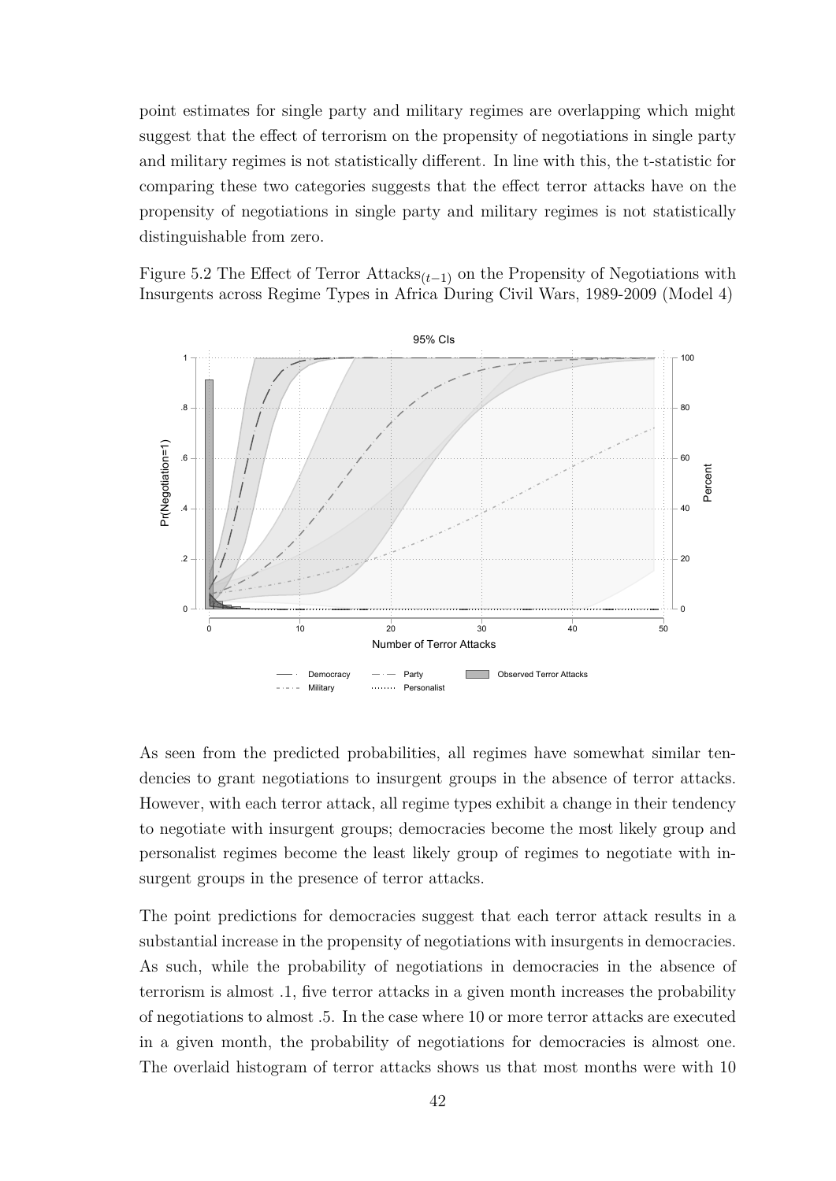point estimates for single party and military regimes are overlapping which might suggest that the effect of terrorism on the propensity of negotiations in single party and military regimes is not statistically different. In line with this, the t-statistic for comparing these two categories suggests that the effect terror attacks have on the propensity of negotiations in single party and military regimes is not statistically distinguishable from zero.

Figure 5.2 The Effect of Terror Attacks$_{(t-1)}$ on the Propensity of Negotiations with Insurgents across Regime Types in Africa During Civil Wars, 1989-2009 (Model 4)

As seen from the predicted probabilities, all regimes have somewhat similar tendencies to grant negotiations to insurgent groups in the absence of terror attacks. However, with each terror attack, all regime types exhibit a change in their tendency to negotiate with insurgent groups; democracies become the most likely group and personalist regimes become the least likely group of regimes to negotiate with insurgent groups in the presence of terror attacks.

The point predictions for democracies suggest that each terror attack results in a substantial increase in the propensity of negotiations with insurgents in democracies. As such, while the probability of negotiations in democracies in the absence of terrorism is almost .1, five terror attacks in a given month increases the probability of negotiations to almost .5. In the case where 10 or more terror attacks are executed in a given month, the probability of negotiations for democracies is almost one. The overlaid histogram of terror attacks shows us that most months were with 10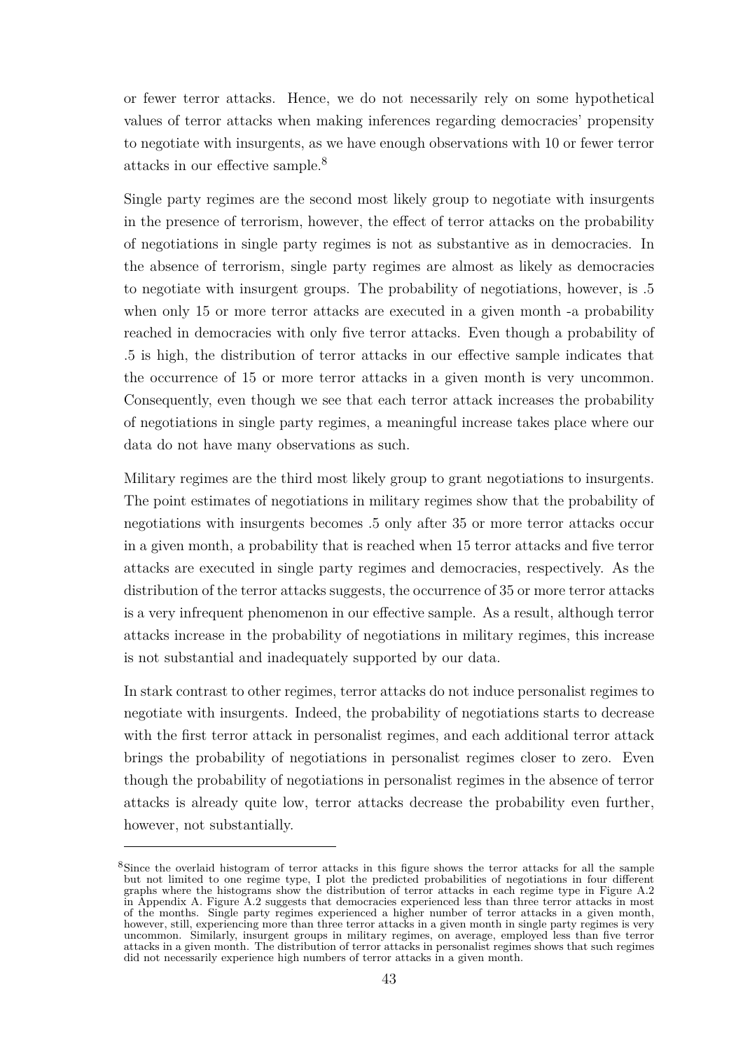or fewer terror attacks. Hence, we do not necessarily rely on some hypothetical values of terror attacks when making inferences regarding democracies' propensity to negotiate with insurgents, as we have enough observations with 10 or fewer terror attacks in our effective sample.[8]

Single party regimes are the second most likely group to negotiate with insurgents in the presence of terrorism, however, the effect of terror attacks on the probability of negotiations in single party regimes is not as substantive as in democracies. In the absence of terrorism, single party regimes are almost as likely as democracies to negotiate with insurgent groups. The probability of negotiations, however, is .5 when only 15 or more terror attacks are executed in a given month -a probability reached in democracies with only five terror attacks. Even though a probability of .5 is high, the distribution of terror attacks in our effective sample indicates that the occurrence of 15 or more terror attacks in a given month is very uncommon. Consequently, even though we see that each terror attack increases the probability of negotiations in single party regimes, a meaningful increase takes place where our data do not have many observations as such.

Military regimes are the third most likely group to grant negotiations to insurgents. The point estimates of negotiations in military regimes show that the probability of negotiations with insurgents becomes .5 only after 35 or more terror attacks occur in a given month, a probability that is reached when 15 terror attacks and five terror attacks are executed in single party regimes and democracies, respectively. As the distribution of the terror attacks suggests, the occurrence of 35 or more terror attacks is a very infrequent phenomenon in our effective sample. As a result, although terror attacks increase in the probability of negotiations in military regimes, this increase is not substantial and inadequately supported by our data.

In stark contrast to other regimes, terror attacks do not induce personalist regimes to negotiate with insurgents. Indeed, the probability of negotiations starts to decrease with the first terror attack in personalist regimes, and each additional terror attack brings the probability of negotiations in personalist regimes closer to zero. Even though the probability of negotiations in personalist regimes in the absence of terror attacks is already quite low, terror attacks decrease the probability even further, however, not substantially.

---

[8]Since the overlaid histogram of terror attacks in this figure shows the terror attacks for all the sample but not limited to one regime type, I plot the predicted probabilities of negotiations in four different graphs where the histograms show the distribution of terror attacks in each regime type in Figure A.2 in Appendix A. Figure A.2 suggests that democracies experienced less than three terror attacks in most of the months. Single party regimes experienced a higher number of terror attacks in a given month, however, still, experiencing more than three terror attacks in a given month in single party regimes is very uncommon. Similarly, insurgent groups in military regimes, on average, employed less than five terror attacks in a given month. The distribution of terror attacks in personalist regimes shows that such regimes did not necessarily experience high numbers of terror attacks in a given month.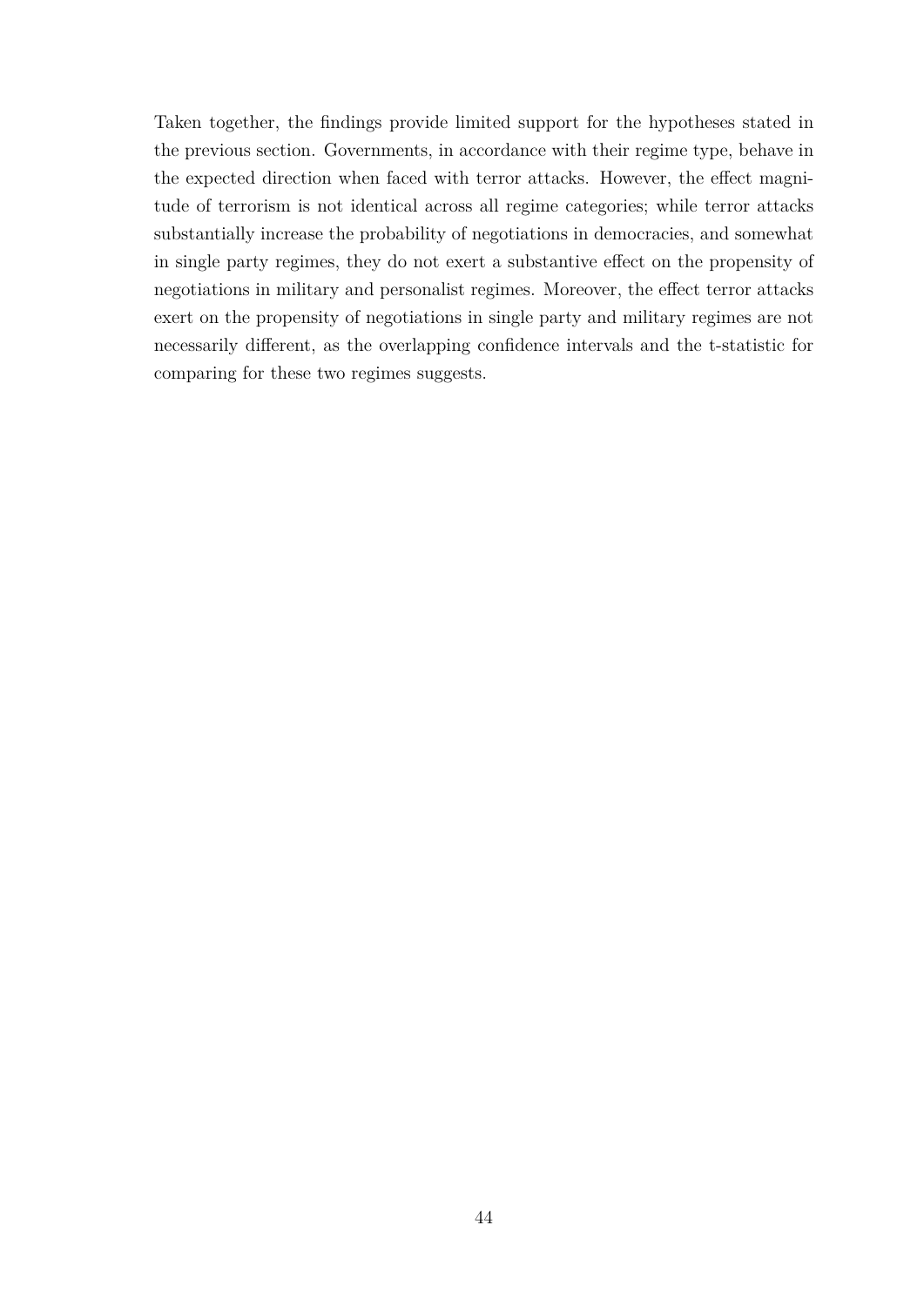Taken together, the findings provide limited support for the hypotheses stated in the previous section. Governments, in accordance with their regime type, behave in the expected direction when faced with terror attacks. However, the effect magnitude of terrorism is not identical across all regime categories; while terror attacks substantially increase the probability of negotiations in democracies, and somewhat in single party regimes, they do not exert a substantive effect on the propensity of negotiations in military and personalist regimes. Moreover, the effect terror attacks exert on the propensity of negotiations in single party and military regimes are not necessarily different, as the overlapping confidence intervals and the t-statistic for comparing for these two regimes suggests.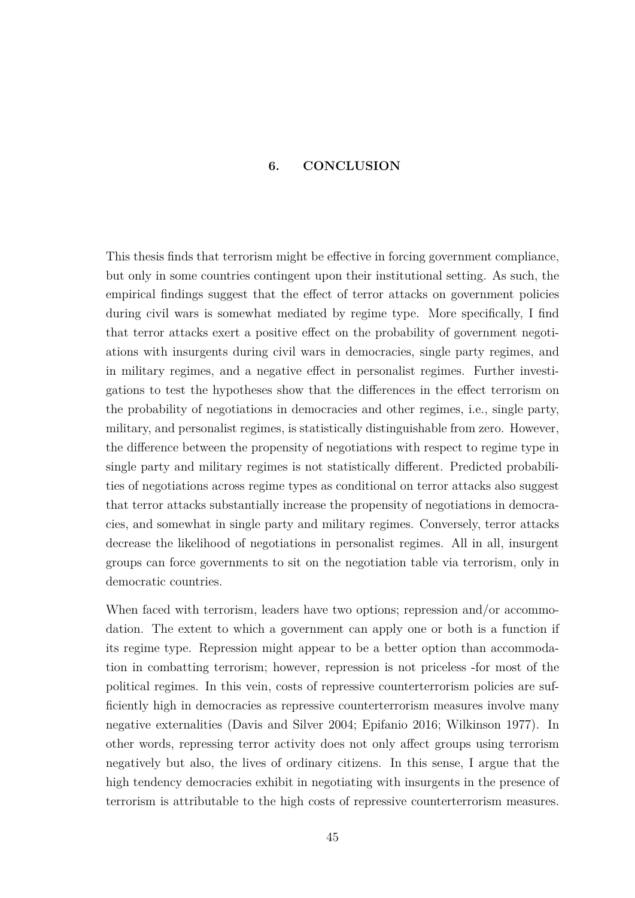# 6. CONCLUSION

This thesis finds that terrorism might be effective in forcing government compliance, but only in some countries contingent upon their institutional setting. As such, the empirical findings suggest that the effect of terror attacks on government policies during civil wars is somewhat mediated by regime type. More specifically, I find that terror attacks exert a positive effect on the probability of government negotiations with insurgents during civil wars in democracies, single party regimes, and in military regimes, and a negative effect in personalist regimes. Further investigations to test the hypotheses show that the differences in the effect terrorism on the probability of negotiations in democracies and other regimes, i.e., single party, military, and personalist regimes, is statistically distinguishable from zero. However, the difference between the propensity of negotiations with respect to regime type in single party and military regimes is not statistically different. Predicted probabilities of negotiations across regime types as conditional on terror attacks also suggest that terror attacks substantially increase the propensity of negotiations in democracies, and somewhat in single party and military regimes. Conversely, terror attacks decrease the likelihood of negotiations in personalist regimes. All in all, insurgent groups can force governments to sit on the negotiation table via terrorism, only in democratic countries.

When faced with terrorism, leaders have two options; repression and/or accommodation. The extent to which a government can apply one or both is a function if its regime type. Repression might appear to be a better option than accommodation in combatting terrorism; however, repression is not priceless -for most of the political regimes. In this vein, costs of repressive counterterrorism policies are sufficiently high in democracies as repressive counterterrorism measures involve many negative externalities (Davis and Silver 2004; Epifanio 2016; Wilkinson 1977). In other words, repressing terror activity does not only affect groups using terrorism negatively but also, the lives of ordinary citizens. In this sense, I argue that the high tendency democracies exhibit in negotiating with insurgents in the presence of terrorism is attributable to the high costs of repressive counterterrorism measures.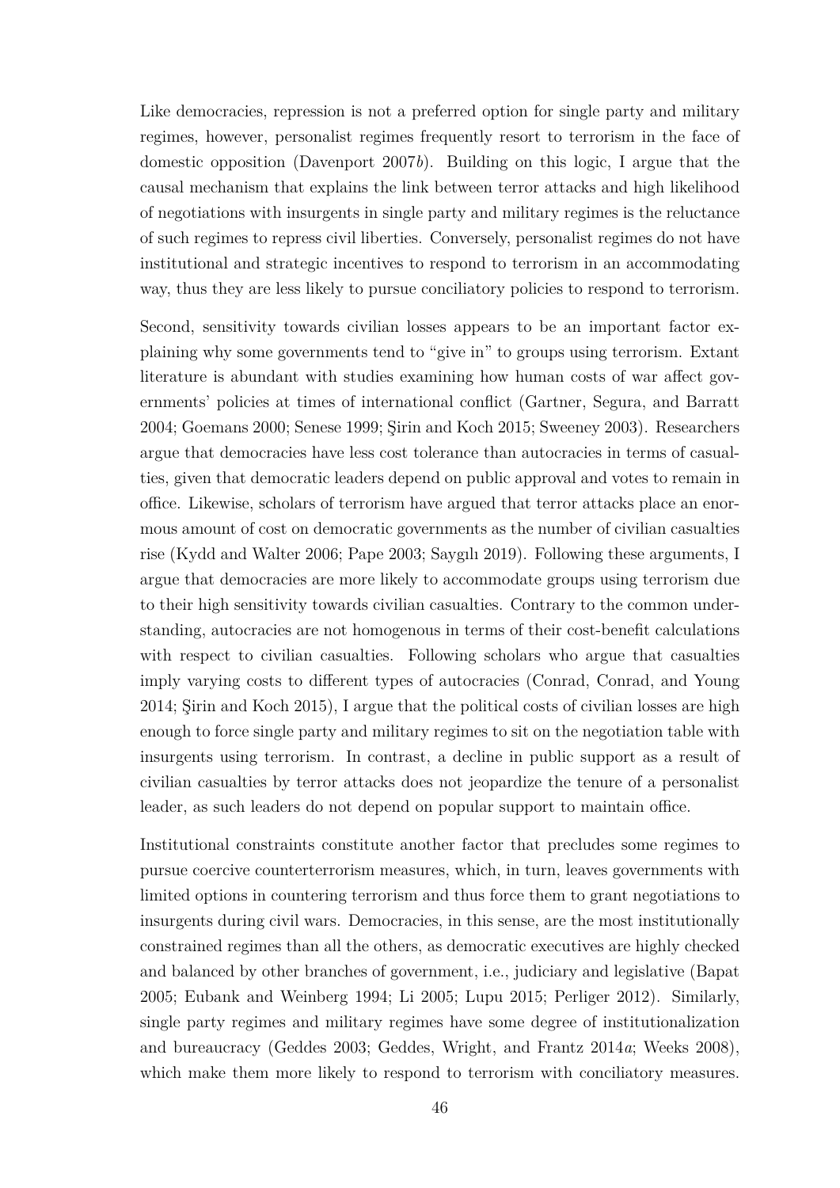Like democracies, repression is not a preferred option for single party and military regimes, however, personalist regimes frequently resort to terrorism in the face of domestic opposition (Davenport 2007*b*). Building on this logic, I argue that the causal mechanism that explains the link between terror attacks and high likelihood of negotiations with insurgents in single party and military regimes is the reluctance of such regimes to repress civil liberties. Conversely, personalist regimes do not have institutional and strategic incentives to respond to terrorism in an accommodating way, thus they are less likely to pursue conciliatory policies to respond to terrorism.

Second, sensitivity towards civilian losses appears to be an important factor explaining why some governments tend to "give in" to groups using terrorism. Extant literature is abundant with studies examining how human costs of war affect governments' policies at times of international conflict (Gartner, Segura, and Barratt 2004; Goemans 2000; Senese 1999; Şirin and Koch 2015; Sweeney 2003). Researchers argue that democracies have less cost tolerance than autocracies in terms of casualties, given that democratic leaders depend on public approval and votes to remain in office. Likewise, scholars of terrorism have argued that terror attacks place an enormous amount of cost on democratic governments as the number of civilian casualties rise (Kydd and Walter 2006; Pape 2003; Saygılı 2019). Following these arguments, I argue that democracies are more likely to accommodate groups using terrorism due to their high sensitivity towards civilian casualties. Contrary to the common understanding, autocracies are not homogenous in terms of their cost-benefit calculations with respect to civilian casualties. Following scholars who argue that casualties imply varying costs to different types of autocracies (Conrad, Conrad, and Young 2014; Şirin and Koch 2015), I argue that the political costs of civilian losses are high enough to force single party and military regimes to sit on the negotiation table with insurgents using terrorism. In contrast, a decline in public support as a result of civilian casualties by terror attacks does not jeopardize the tenure of a personalist leader, as such leaders do not depend on popular support to maintain office.

Institutional constraints constitute another factor that precludes some regimes to pursue coercive counterterrorism measures, which, in turn, leaves governments with limited options in countering terrorism and thus force them to grant negotiations to insurgents during civil wars. Democracies, in this sense, are the most institutionally constrained regimes than all the others, as democratic executives are highly checked and balanced by other branches of government, i.e., judiciary and legislative (Bapat 2005; Eubank and Weinberg 1994; Li 2005; Lupu 2015; Perliger 2012). Similarly, single party regimes and military regimes have some degree of institutionalization and bureaucracy (Geddes 2003; Geddes, Wright, and Frantz 2014*a*; Weeks 2008), which make them more likely to respond to terrorism with conciliatory measures.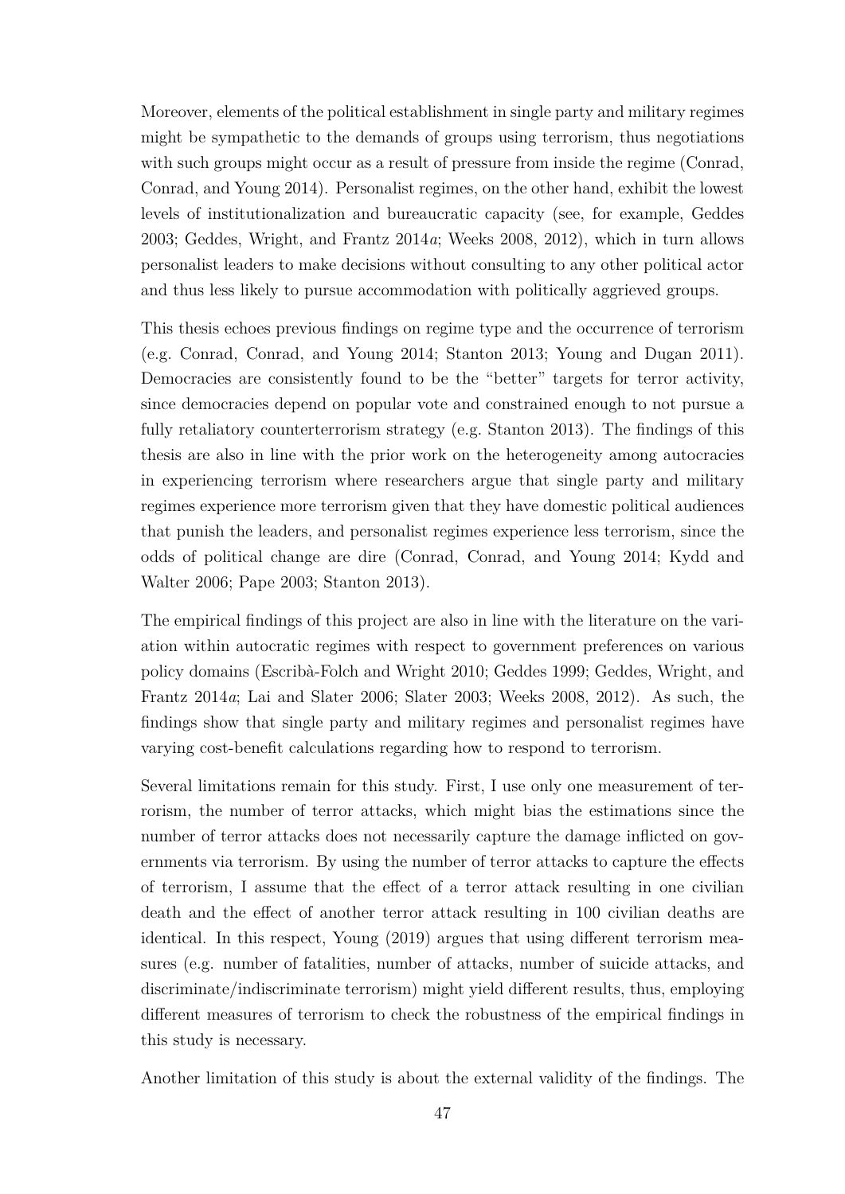Moreover, elements of the political establishment in single party and military regimes might be sympathetic to the demands of groups using terrorism, thus negotiations with such groups might occur as a result of pressure from inside the regime (Conrad, Conrad, and Young 2014). Personalist regimes, on the other hand, exhibit the lowest levels of institutionalization and bureaucratic capacity (see, for example, Geddes 2003; Geddes, Wright, and Frantz 2014*a*; Weeks 2008, 2012), which in turn allows personalist leaders to make decisions without consulting to any other political actor and thus less likely to pursue accommodation with politically aggrieved groups.

This thesis echoes previous findings on regime type and the occurrence of terrorism (e.g. Conrad, Conrad, and Young 2014; Stanton 2013; Young and Dugan 2011). Democracies are consistently found to be the "better" targets for terror activity, since democracies depend on popular vote and constrained enough to not pursue a fully retaliatory counterterrorism strategy (e.g. Stanton 2013). The findings of this thesis are also in line with the prior work on the heterogeneity among autocracies in experiencing terrorism where researchers argue that single party and military regimes experience more terrorism given that they have domestic political audiences that punish the leaders, and personalist regimes experience less terrorism, since the odds of political change are dire (Conrad, Conrad, and Young 2014; Kydd and Walter 2006; Pape 2003; Stanton 2013).

The empirical findings of this project are also in line with the literature on the variation within autocratic regimes with respect to government preferences on various policy domains (Escribà-Folch and Wright 2010; Geddes 1999; Geddes, Wright, and Frantz 2014*a*; Lai and Slater 2006; Slater 2003; Weeks 2008, 2012). As such, the findings show that single party and military regimes and personalist regimes have varying cost-benefit calculations regarding how to respond to terrorism.

Several limitations remain for this study. First, I use only one measurement of terrorism, the number of terror attacks, which might bias the estimations since the number of terror attacks does not necessarily capture the damage inflicted on governments via terrorism. By using the number of terror attacks to capture the effects of terrorism, I assume that the effect of a terror attack resulting in one civilian death and the effect of another terror attack resulting in 100 civilian deaths are identical. In this respect, Young (2019) argues that using different terrorism measures (e.g. number of fatalities, number of attacks, number of suicide attacks, and discriminate/indiscriminate terrorism) might yield different results, thus, employing different measures of terrorism to check the robustness of the empirical findings in this study is necessary.

Another limitation of this study is about the external validity of the findings. The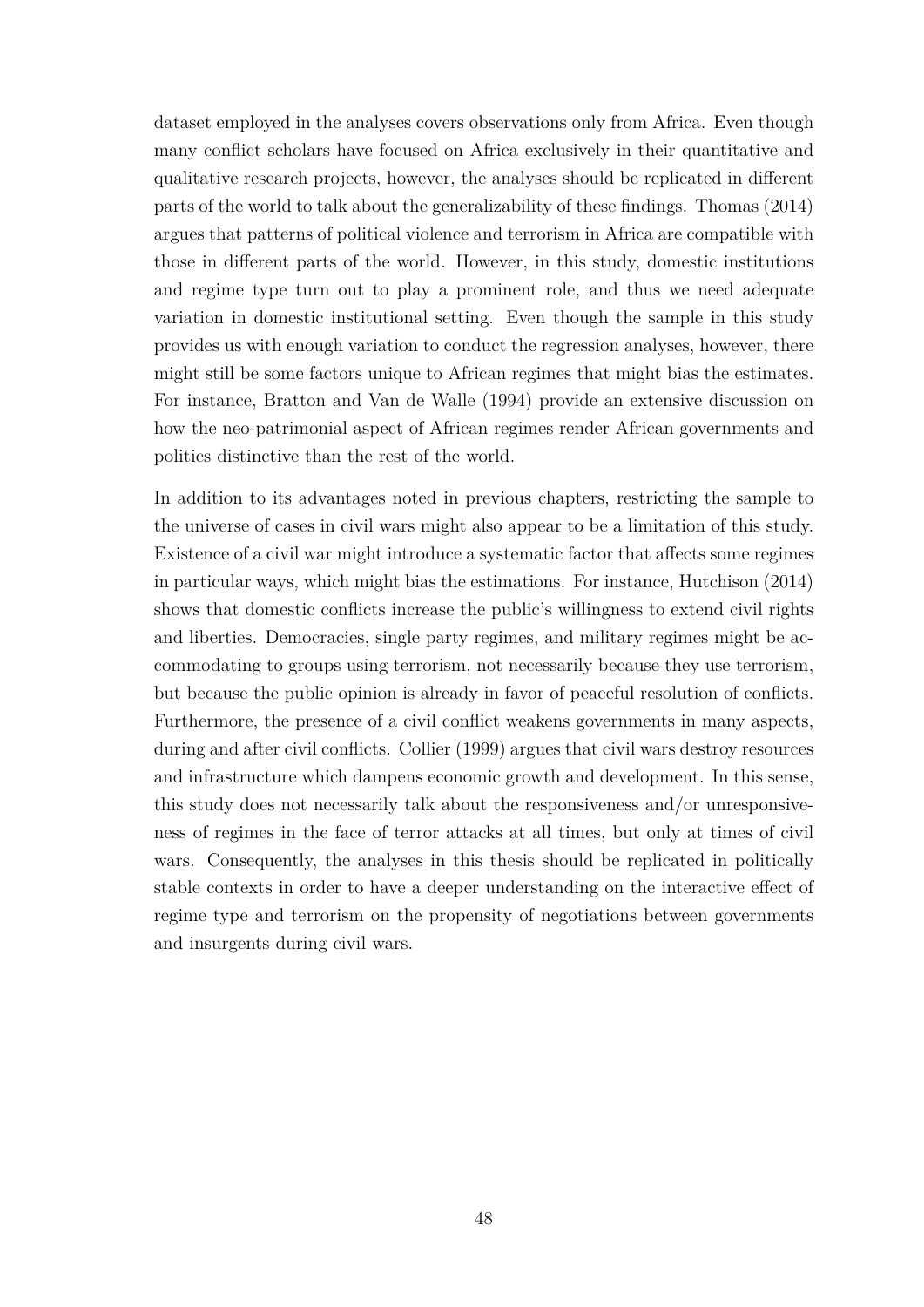dataset employed in the analyses covers observations only from Africa. Even though many conflict scholars have focused on Africa exclusively in their quantitative and qualitative research projects, however, the analyses should be replicated in different parts of the world to talk about the generalizability of these findings. Thomas (2014) argues that patterns of political violence and terrorism in Africa are compatible with those in different parts of the world. However, in this study, domestic institutions and regime type turn out to play a prominent role, and thus we need adequate variation in domestic institutional setting. Even though the sample in this study provides us with enough variation to conduct the regression analyses, however, there might still be some factors unique to African regimes that might bias the estimates. For instance, Bratton and Van de Walle (1994) provide an extensive discussion on how the neo-patrimonial aspect of African regimes render African governments and politics distinctive than the rest of the world.

In addition to its advantages noted in previous chapters, restricting the sample to the universe of cases in civil wars might also appear to be a limitation of this study. Existence of a civil war might introduce a systematic factor that affects some regimes in particular ways, which might bias the estimations. For instance, Hutchison (2014) shows that domestic conflicts increase the public's willingness to extend civil rights and liberties. Democracies, single party regimes, and military regimes might be accommodating to groups using terrorism, not necessarily because they use terrorism, but because the public opinion is already in favor of peaceful resolution of conflicts. Furthermore, the presence of a civil conflict weakens governments in many aspects, during and after civil conflicts. Collier (1999) argues that civil wars destroy resources and infrastructure which dampens economic growth and development. In this sense, this study does not necessarily talk about the responsiveness and/or unresponsiveness of regimes in the face of terror attacks at all times, but only at times of civil wars. Consequently, the analyses in this thesis should be replicated in politically stable contexts in order to have a deeper understanding on the interactive effect of regime type and terrorism on the propensity of negotiations between governments and insurgents during civil wars.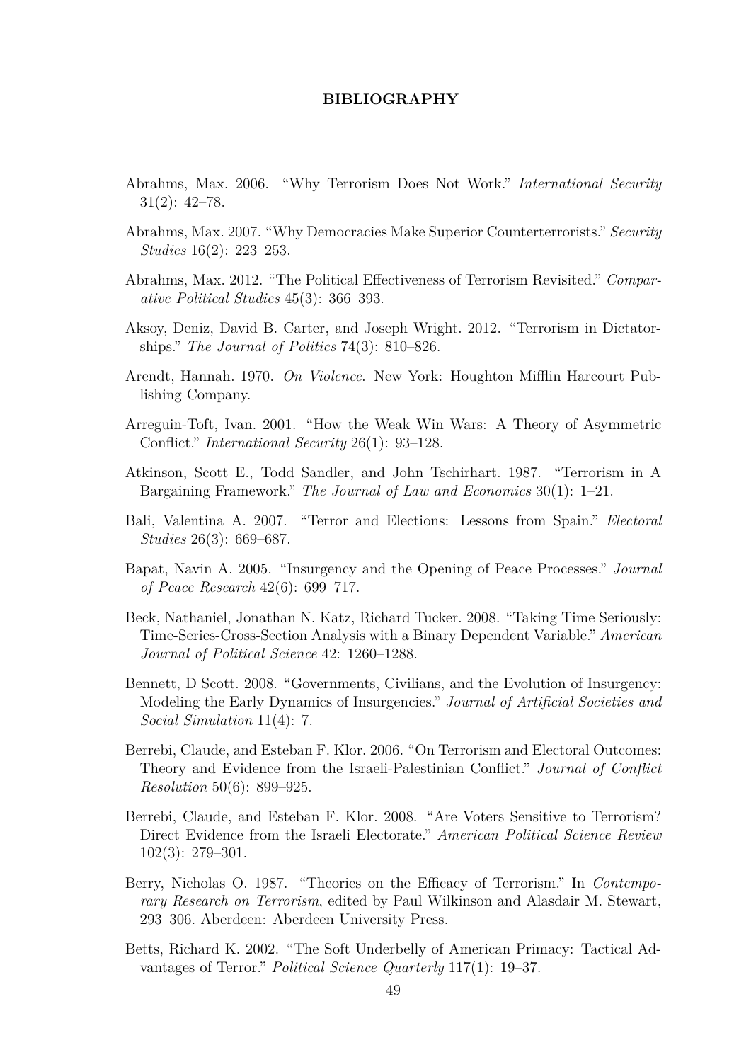# BIBLIOGRAPHY

Abrahms, Max. 2006. "Why Terrorism Does Not Work." *International Security* 31(2): 42–78.

Abrahms, Max. 2007. "Why Democracies Make Superior Counterterrorists." *Security Studies* 16(2): 223–253.

Abrahms, Max. 2012. "The Political Effectiveness of Terrorism Revisited." *Comparative Political Studies* 45(3): 366–393.

Aksoy, Deniz, David B. Carter, and Joseph Wright. 2012. "Terrorism in Dictatorships." *The Journal of Politics* 74(3): 810–826.

Arendt, Hannah. 1970. *On Violence*. New York: Houghton Mifflin Harcourt Publishing Company.

Arreguin-Toft, Ivan. 2001. "How the Weak Win Wars: A Theory of Asymmetric Conflict." *International Security* 26(1): 93–128.

Atkinson, Scott E., Todd Sandler, and John Tschirhart. 1987. "Terrorism in A Bargaining Framework." *The Journal of Law and Economics* 30(1): 1–21.

Bali, Valentina A. 2007. "Terror and Elections: Lessons from Spain." *Electoral Studies* 26(3): 669–687.

Bapat, Navin A. 2005. "Insurgency and the Opening of Peace Processes." *Journal of Peace Research* 42(6): 699–717.

Beck, Nathaniel, Jonathan N. Katz, Richard Tucker. 2008. "Taking Time Seriously: Time-Series-Cross-Section Analysis with a Binary Dependent Variable." *American Journal of Political Science* 42: 1260–1288.

Bennett, D Scott. 2008. "Governments, Civilians, and the Evolution of Insurgency: Modeling the Early Dynamics of Insurgencies." *Journal of Artificial Societies and Social Simulation* 11(4): 7.

Berrebi, Claude, and Esteban F. Klor. 2006. "On Terrorism and Electoral Outcomes: Theory and Evidence from the Israeli-Palestinian Conflict." *Journal of Conflict Resolution* 50(6): 899–925.

Berrebi, Claude, and Esteban F. Klor. 2008. "Are Voters Sensitive to Terrorism? Direct Evidence from the Israeli Electorate." *American Political Science Review* 102(3): 279–301.

Berry, Nicholas O. 1987. "Theories on the Efficacy of Terrorism." In *Contemporary Research on Terrorism*, edited by Paul Wilkinson and Alasdair M. Stewart, 293–306. Aberdeen: Aberdeen University Press.

Betts, Richard K. 2002. "The Soft Underbelly of American Primacy: Tactical Advantages of Terror." *Political Science Quarterly* 117(1): 19–37.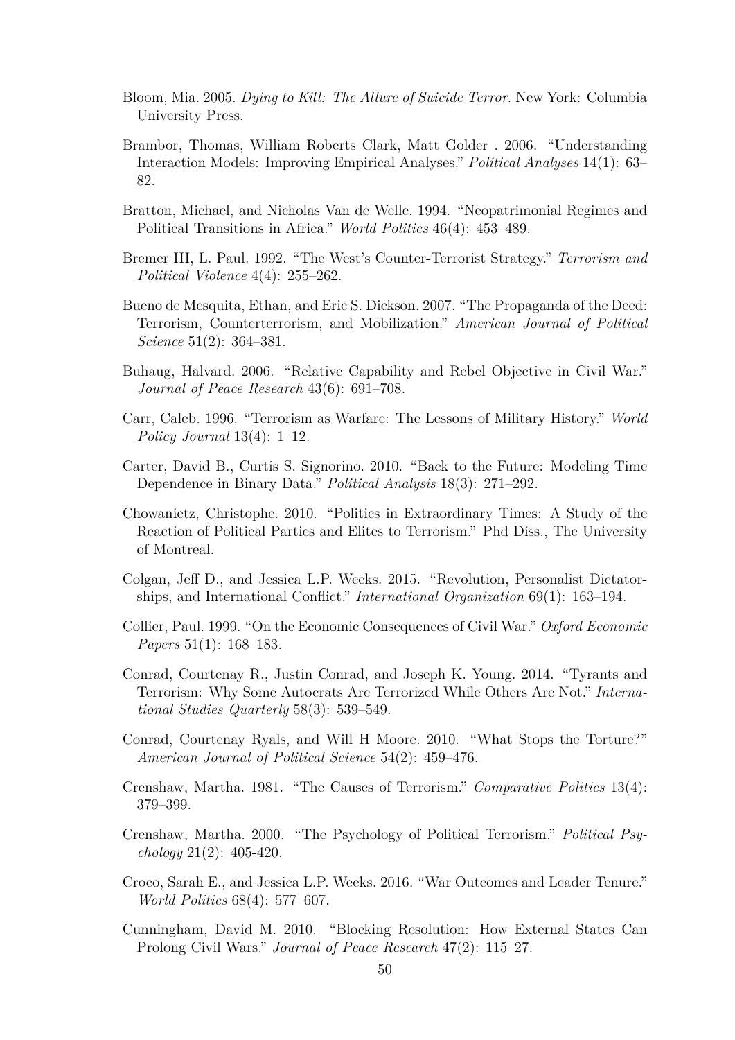Bloom, Mia. 2005. *Dying to Kill: The Allure of Suicide Terror*. New York: Columbia University Press.

Brambor, Thomas, William Roberts Clark, Matt Golder . 2006. "Understanding Interaction Models: Improving Empirical Analyses." *Political Analyses* 14(1): 63–82.

Bratton, Michael, and Nicholas Van de Welle. 1994. "Neopatrimonial Regimes and Political Transitions in Africa." *World Politics* 46(4): 453–489.

Bremer III, L. Paul. 1992. "The West's Counter-Terrorist Strategy." *Terrorism and Political Violence* 4(4): 255–262.

Bueno de Mesquita, Ethan, and Eric S. Dickson. 2007. "The Propaganda of the Deed: Terrorism, Counterterrorism, and Mobilization." *American Journal of Political Science* 51(2): 364–381.

Buhaug, Halvard. 2006. "Relative Capability and Rebel Objective in Civil War." *Journal of Peace Research* 43(6): 691–708.

Carr, Caleb. 1996. "Terrorism as Warfare: The Lessons of Military History." *World Policy Journal* 13(4): 1–12.

Carter, David B., Curtis S. Signorino. 2010. "Back to the Future: Modeling Time Dependence in Binary Data." *Political Analysis* 18(3): 271–292.

Chowanietz, Christophe. 2010. "Politics in Extraordinary Times: A Study of the Reaction of Political Parties and Elites to Terrorism." Phd Diss., The University of Montreal.

Colgan, Jeff D., and Jessica L.P. Weeks. 2015. "Revolution, Personalist Dictatorships, and International Conflict." *International Organization* 69(1): 163–194.

Collier, Paul. 1999. "On the Economic Consequences of Civil War." *Oxford Economic Papers* 51(1): 168–183.

Conrad, Courtenay R., Justin Conrad, and Joseph K. Young. 2014. "Tyrants and Terrorism: Why Some Autocrats Are Terrorized While Others Are Not." *International Studies Quarterly* 58(3): 539–549.

Conrad, Courtenay Ryals, and Will H Moore. 2010. "What Stops the Torture?" *American Journal of Political Science* 54(2): 459–476.

Crenshaw, Martha. 1981. "The Causes of Terrorism." *Comparative Politics* 13(4): 379–399.

Crenshaw, Martha. 2000. "The Psychology of Political Terrorism." *Political Psychology* 21(2): 405-420.

Croco, Sarah E., and Jessica L.P. Weeks. 2016. "War Outcomes and Leader Tenure." *World Politics* 68(4): 577–607.

Cunningham, David M. 2010. "Blocking Resolution: How External States Can Prolong Civil Wars." *Journal of Peace Research* 47(2): 115–27.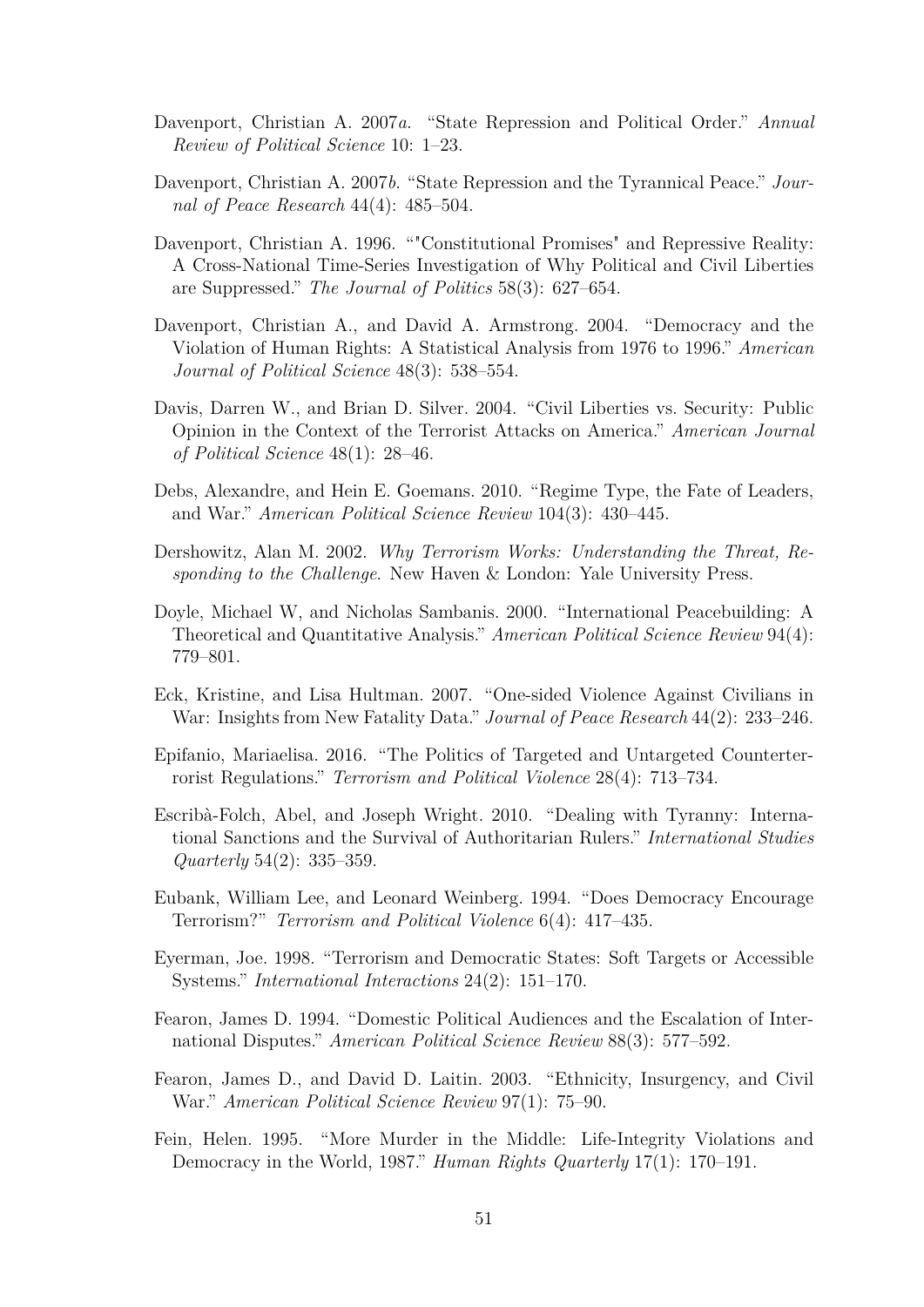Davenport, Christian A. 2007*a*. "State Repression and Political Order." *Annual Review of Political Science* 10: 1–23.

Davenport, Christian A. 2007*b*. "State Repression and the Tyrannical Peace." *Journal of Peace Research* 44(4): 485–504.

Davenport, Christian A. 1996. ""Constitutional Promises" and Repressive Reality: A Cross-National Time-Series Investigation of Why Political and Civil Liberties are Suppressed." *The Journal of Politics* 58(3): 627–654.

Davenport, Christian A., and David A. Armstrong. 2004. "Democracy and the Violation of Human Rights: A Statistical Analysis from 1976 to 1996." *American Journal of Political Science* 48(3): 538–554.

Davis, Darren W., and Brian D. Silver. 2004. "Civil Liberties vs. Security: Public Opinion in the Context of the Terrorist Attacks on America." *American Journal of Political Science* 48(1): 28–46.

Debs, Alexandre, and Hein E. Goemans. 2010. "Regime Type, the Fate of Leaders, and War." *American Political Science Review* 104(3): 430–445.

Dershowitz, Alan M. 2002. *Why Terrorism Works: Understanding the Threat, Responding to the Challenge*. New Haven & London: Yale University Press.

Doyle, Michael W, and Nicholas Sambanis. 2000. "International Peacebuilding: A Theoretical and Quantitative Analysis." *American Political Science Review* 94(4): 779–801.

Eck, Kristine, and Lisa Hultman. 2007. "One-sided Violence Against Civilians in War: Insights from New Fatality Data." *Journal of Peace Research* 44(2): 233–246.

Epifanio, Mariaelisa. 2016. "The Politics of Targeted and Untargeted Counterterrorist Regulations." *Terrorism and Political Violence* 28(4): 713–734.

Escribà-Folch, Abel, and Joseph Wright. 2010. "Dealing with Tyranny: International Sanctions and the Survival of Authoritarian Rulers." *International Studies Quarterly* 54(2): 335–359.

Eubank, William Lee, and Leonard Weinberg. 1994. "Does Democracy Encourage Terrorism?" *Terrorism and Political Violence* 6(4): 417–435.

Eyerman, Joe. 1998. "Terrorism and Democratic States: Soft Targets or Accessible Systems." *International Interactions* 24(2): 151–170.

Fearon, James D. 1994. "Domestic Political Audiences and the Escalation of International Disputes." *American Political Science Review* 88(3): 577–592.

Fearon, James D., and David D. Laitin. 2003. "Ethnicity, Insurgency, and Civil War." *American Political Science Review* 97(1): 75–90.

Fein, Helen. 1995. "More Murder in the Middle: Life-Integrity Violations and Democracy in the World, 1987." *Human Rights Quarterly* 17(1): 170–191.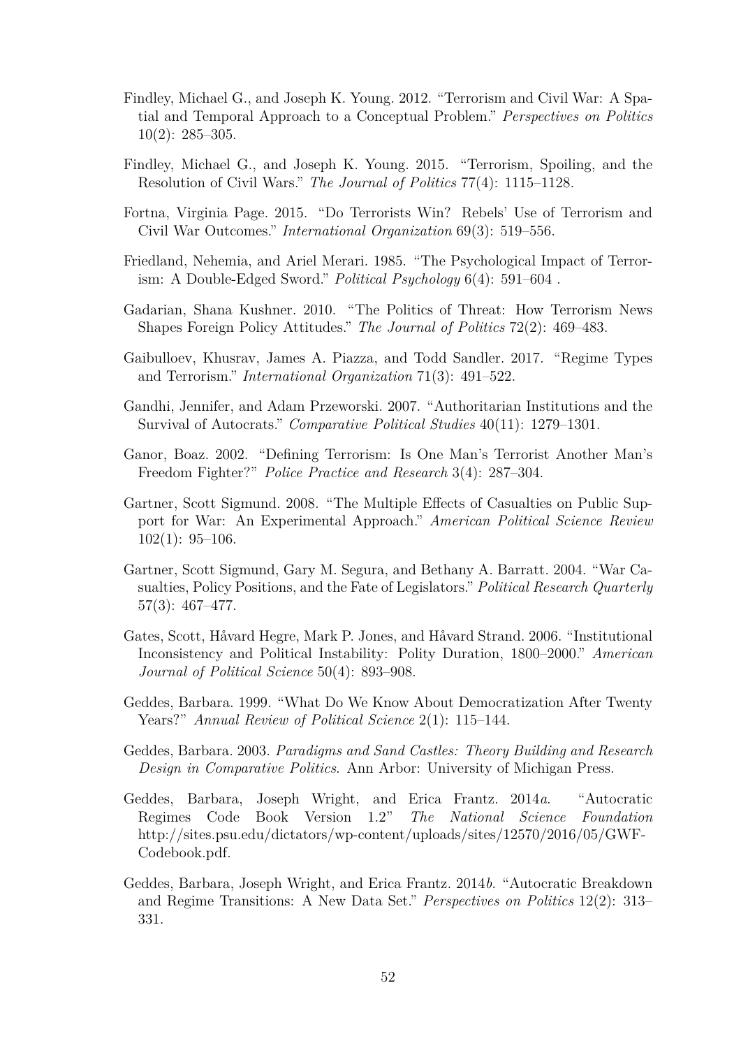Findley, Michael G., and Joseph K. Young. 2012. "Terrorism and Civil War: A Spatial and Temporal Approach to a Conceptual Problem." *Perspectives on Politics* 10(2): 285–305.

Findley, Michael G., and Joseph K. Young. 2015. "Terrorism, Spoiling, and the Resolution of Civil Wars." *The Journal of Politics* 77(4): 1115–1128.

Fortna, Virginia Page. 2015. "Do Terrorists Win? Rebels' Use of Terrorism and Civil War Outcomes." *International Organization* 69(3): 519–556.

Friedland, Nehemia, and Ariel Merari. 1985. "The Psychological Impact of Terrorism: A Double-Edged Sword." *Political Psychology* 6(4): 591–604 .

Gadarian, Shana Kushner. 2010. "The Politics of Threat: How Terrorism News Shapes Foreign Policy Attitudes." *The Journal of Politics* 72(2): 469–483.

Gaibulloev, Khusrav, James A. Piazza, and Todd Sandler. 2017. "Regime Types and Terrorism." *International Organization* 71(3): 491–522.

Gandhi, Jennifer, and Adam Przeworski. 2007. "Authoritarian Institutions and the Survival of Autocrats." *Comparative Political Studies* 40(11): 1279–1301.

Ganor, Boaz. 2002. "Defining Terrorism: Is One Man's Terrorist Another Man's Freedom Fighter?" *Police Practice and Research* 3(4): 287–304.

Gartner, Scott Sigmund. 2008. "The Multiple Effects of Casualties on Public Support for War: An Experimental Approach." *American Political Science Review* 102(1): 95–106.

Gartner, Scott Sigmund, Gary M. Segura, and Bethany A. Barratt. 2004. "War Casualties, Policy Positions, and the Fate of Legislators." *Political Research Quarterly* 57(3): 467–477.

Gates, Scott, Håvard Hegre, Mark P. Jones, and Håvard Strand. 2006. "Institutional Inconsistency and Political Instability: Polity Duration, 1800–2000." *American Journal of Political Science* 50(4): 893–908.

Geddes, Barbara. 1999. "What Do We Know About Democratization After Twenty Years?" *Annual Review of Political Science* 2(1): 115–144.

Geddes, Barbara. 2003. *Paradigms and Sand Castles: Theory Building and Research Design in Comparative Politics.* Ann Arbor: University of Michigan Press.

Geddes, Barbara, Joseph Wright, and Erica Frantz. 2014*a*. "Autocratic Regimes Code Book Version 1.2" *The National Science Foundation* http://sites.psu.edu/dictators/wp-content/uploads/sites/12570/2016/05/GWF-Codebook.pdf.

Geddes, Barbara, Joseph Wright, and Erica Frantz. 2014*b*. "Autocratic Breakdown and Regime Transitions: A New Data Set." *Perspectives on Politics* 12(2): 313–331.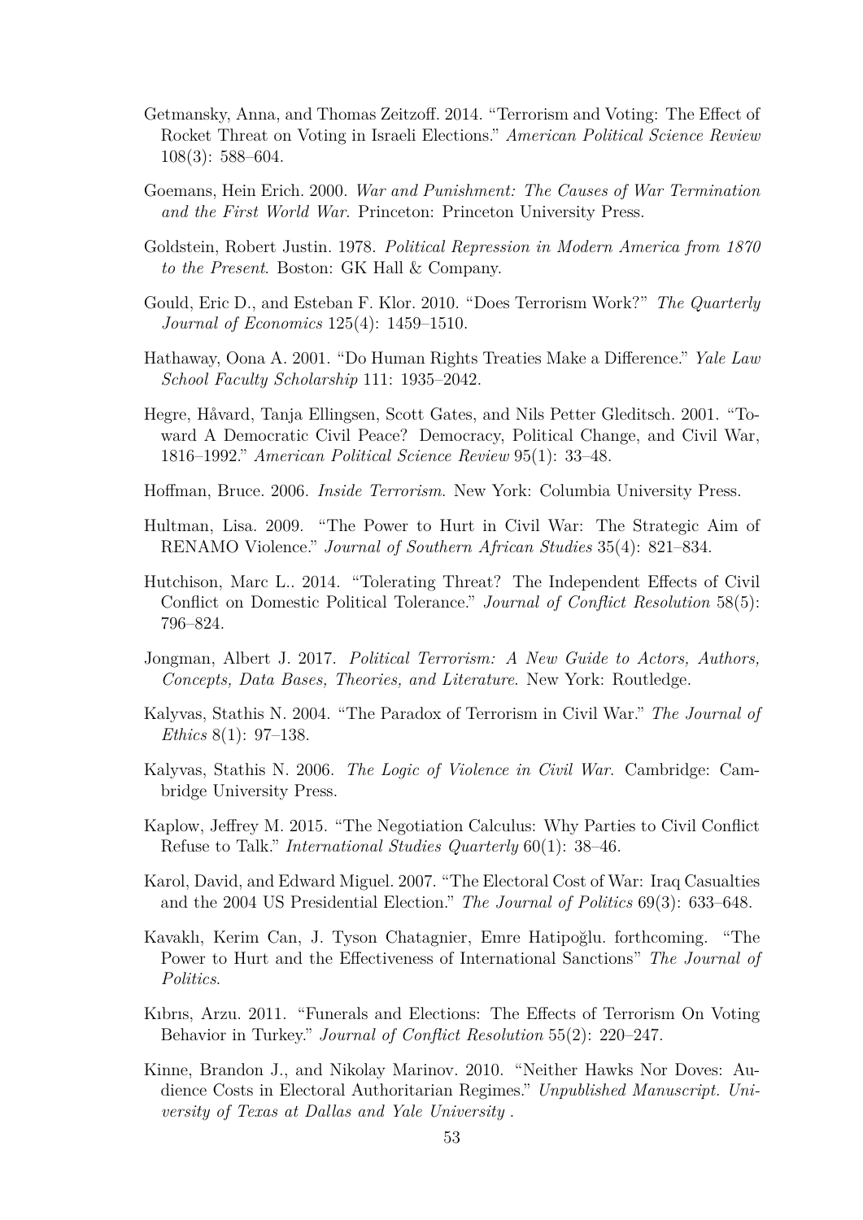Getmansky, Anna, and Thomas Zeitzoff. 2014. "Terrorism and Voting: The Effect of Rocket Threat on Voting in Israeli Elections." *American Political Science Review* 108(3): 588–604.

Goemans, Hein Erich. 2000. *War and Punishment: The Causes of War Termination and the First World War*. Princeton: Princeton University Press.

Goldstein, Robert Justin. 1978. *Political Repression in Modern America from 1870 to the Present*. Boston: GK Hall & Company.

Gould, Eric D., and Esteban F. Klor. 2010. "Does Terrorism Work?" *The Quarterly Journal of Economics* 125(4): 1459–1510.

Hathaway, Oona A. 2001. "Do Human Rights Treaties Make a Difference." *Yale Law School Faculty Scholarship* 111: 1935–2042.

Hegre, Håvard, Tanja Ellingsen, Scott Gates, and Nils Petter Gleditsch. 2001. "Toward A Democratic Civil Peace? Democracy, Political Change, and Civil War, 1816–1992." *American Political Science Review* 95(1): 33–48.

Hoffman, Bruce. 2006. *Inside Terrorism*. New York: Columbia University Press.

Hultman, Lisa. 2009. "The Power to Hurt in Civil War: The Strategic Aim of RENAMO Violence." *Journal of Southern African Studies* 35(4): 821–834.

Hutchison, Marc L.. 2014. "Tolerating Threat? The Independent Effects of Civil Conflict on Domestic Political Tolerance." *Journal of Conflict Resolution* 58(5): 796–824.

Jongman, Albert J. 2017. *Political Terrorism: A New Guide to Actors, Authors, Concepts, Data Bases, Theories, and Literature*. New York: Routledge.

Kalyvas, Stathis N. 2004. "The Paradox of Terrorism in Civil War." *The Journal of Ethics* 8(1): 97–138.

Kalyvas, Stathis N. 2006. *The Logic of Violence in Civil War*. Cambridge: Cambridge University Press.

Kaplow, Jeffrey M. 2015. "The Negotiation Calculus: Why Parties to Civil Conflict Refuse to Talk." *International Studies Quarterly* 60(1): 38–46.

Karol, David, and Edward Miguel. 2007. "The Electoral Cost of War: Iraq Casualties and the 2004 US Presidential Election." *The Journal of Politics* 69(3): 633–648.

Kavaklı, Kerim Can, J. Tyson Chatagnier, Emre Hatipoğlu. forthcoming. "The Power to Hurt and the Effectiveness of International Sanctions" *The Journal of Politics*.

Kıbrıs, Arzu. 2011. "Funerals and Elections: The Effects of Terrorism On Voting Behavior in Turkey." *Journal of Conflict Resolution* 55(2): 220–247.

Kinne, Brandon J., and Nikolay Marinov. 2010. "Neither Hawks Nor Doves: Audience Costs in Electoral Authoritarian Regimes." *Unpublished Manuscript. University of Texas at Dallas and Yale University* .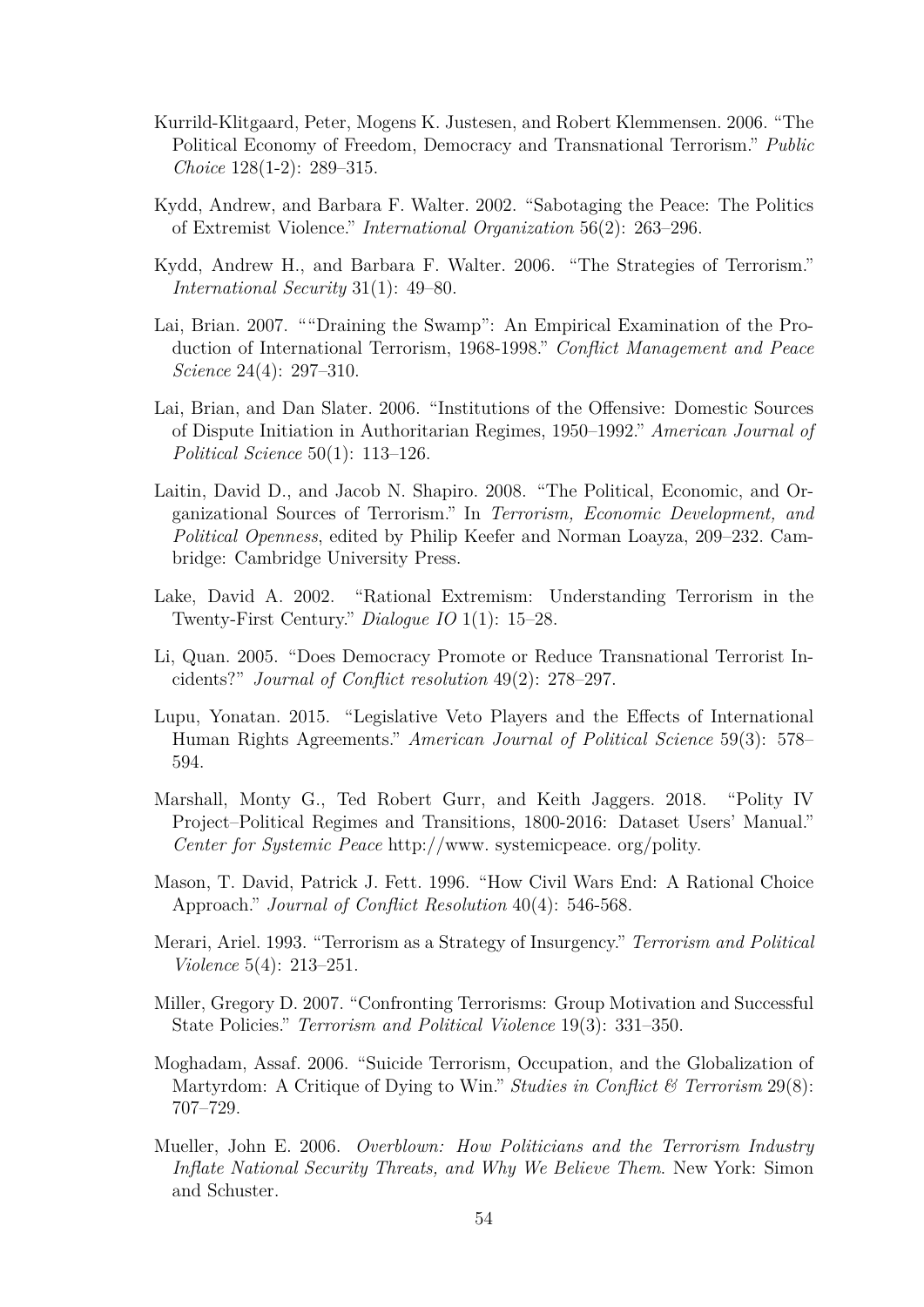Kurrild-Klitgaard, Peter, Mogens K. Justesen, and Robert Klemmensen. 2006. "The Political Economy of Freedom, Democracy and Transnational Terrorism." *Public Choice* 128(1-2): 289–315.

Kydd, Andrew, and Barbara F. Walter. 2002. "Sabotaging the Peace: The Politics of Extremist Violence." *International Organization* 56(2): 263–296.

Kydd, Andrew H., and Barbara F. Walter. 2006. "The Strategies of Terrorism." *International Security* 31(1): 49–80.

Lai, Brian. 2007. ""Draining the Swamp": An Empirical Examination of the Production of International Terrorism, 1968-1998." *Conflict Management and Peace Science* 24(4): 297–310.

Lai, Brian, and Dan Slater. 2006. "Institutions of the Offensive: Domestic Sources of Dispute Initiation in Authoritarian Regimes, 1950–1992." *American Journal of Political Science* 50(1): 113–126.

Laitin, David D., and Jacob N. Shapiro. 2008. "The Political, Economic, and Organizational Sources of Terrorism." In *Terrorism, Economic Development, and Political Openness*, edited by Philip Keefer and Norman Loayza, 209–232. Cambridge: Cambridge University Press.

Lake, David A. 2002. "Rational Extremism: Understanding Terrorism in the Twenty-First Century." *Dialogue IO* 1(1): 15–28.

Li, Quan. 2005. "Does Democracy Promote or Reduce Transnational Terrorist Incidents?" *Journal of Conflict resolution* 49(2): 278–297.

Lupu, Yonatan. 2015. "Legislative Veto Players and the Effects of International Human Rights Agreements." *American Journal of Political Science* 59(3): 578–594.

Marshall, Monty G., Ted Robert Gurr, and Keith Jaggers. 2018. "Polity IV Project–Political Regimes and Transitions, 1800-2016: Dataset Users' Manual." *Center for Systemic Peace* http://www. systemicpeace. org/polity.

Mason, T. David, Patrick J. Fett. 1996. "How Civil Wars End: A Rational Choice Approach." *Journal of Conflict Resolution* 40(4): 546-568.

Merari, Ariel. 1993. "Terrorism as a Strategy of Insurgency." *Terrorism and Political Violence* 5(4): 213–251.

Miller, Gregory D. 2007. "Confronting Terrorisms: Group Motivation and Successful State Policies." *Terrorism and Political Violence* 19(3): 331–350.

Moghadam, Assaf. 2006. "Suicide Terrorism, Occupation, and the Globalization of Martyrdom: A Critique of Dying to Win." *Studies in Conflict & Terrorism* 29(8): 707–729.

Mueller, John E. 2006. *Overblown: How Politicians and the Terrorism Industry Inflate National Security Threats, and Why We Believe Them*. New York: Simon and Schuster.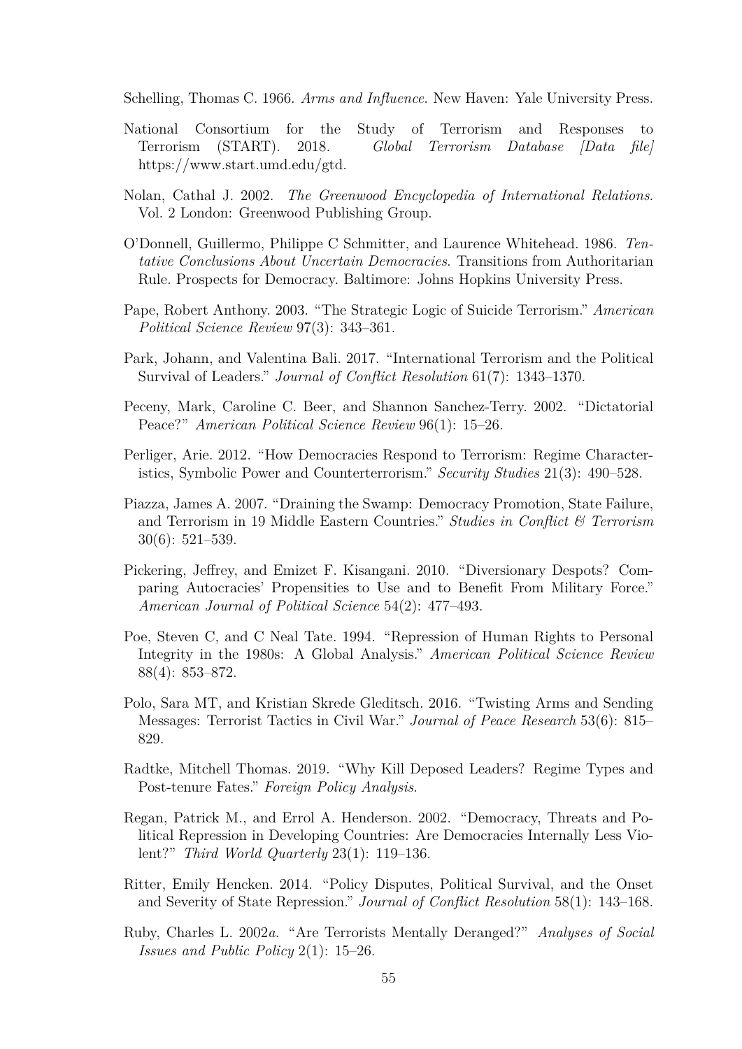Schelling, Thomas C. 1966. *Arms and Influence*. New Haven: Yale University Press.

National Consortium for the Study of Terrorism and Responses to Terrorism (START). 2018. *Global Terrorism Database [Data file]* https://www.start.umd.edu/gtd.

Nolan, Cathal J. 2002. *The Greenwood Encyclopedia of International Relations*. Vol. 2 London: Greenwood Publishing Group.

O'Donnell, Guillermo, Philippe C Schmitter, and Laurence Whitehead. 1986. *Tentative Conclusions About Uncertain Democracies*. Transitions from Authoritarian Rule. Prospects for Democracy. Baltimore: Johns Hopkins University Press.

Pape, Robert Anthony. 2003. "The Strategic Logic of Suicide Terrorism." *American Political Science Review* 97(3): 343–361.

Park, Johann, and Valentina Bali. 2017. "International Terrorism and the Political Survival of Leaders." *Journal of Conflict Resolution* 61(7): 1343–1370.

Peceny, Mark, Caroline C. Beer, and Shannon Sanchez-Terry. 2002. "Dictatorial Peace?" *American Political Science Review* 96(1): 15–26.

Perliger, Arie. 2012. "How Democracies Respond to Terrorism: Regime Characteristics, Symbolic Power and Counterterrorism." *Security Studies* 21(3): 490–528.

Piazza, James A. 2007. "Draining the Swamp: Democracy Promotion, State Failure, and Terrorism in 19 Middle Eastern Countries." *Studies in Conflict & Terrorism* 30(6): 521–539.

Pickering, Jeffrey, and Emizet F. Kisangani. 2010. "Diversionary Despots? Comparing Autocracies' Propensities to Use and to Benefit From Military Force." *American Journal of Political Science* 54(2): 477–493.

Poe, Steven C, and C Neal Tate. 1994. "Repression of Human Rights to Personal Integrity in the 1980s: A Global Analysis." *American Political Science Review* 88(4): 853–872.

Polo, Sara MT, and Kristian Skrede Gleditsch. 2016. "Twisting Arms and Sending Messages: Terrorist Tactics in Civil War." *Journal of Peace Research* 53(6): 815–829.

Radtke, Mitchell Thomas. 2019. "Why Kill Deposed Leaders? Regime Types and Post-tenure Fates." *Foreign Policy Analysis*.

Regan, Patrick M., and Errol A. Henderson. 2002. "Democracy, Threats and Political Repression in Developing Countries: Are Democracies Internally Less Violent?" *Third World Quarterly* 23(1): 119–136.

Ritter, Emily Hencken. 2014. "Policy Disputes, Political Survival, and the Onset and Severity of State Repression." *Journal of Conflict Resolution* 58(1): 143–168.

Ruby, Charles L. 2002*a*. "Are Terrorists Mentally Deranged?" *Analyses of Social Issues and Public Policy* 2(1): 15–26.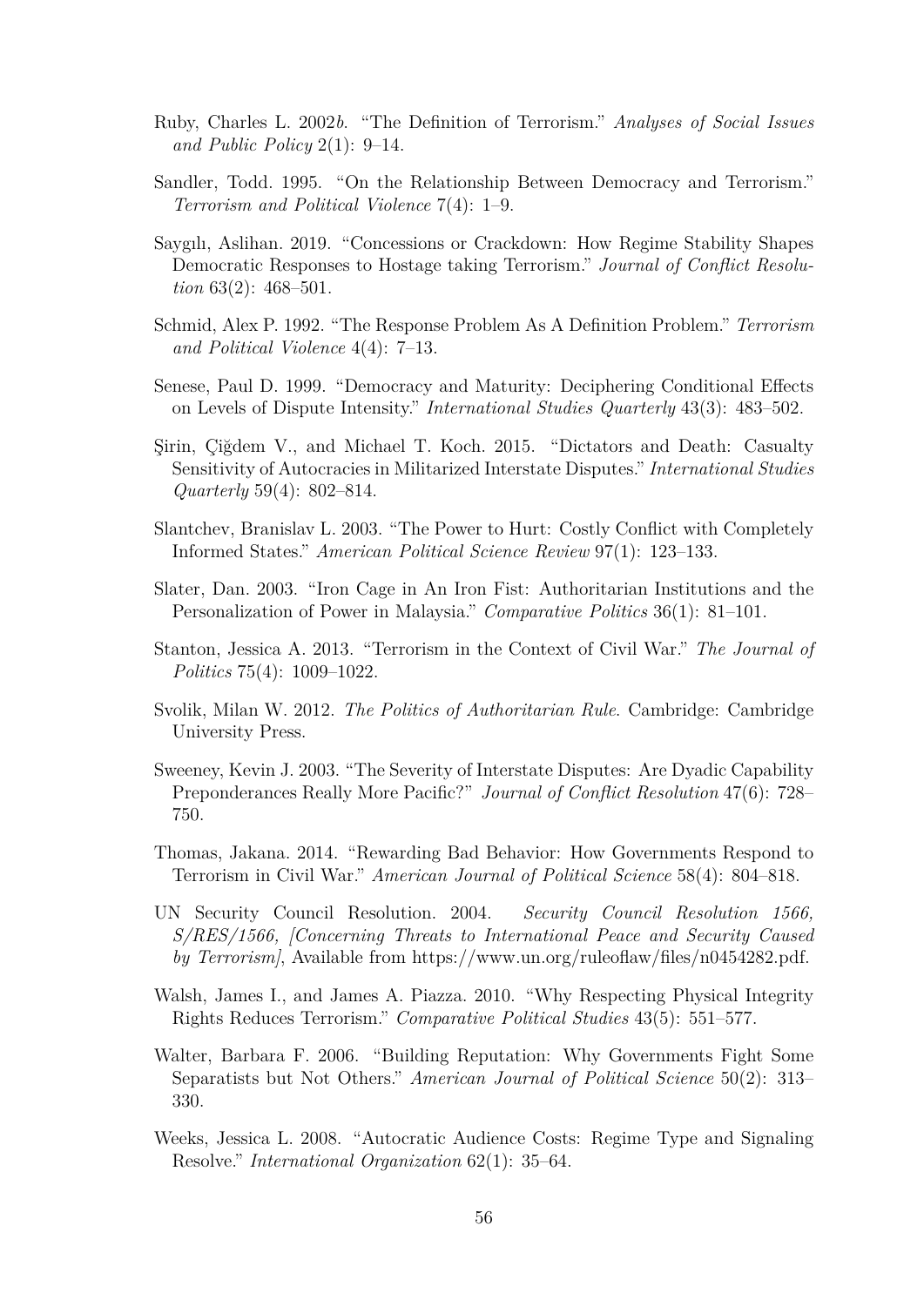Ruby, Charles L. 2002*b*. "The Definition of Terrorism." *Analyses of Social Issues and Public Policy* 2(1): 9–14.

Sandler, Todd. 1995. "On the Relationship Between Democracy and Terrorism." *Terrorism and Political Violence* 7(4): 1–9.

Saygılı, Aslihan. 2019. "Concessions or Crackdown: How Regime Stability Shapes Democratic Responses to Hostage taking Terrorism." *Journal of Conflict Resolution* 63(2): 468–501.

Schmid, Alex P. 1992. "The Response Problem As A Definition Problem." *Terrorism and Political Violence* 4(4): 7–13.

Senese, Paul D. 1999. "Democracy and Maturity: Deciphering Conditional Effects on Levels of Dispute Intensity." *International Studies Quarterly* 43(3): 483–502.

Şirin, Çiğdem V., and Michael T. Koch. 2015. "Dictators and Death: Casualty Sensitivity of Autocracies in Militarized Interstate Disputes." *International Studies Quarterly* 59(4): 802–814.

Slantchev, Branislav L. 2003. "The Power to Hurt: Costly Conflict with Completely Informed States." *American Political Science Review* 97(1): 123–133.

Slater, Dan. 2003. "Iron Cage in An Iron Fist: Authoritarian Institutions and the Personalization of Power in Malaysia." *Comparative Politics* 36(1): 81–101.

Stanton, Jessica A. 2013. "Terrorism in the Context of Civil War." *The Journal of Politics* 75(4): 1009–1022.

Svolik, Milan W. 2012. *The Politics of Authoritarian Rule*. Cambridge: Cambridge University Press.

Sweeney, Kevin J. 2003. "The Severity of Interstate Disputes: Are Dyadic Capability Preponderances Really More Pacific?" *Journal of Conflict Resolution* 47(6): 728–750.

Thomas, Jakana. 2014. "Rewarding Bad Behavior: How Governments Respond to Terrorism in Civil War." *American Journal of Political Science* 58(4): 804–818.

UN Security Council Resolution. 2004. *Security Council Resolution 1566, S/RES/1566, [Concerning Threats to International Peace and Security Caused by Terrorism]*, Available from https://www.un.org/ruleoflaw/files/n0454282.pdf.

Walsh, James I., and James A. Piazza. 2010. "Why Respecting Physical Integrity Rights Reduces Terrorism." *Comparative Political Studies* 43(5): 551–577.

Walter, Barbara F. 2006. "Building Reputation: Why Governments Fight Some Separatists but Not Others." *American Journal of Political Science* 50(2): 313–330.

Weeks, Jessica L. 2008. "Autocratic Audience Costs: Regime Type and Signaling Resolve." *International Organization* 62(1): 35–64.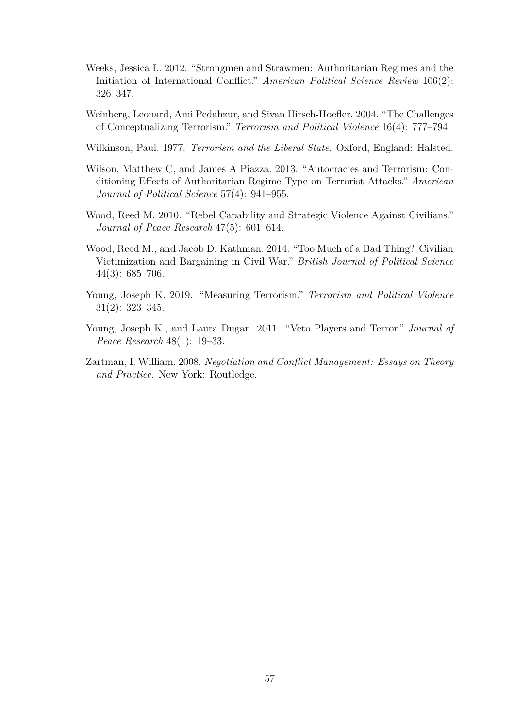Weeks, Jessica L. 2012. "Strongmen and Strawmen: Authoritarian Regimes and the Initiation of International Conflict." *American Political Science Review* 106(2): 326–347.

Weinberg, Leonard, Ami Pedahzur, and Sivan Hirsch-Hoefler. 2004. "The Challenges of Conceptualizing Terrorism." *Terrorism and Political Violence* 16(4): 777–794.

Wilkinson, Paul. 1977. *Terrorism and the Liberal State*. Oxford, England: Halsted.

Wilson, Matthew C, and James A Piazza. 2013. "Autocracies and Terrorism: Conditioning Effects of Authoritarian Regime Type on Terrorist Attacks." *American Journal of Political Science* 57(4): 941–955.

Wood, Reed M. 2010. "Rebel Capability and Strategic Violence Against Civilians." *Journal of Peace Research* 47(5): 601–614.

Wood, Reed M., and Jacob D. Kathman. 2014. "Too Much of a Bad Thing? Civilian Victimization and Bargaining in Civil War." *British Journal of Political Science* 44(3): 685–706.

Young, Joseph K. 2019. "Measuring Terrorism." *Terrorism and Political Violence* 31(2): 323–345.

Young, Joseph K., and Laura Dugan. 2011. "Veto Players and Terror." *Journal of Peace Research* 48(1): 19–33.

Zartman, I. William. 2008. *Negotiation and Conflict Management: Essays on Theory and Practice*. New York: Routledge.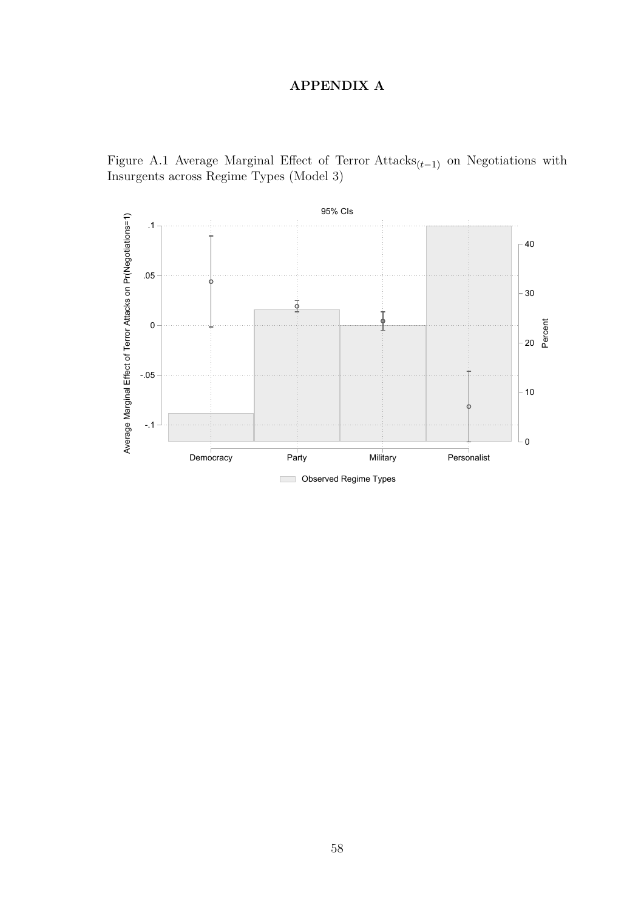# APPENDIX A

Figure A.1 Average Marginal Effect of Terror Attacks$_{(t-1)}$ on Negotiations with Insurgents across Regime Types (Model 3)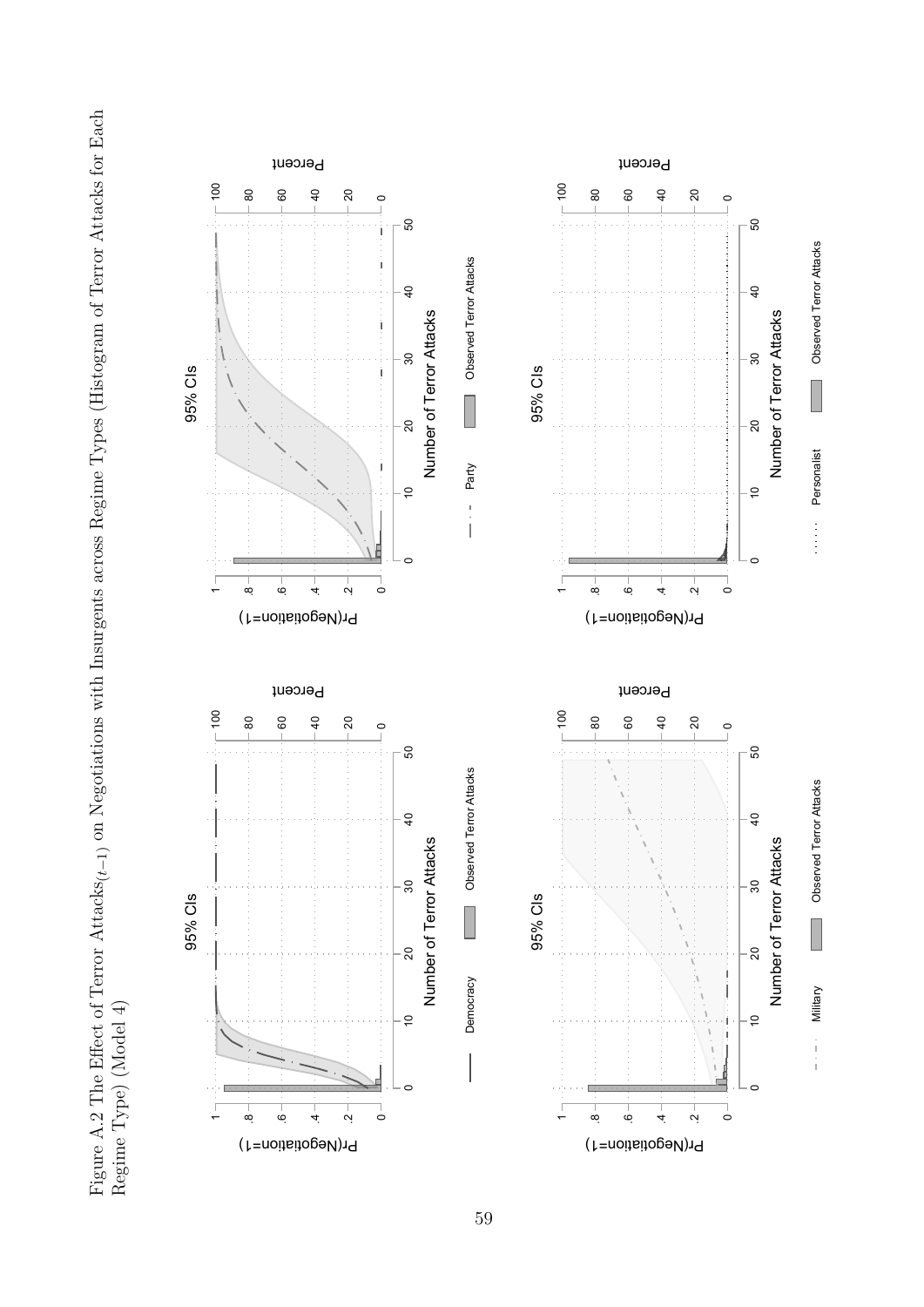Figure A.2 The Effect of Terror Attacks$_{(t-1)}$ on Negotiations with Insurgents across Regime Types (Histogram of Terror Attacks for Each Regime Type) (Model 4)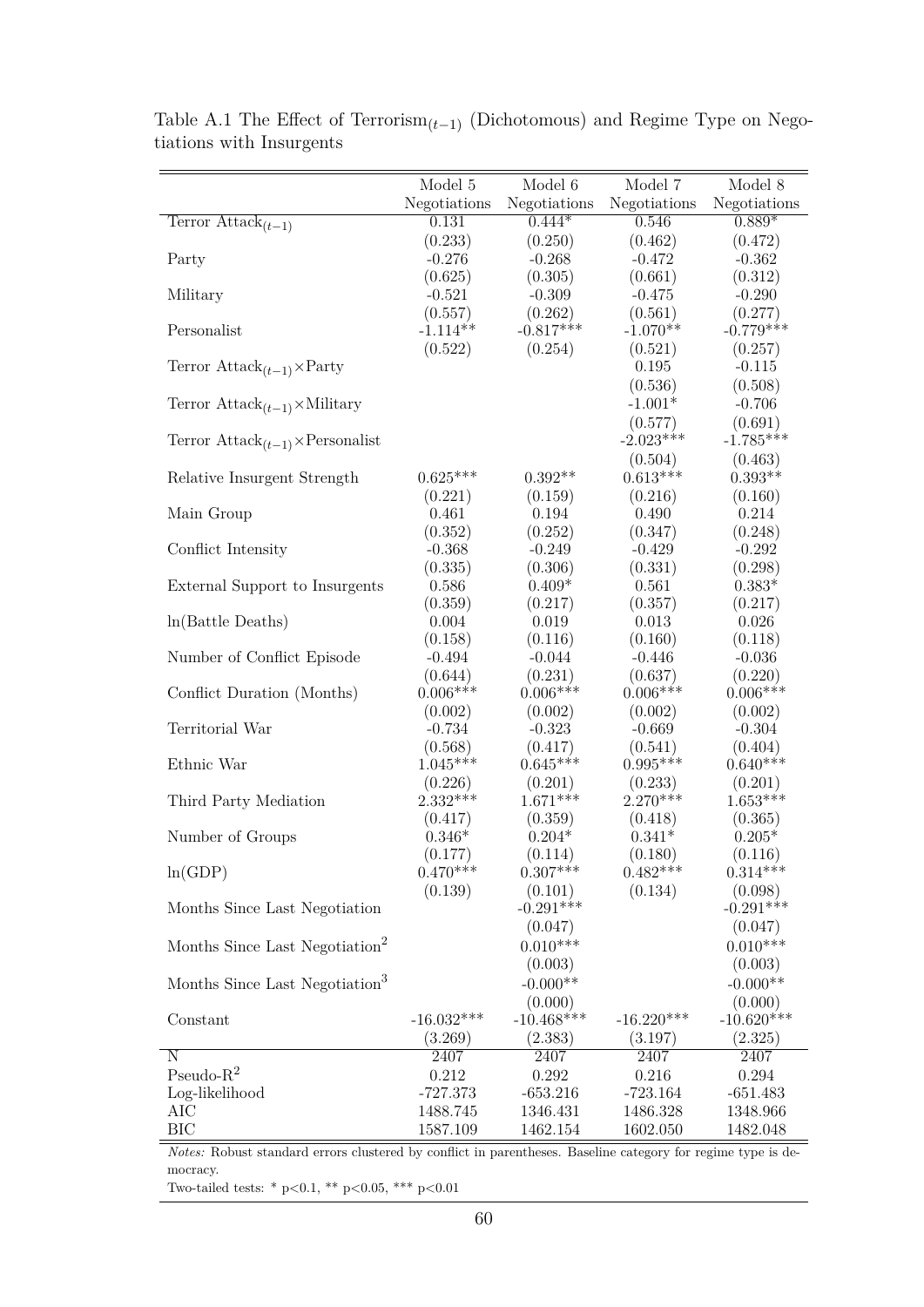Table A.1 The Effect of Terrorism$_{(t-1)}$ (Dichotomous) and Regime Type on Negotiations with Insurgents

| | Model 5 | Model 6 | Model 7 | Model 8 |
|---|---|---|---|---|
| | Negotiations | Negotiations | Negotiations | Negotiations |
| Terror Attack$_{(t-1)}$ | 0.131 | 0.444* | 0.546 | 0.889* |
| | (0.233) | (0.250) | (0.462) | (0.472) |
| Party | -0.276 | -0.268 | -0.472 | -0.362 |
| | (0.625) | (0.305) | (0.661) | (0.312) |
| Military | -0.521 | -0.309 | -0.475 | -0.290 |
| | (0.557) | (0.262) | (0.561) | (0.277) |
| Personalist | -1.114** | -0.817*** | -1.070** | -0.779*** |
| | (0.522) | (0.254) | (0.521) | (0.257) |
| Terror Attack$_{(t-1)}$×Party | | | 0.195 | -0.115 |
| | | | (0.536) | (0.508) |
| Terror Attack$_{(t-1)}$×Military | | | -1.001* | -0.706 |
| | | | (0.577) | (0.691) |
| Terror Attack$_{(t-1)}$×Personalist | | | -2.023*** | -1.785*** |
| | | | (0.504) | (0.463) |
| Relative Insurgent Strength | 0.625*** | 0.392** | 0.613*** | 0.393** |
| | (0.221) | (0.159) | (0.216) | (0.160) |
| Main Group | 0.461 | 0.194 | 0.490 | 0.214 |
| | (0.352) | (0.252) | (0.347) | (0.248) |
| Conflict Intensity | -0.368 | -0.249 | -0.429 | -0.292 |
| | (0.335) | (0.306) | (0.331) | (0.298) |
| External Support to Insurgents | 0.586 | 0.409* | 0.561 | 0.383* |
| | (0.359) | (0.217) | (0.357) | (0.217) |
| ln(Battle Deaths) | 0.004 | 0.019 | 0.013 | 0.026 |
| | (0.158) | (0.116) | (0.160) | (0.118) |
| Number of Conflict Episode | -0.494 | -0.044 | -0.446 | -0.036 |
| | (0.644) | (0.231) | (0.637) | (0.220) |
| Conflict Duration (Months) | 0.006*** | 0.006*** | 0.006*** | 0.006*** |
| | (0.002) | (0.002) | (0.002) | (0.002) |
| Territorial War | -0.734 | -0.323 | -0.669 | -0.304 |
| | (0.568) | (0.417) | (0.541) | (0.404) |
| Ethnic War | 1.045*** | 0.645*** | 0.995*** | 0.640*** |
| | (0.226) | (0.201) | (0.233) | (0.201) |
| Third Party Mediation | 2.332*** | 1.671*** | 2.270*** | 1.653*** |
| | (0.417) | (0.359) | (0.418) | (0.365) |
| Number of Groups | 0.346* | 0.204* | 0.341* | 0.205* |
| | (0.177) | (0.114) | (0.180) | (0.116) |
| ln(GDP) | 0.470*** | 0.307*** | 0.482*** | 0.314*** |
| | (0.139) | (0.101) | (0.134) | (0.098) |
| Months Since Last Negotiation | | -0.291*** | | -0.291*** |
| | | (0.047) | | (0.047) |
| Months Since Last Negotiation$^2$ | | 0.010*** | | 0.010*** |
| | | (0.003) | | (0.003) |
| Months Since Last Negotiation$^3$ | | -0.000** | | -0.000** |
| | | (0.000) | | (0.000) |
| Constant | -16.032*** | -10.468*** | -16.220*** | -10.620*** |
| | (3.269) | (2.383) | (3.197) | (2.325) |
| N | 2407 | 2407 | 2407 | 2407 |
| Pseudo-R$^2$ | 0.212 | 0.292 | 0.216 | 0.294 |
| Log-likelihood | -727.373 | -653.216 | -723.164 | -651.483 |
| AIC | 1488.745 | 1346.431 | 1486.328 | 1348.966 |
| BIC | 1587.109 | 1462.154 | 1602.050 | 1482.048 |

*Notes:* Robust standard errors clustered by conflict in parentheses. Baseline category for regime type is democracy.

Two-tailed tests: * p<0.1, ** p<0.05, *** p<0.01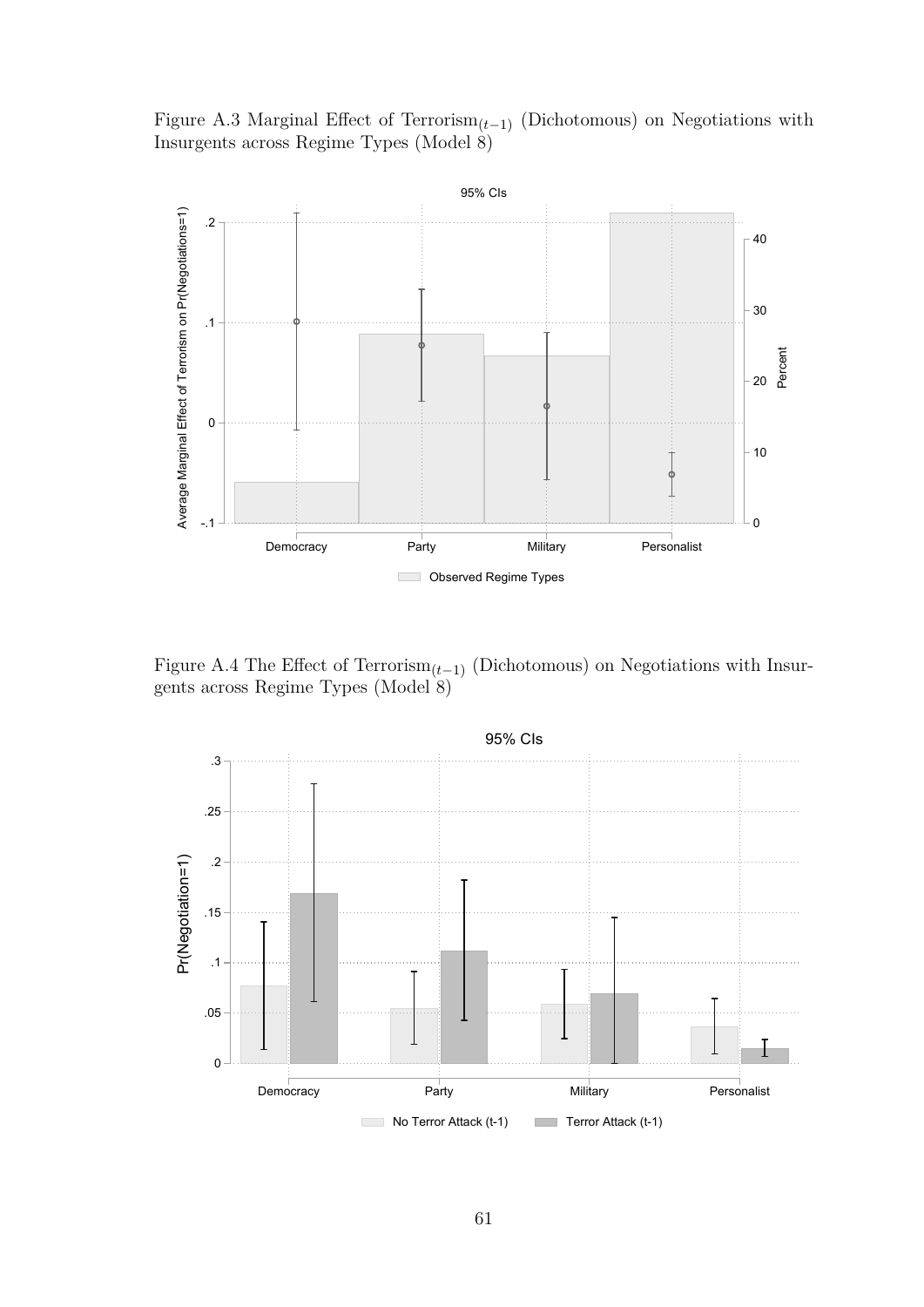Figure A.3 Marginal Effect of Terrorism$_{(t-1)}$ (Dichotomous) on Negotiations with Insurgents across Regime Types (Model 8)

Figure A.4 The Effect of Terrorism$_{(t-1)}$ (Dichotomous) on Negotiations with Insurgents across Regime Types (Model 8)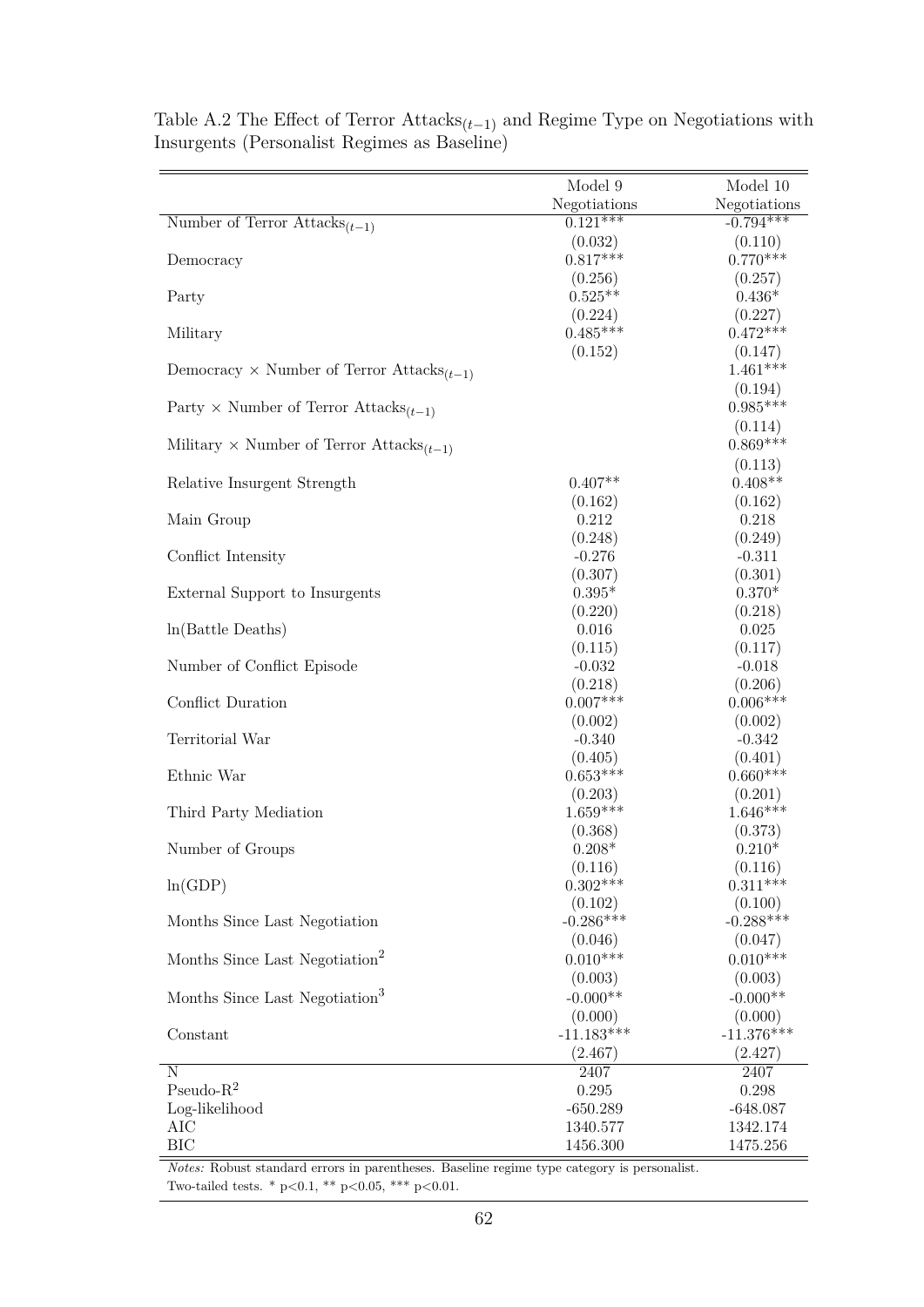Table A.2 The Effect of Terror $\text{Attacks}_{(t-1)}$ and Regime Type on Negotiations with Insurgents (Personalist Regimes as Baseline)

| | Model 9 | Model 10 |
|---|---|---|
| | Negotiations | Negotiations |
| Number of Terror $\text{Attacks}_{(t-1)}$ | 0.121*** | -0.794*** |
| | (0.032) | (0.110) |
| Democracy | 0.817*** | 0.770*** |
| | (0.256) | (0.257) |
| Party | 0.525** | 0.436* |
| | (0.224) | (0.227) |
| Military | 0.485*** | 0.472*** |
| | (0.152) | (0.147) |
| Democracy × Number of Terror $\text{Attacks}_{(t-1)}$ | | 1.461*** |
| | | (0.194) |
| Party × Number of Terror $\text{Attacks}_{(t-1)}$ | | 0.985*** |
| | | (0.114) |
| Military × Number of Terror $\text{Attacks}_{(t-1)}$ | | 0.869*** |
| | | (0.113) |
| Relative Insurgent Strength | 0.407** | 0.408** |
| | (0.162) | (0.162) |
| Main Group | 0.212 | 0.218 |
| | (0.248) | (0.249) |
| Conflict Intensity | -0.276 | -0.311 |
| | (0.307) | (0.301) |
| External Support to Insurgents | 0.395* | 0.370* |
| | (0.220) | (0.218) |
| ln(Battle Deaths) | 0.016 | 0.025 |
| | (0.115) | (0.117) |
| Number of Conflict Episode | -0.032 | -0.018 |
| | (0.218) | (0.206) |
| Conflict Duration | 0.007*** | 0.006*** |
| | (0.002) | (0.002) |
| Territorial War | -0.340 | -0.342 |
| | (0.405) | (0.401) |
| Ethnic War | 0.653*** | 0.660*** |
| | (0.203) | (0.201) |
| Third Party Mediation | 1.659*** | 1.646*** |
| | (0.368) | (0.373) |
| Number of Groups | 0.208* | 0.210* |
| | (0.116) | (0.116) |
| ln(GDP) | 0.302*** | 0.311*** |
| | (0.102) | (0.100) |
| Months Since Last Negotiation | -0.286*** | -0.288*** |
| | (0.046) | (0.047) |
| Months Since Last $\text{Negotiation}^2$ | 0.010*** | 0.010*** |
| | (0.003) | (0.003) |
| Months Since Last $\text{Negotiation}^3$ | -0.000** | -0.000** |
| | (0.000) | (0.000) |
| Constant | -11.183*** | -11.376*** |
| | (2.467) | (2.427) |
| N | 2407 | 2407 |
| $\text{Pseudo-R}^2$ | 0.295 | 0.298 |
| Log-likelihood | -650.289 | -648.087 |
| AIC | 1340.577 | 1342.174 |
| BIC | 1456.300 | 1475.256 |

*Notes:* Robust standard errors in parentheses. Baseline regime type category is personalist.
Two-tailed tests. * p<0.1, ** p<0.05, *** p<0.01.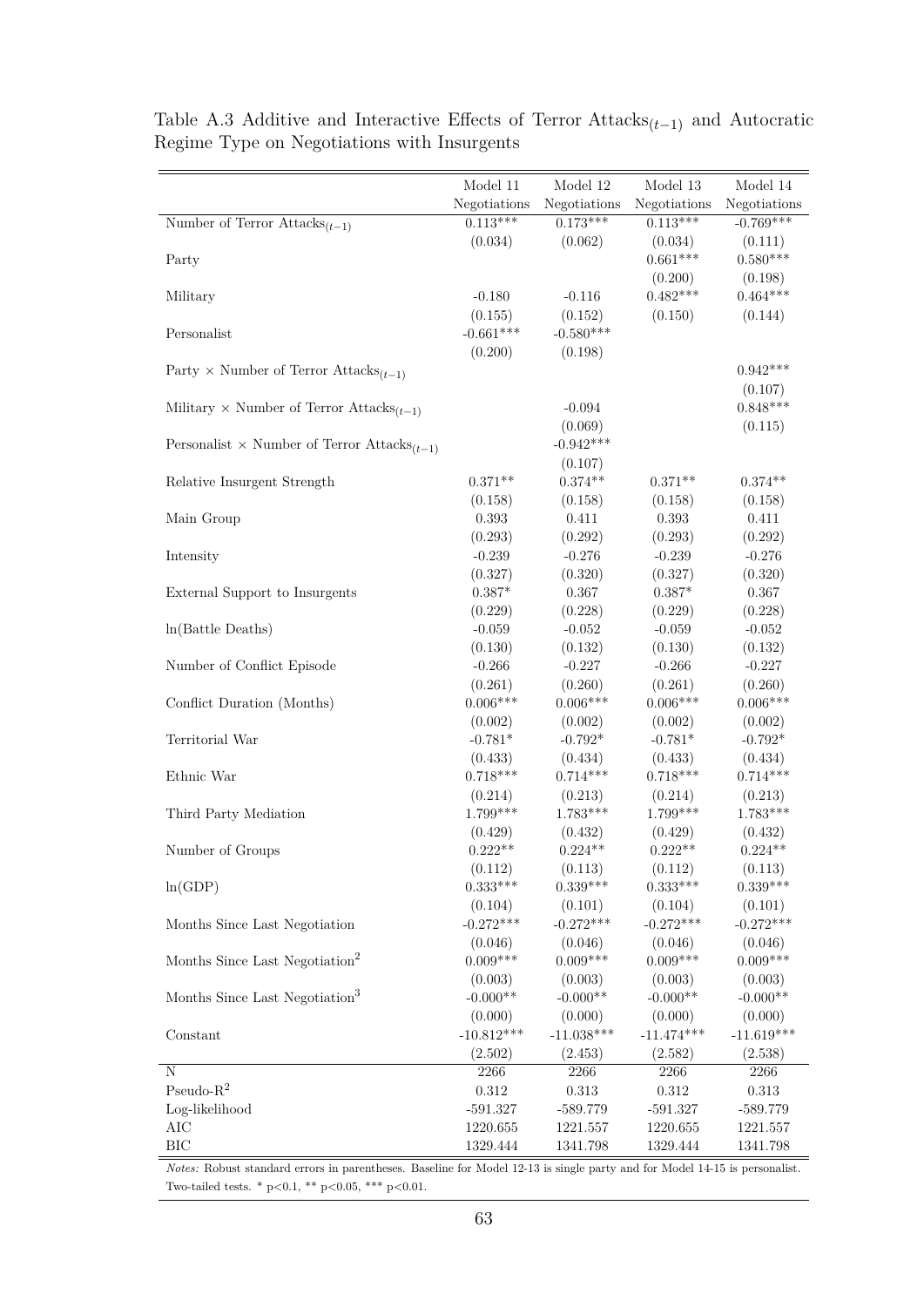Table A.3 Additive and Interactive Effects of Terror $\text{Attacks}_{(t-1)}$ and Autocratic Regime Type on Negotiations with Insurgents

| | Model 11 | Model 12 | Model 13 | Model 14 |
|---|---|---|---|---|
| | Negotiations | Negotiations | Negotiations | Negotiations |
| Number of Terror $\text{Attacks}_{(t-1)}$ | 0.113*** | 0.173*** | 0.113*** | -0.769*** |
| | (0.034) | (0.062) | (0.034) | (0.111) |
| Party | | | 0.661*** | 0.580*** |
| | | | (0.200) | (0.198) |
| Military | -0.180 | -0.116 | 0.482*** | 0.464*** |
| | (0.155) | (0.152) | (0.150) | (0.144) |
| Personalist | -0.661*** | -0.580*** | | |
| | (0.200) | (0.198) | | |
| Party × Number of Terror $\text{Attacks}_{(t-1)}$ | | | | 0.942*** |
| | | | | (0.107) |
| Military × Number of Terror $\text{Attacks}_{(t-1)}$ | | -0.094 | | 0.848*** |
| | | (0.069) | | (0.115) |
| Personalist × Number of Terror $\text{Attacks}_{(t-1)}$ | | -0.942*** | | |
| | | (0.107) | | |
| Relative Insurgent Strength | 0.371** | 0.374** | 0.371** | 0.374** |
| | (0.158) | (0.158) | (0.158) | (0.158) |
| Main Group | 0.393 | 0.411 | 0.393 | 0.411 |
| | (0.293) | (0.292) | (0.293) | (0.292) |
| Intensity | -0.239 | -0.276 | -0.239 | -0.276 |
| | (0.327) | (0.320) | (0.327) | (0.320) |
| External Support to Insurgents | 0.387* | 0.367 | 0.387* | 0.367 |
| | (0.229) | (0.228) | (0.229) | (0.228) |
| ln(Battle Deaths) | -0.059 | -0.052 | -0.059 | -0.052 |
| | (0.130) | (0.132) | (0.130) | (0.132) |
| Number of Conflict Episode | -0.266 | -0.227 | -0.266 | -0.227 |
| | (0.261) | (0.260) | (0.261) | (0.260) |
| Conflict Duration (Months) | 0.006*** | 0.006*** | 0.006*** | 0.006*** |
| | (0.002) | (0.002) | (0.002) | (0.002) |
| Territorial War | -0.781* | -0.792* | -0.781* | -0.792* |
| | (0.433) | (0.434) | (0.433) | (0.434) |
| Ethnic War | 0.718*** | 0.714*** | 0.718*** | 0.714*** |
| | (0.214) | (0.213) | (0.214) | (0.213) |
| Third Party Mediation | 1.799*** | 1.783*** | 1.799*** | 1.783*** |
| | (0.429) | (0.432) | (0.429) | (0.432) |
| Number of Groups | 0.222** | 0.224** | 0.222** | 0.224** |
| | (0.112) | (0.113) | (0.112) | (0.113) |
| ln(GDP) | 0.333*** | 0.339*** | 0.333*** | 0.339*** |
| | (0.104) | (0.101) | (0.104) | (0.101) |
| Months Since Last Negotiation | -0.272*** | -0.272*** | -0.272*** | -0.272*** |
| | (0.046) | (0.046) | (0.046) | (0.046) |
| Months Since Last $\text{Negotiation}^2$ | 0.009*** | 0.009*** | 0.009*** | 0.009*** |
| | (0.003) | (0.003) | (0.003) | (0.003) |
| Months Since Last $\text{Negotiation}^3$ | -0.000** | -0.000** | -0.000** | -0.000** |
| | (0.000) | (0.000) | (0.000) | (0.000) |
| Constant | -10.812*** | -11.038*** | -11.474*** | -11.619*** |
| | (2.502) | (2.453) | (2.582) | (2.538) |
| N | 2266 | 2266 | 2266 | 2266 |
| Pseudo-$R^2$ | 0.312 | 0.313 | 0.312 | 0.313 |
| Log-likelihood | -591.327 | -589.779 | -591.327 | -589.779 |
| AIC | 1220.655 | 1221.557 | 1220.655 | 1221.557 |
| BIC | 1329.444 | 1341.798 | 1329.444 | 1341.798 |

*Notes:* Robust standard errors in parentheses. Baseline for Model 12-13 is single party and for Model 14-15 is personalist. Two-tailed tests. * p<0.1, ** p<0.05, *** p<0.01.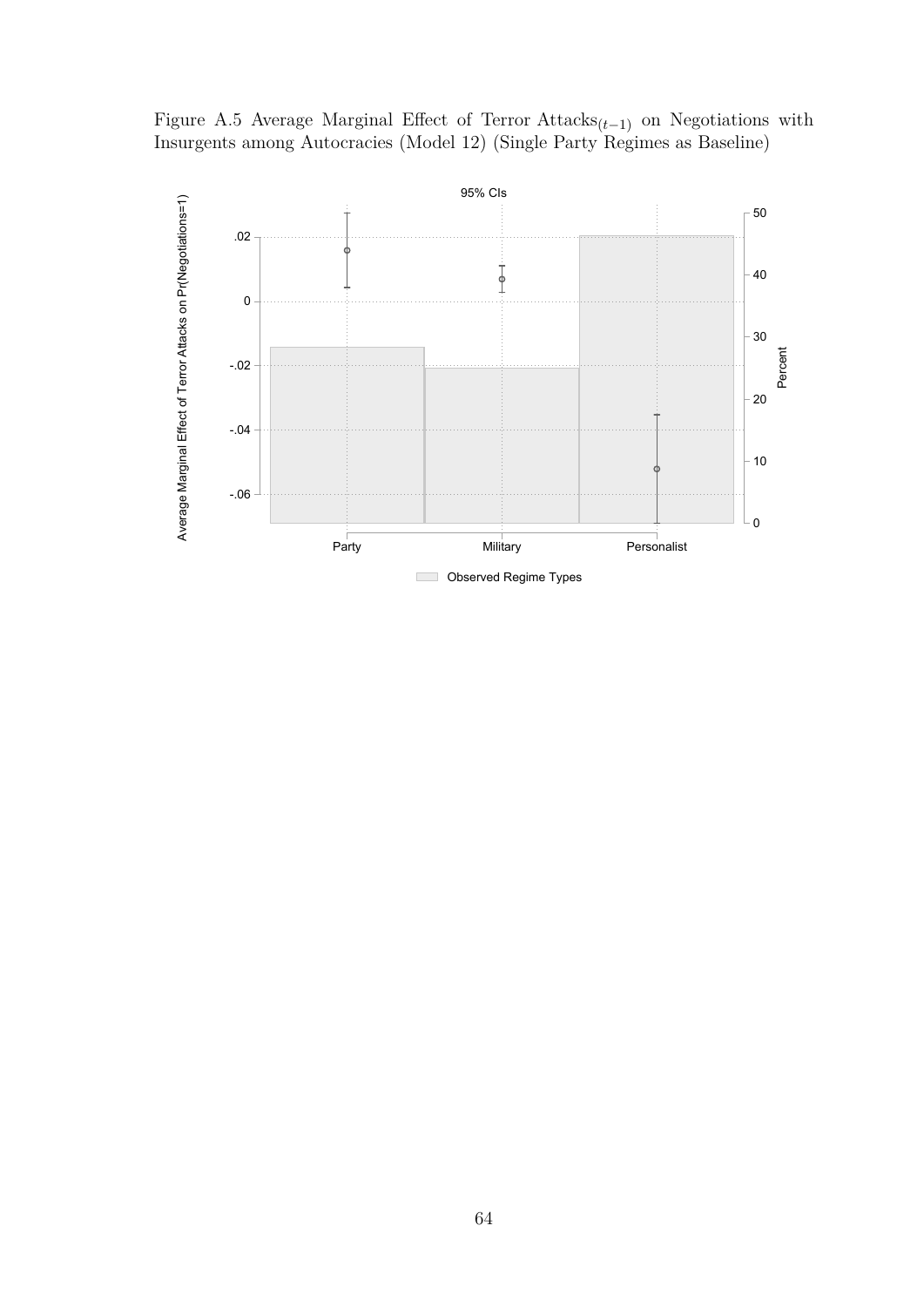Figure A.5 Average Marginal Effect of Terror Attacks$_{(t-1)}$ on Negotiations with Insurgents among Autocracies (Model 12) (Single Party Regimes as Baseline)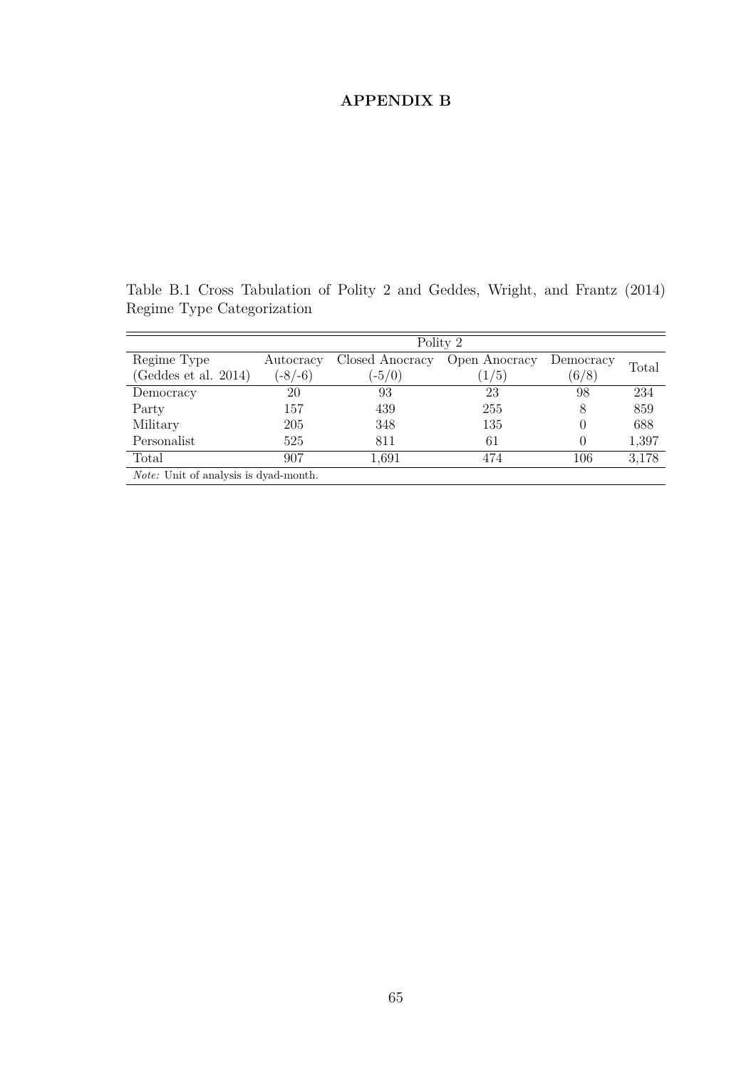**APPENDIX B**

Table B.1 Cross Tabulation of Polity 2 and Geddes, Wright, and Frantz (2014) Regime Type Categorization

| | Polity 2 | | | | |
|---|---|---|---|---|---|
| Regime Type (Geddes et al. 2014) | Autocracy (-8/-6) | Closed Anocracy (-5/0) | Open Anocracy (1/5) | Democracy (6/8) | Total |
| Democracy | 20 | 93 | 23 | 98 | 234 |
| Party | 157 | 439 | 255 | 8 | 859 |
| Military | 205 | 348 | 135 | 0 | 688 |
| Personalist | 525 | 811 | 61 | 0 | 1,397 |
| Total | 907 | 1,691 | 474 | 106 | 3,178 |

*Note:* Unit of analysis is dyad-month.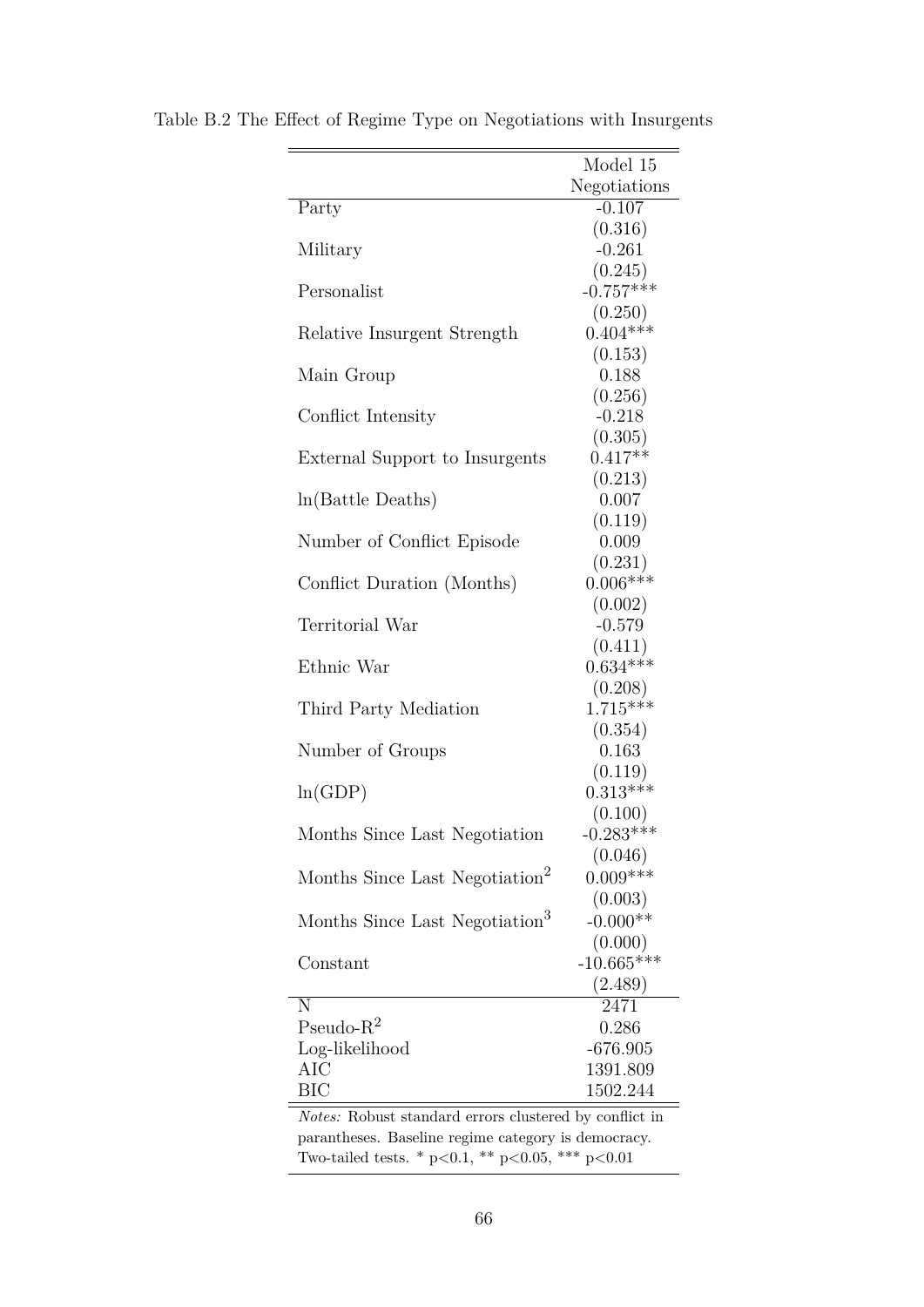Table B.2 The Effect of Regime Type on Negotiations with Insurgents

| | Model 15 |
|---|---|
| | Negotiations |
| Party | -0.107 |
| | (0.316) |
| Military | -0.261 |
| | (0.245) |
| Personalist | -0.757*** |
| | (0.250) |
| Relative Insurgent Strength | 0.404*** |
| | (0.153) |
| Main Group | 0.188 |
| | (0.256) |
| Conflict Intensity | -0.218 |
| | (0.305) |
| External Support to Insurgents | 0.417** |
| | (0.213) |
| ln(Battle Deaths) | 0.007 |
| | (0.119) |
| Number of Conflict Episode | 0.009 |
| | (0.231) |
| Conflict Duration (Months) | 0.006*** |
| | (0.002) |
| Territorial War | -0.579 |
| | (0.411) |
| Ethnic War | 0.634*** |
| | (0.208) |
| Third Party Mediation | 1.715*** |
| | (0.354) |
| Number of Groups | 0.163 |
| | (0.119) |
| ln(GDP) | 0.313*** |
| | (0.100) |
| Months Since Last Negotiation | -0.283*** |
| | (0.046) |
| Months Since Last Negotiation$^2$ | 0.009*** |
| | (0.003) |
| Months Since Last Negotiation$^3$ | -0.000** |
| | (0.000) |
| Constant | -10.665*** |
| | (2.489) |
| N | 2471 |
| Pseudo-R$^2$ | 0.286 |
| Log-likelihood | -676.905 |
| AIC | 1391.809 |
| BIC | 1502.244 |

*Notes:* Robust standard errors clustered by conflict in parantheses. Baseline regime category is democracy. Two-tailed tests. * p<0.1, ** p<0.05, *** p<0.01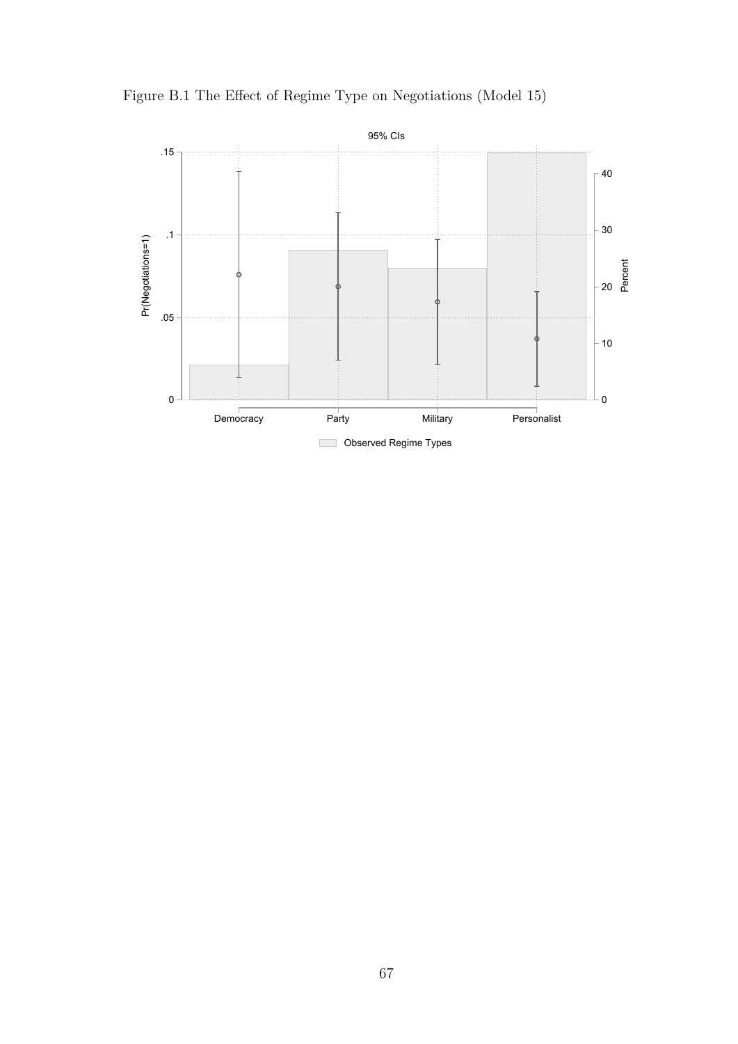Figure B.1 The Effect of Regime Type on Negotiations (Model 15)

95% CIs

Pr(Negotiations=1)

.15

.1

.05

0

Percent

40

30

20

10

0

Democracy

Party

Military

Personalist

Observed Regime Types